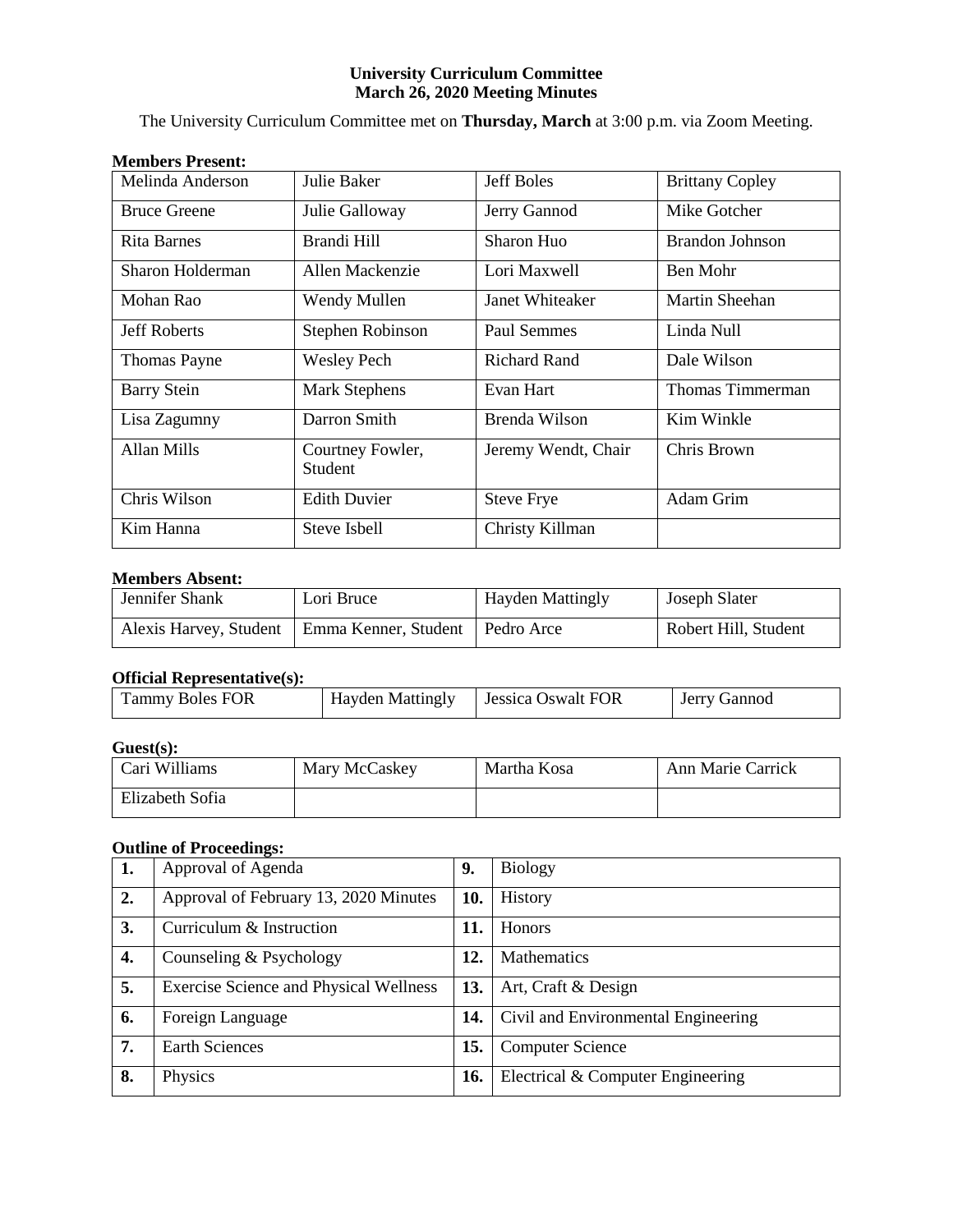**University Curriculum Committee**
**March 26, 2020 Meeting Minutes**

The University Curriculum Committee met on **Thursday, March** at 3:00 p.m. via Zoom Meeting.

**Members Present:**

| | | | |
|---|---|---|---|
| Melinda Anderson | Julie Baker | Jeff Boles | Brittany Copley |
| Bruce Greene | Julie Galloway | Jerry Gannod | Mike Gotcher |
| Rita Barnes | Brandi Hill | Sharon Huo | Brandon Johnson |
| Sharon Holderman | Allen Mackenzie | Lori Maxwell | Ben Mohr |
| Mohan Rao | Wendy Mullen | Janet Whiteaker | Martin Sheehan |
| Jeff Roberts | Stephen Robinson | Paul Semmes | Linda Null |
| Thomas Payne | Wesley Pech | Richard Rand | Dale Wilson |
| Barry Stein | Mark Stephens | Evan Hart | Thomas Timmerman |
| Lisa Zagumny | Darron Smith | Brenda Wilson | Kim Winkle |
| Allan Mills | Courtney Fowler, Student | Jeremy Wendt, Chair | Chris Brown |
| Chris Wilson | Edith Duvier | Steve Frye | Adam Grim |
| Kim Hanna | Steve Isbell | Christy Killman | |

**Members Absent:**

| | | | |
|---|---|---|---|
| Jennifer Shank | Lori Bruce | Hayden Mattingly | Joseph Slater |
| Alexis Harvey, Student | Emma Kenner, Student | Pedro Arce | Robert Hill, Student |

**Official Representative(s):**

| | | | |
|---|---|---|---|
| Tammy Boles FOR | Hayden Mattingly | Jessica Oswalt FOR | Jerry Gannod |

**Guest(s):**

| | | | |
|---|---|---|---|
| Cari Williams | Mary McCaskey | Martha Kosa | Ann Marie Carrick |
| Elizabeth Sofia | | | |

**Outline of Proceedings:**

| | | | |
|---|---|---|---|
| **1.** | Approval of Agenda | **9.** | Biology |
| **2.** | Approval of February 13, 2020 Minutes | **10.** | History |
| **3.** | Curriculum & Instruction | **11.** | Honors |
| **4.** | Counseling & Psychology | **12.** | Mathematics |
| **5.** | Exercise Science and Physical Wellness | **13.** | Art, Craft & Design |
| **6.** | Foreign Language | **14.** | Civil and Environmental Engineering |
| **7.** | Earth Sciences | **15.** | Computer Science |
| **8.** | Physics | **16.** | Electrical & Computer Engineering |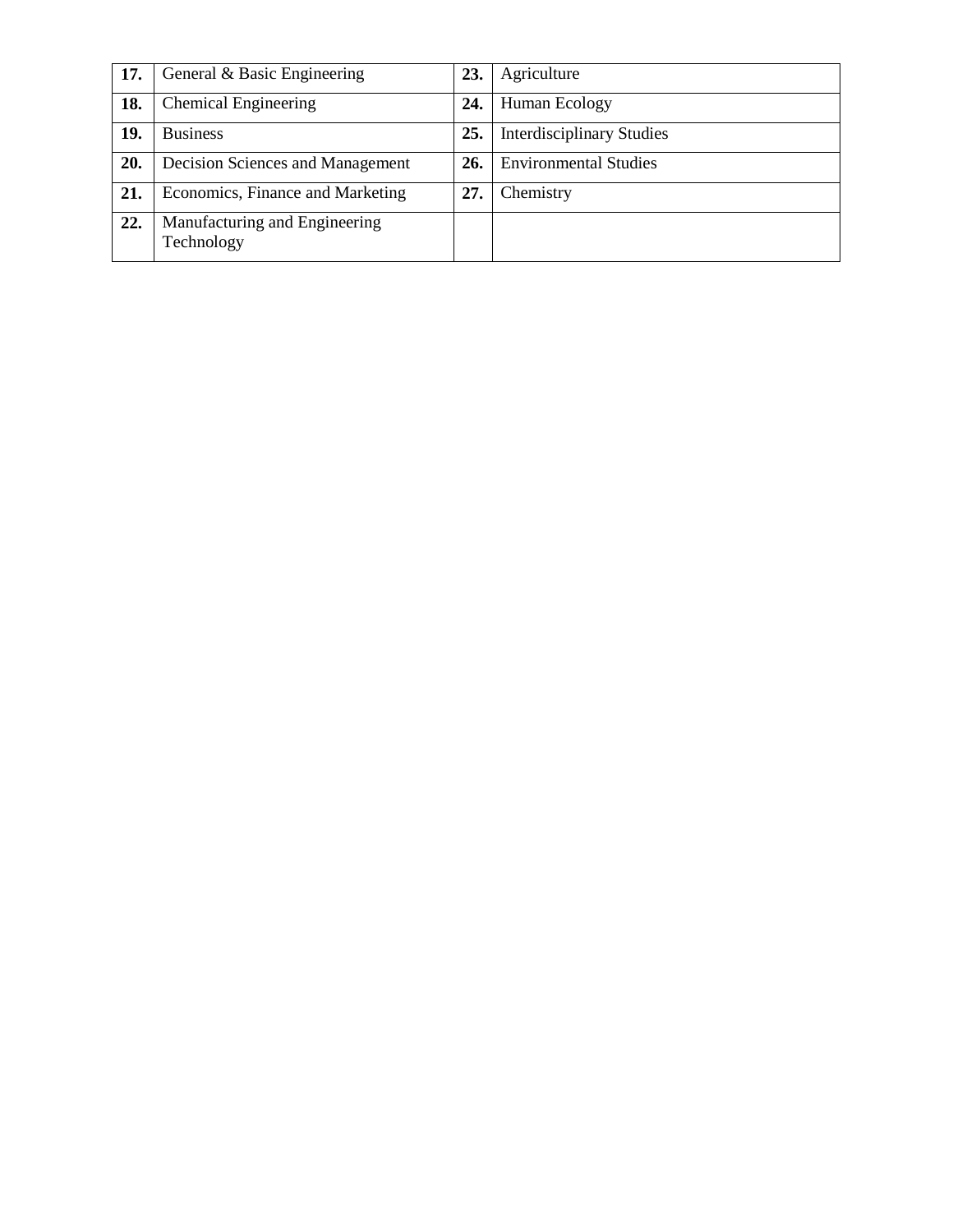| | | | |
|---|---|---|---|
| **17.** | General & Basic Engineering | **23.** | Agriculture |
| **18.** | Chemical Engineering | **24.** | Human Ecology |
| **19.** | Business | **25.** | Interdisciplinary Studies |
| **20.** | Decision Sciences and Management | **26.** | Environmental Studies |
| **21.** | Economics, Finance and Marketing | **27.** | Chemistry |
| **22.** | Manufacturing and Engineering Technology | | |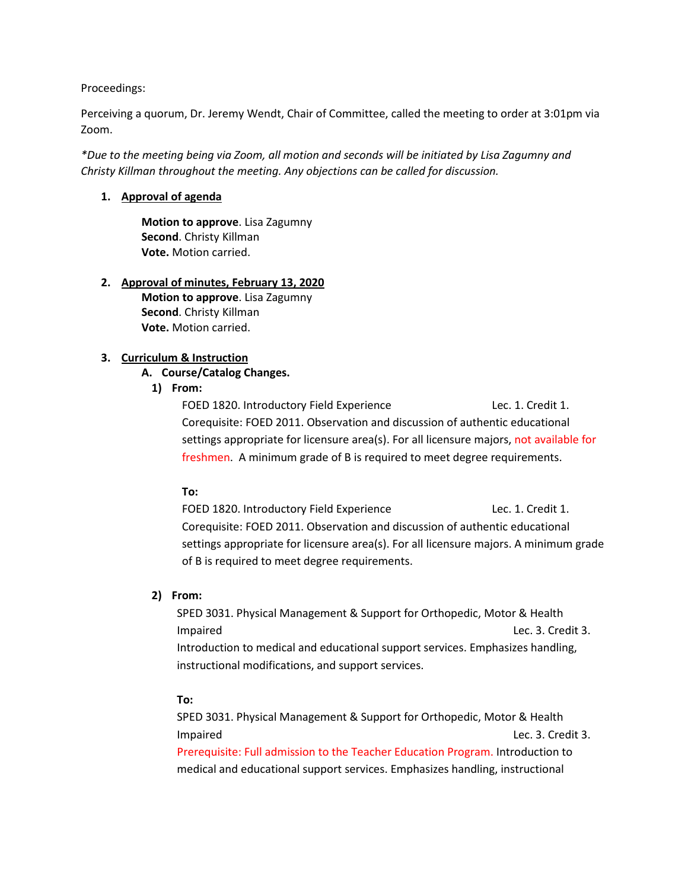Proceedings:

Perceiving a quorum, Dr. Jeremy Wendt, Chair of Committee, called the meeting to order at 3:01pm via Zoom.

*\*Due to the meeting being via Zoom, all motion and seconds will be initiated by Lisa Zagumny and Christy Killman throughout the meeting. Any objections can be called for discussion.*

1. **Approval of agenda**

   **Motion to approve**. Lisa Zagumny
   **Second**. Christy Killman
   **Vote.** Motion carried.

2. **Approval of minutes, February 13, 2020**

   **Motion to approve**. Lisa Zagumny
   **Second**. Christy Killman
   **Vote.** Motion carried.

3. **Curriculum & Instruction**

   **A. Course/Catalog Changes.**

   **1) From:**

   FOED 1820. Introductory Field Experience Lec. 1. Credit 1.
   Corequisite: FOED 2011. Observation and discussion of authentic educational settings appropriate for licensure area(s). For all licensure majors, not available for freshmen. A minimum grade of B is required to meet degree requirements.

   **To:**

   FOED 1820. Introductory Field Experience Lec. 1. Credit 1.
   Corequisite: FOED 2011. Observation and discussion of authentic educational settings appropriate for licensure area(s). For all licensure majors. A minimum grade of B is required to meet degree requirements.

   **2) From:**

   SPED 3031. Physical Management & Support for Orthopedic, Motor & Health Impaired Lec. 3. Credit 3.
   Introduction to medical and educational support services. Emphasizes handling, instructional modifications, and support services.

   **To:**

   SPED 3031. Physical Management & Support for Orthopedic, Motor & Health Impaired Lec. 3. Credit 3.
   Prerequisite: Full admission to the Teacher Education Program. Introduction to medical and educational support services. Emphasizes handling, instructional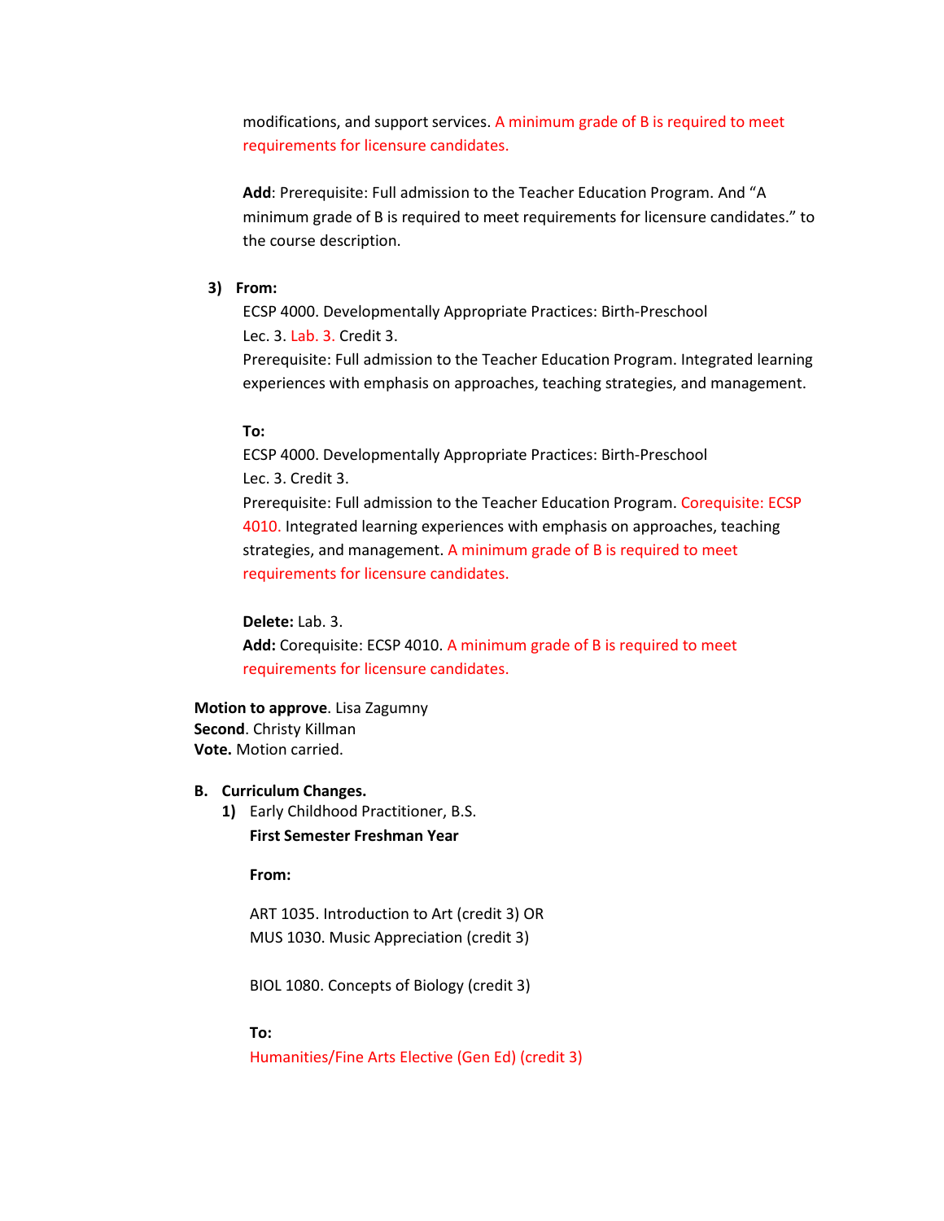modifications, and support services. A minimum grade of B is required to meet requirements for licensure candidates.

**Add**: Prerequisite: Full admission to the Teacher Education Program. And "A minimum grade of B is required to meet requirements for licensure candidates." to the course description.

3) **From:**

ECSP 4000. Developmentally Appropriate Practices: Birth-Preschool
Lec. 3. Lab. 3. Credit 3.
Prerequisite: Full admission to the Teacher Education Program. Integrated learning experiences with emphasis on approaches, teaching strategies, and management.

**To:**

ECSP 4000. Developmentally Appropriate Practices: Birth-Preschool
Lec. 3. Credit 3.
Prerequisite: Full admission to the Teacher Education Program. Corequisite: ECSP 4010. Integrated learning experiences with emphasis on approaches, teaching strategies, and management. A minimum grade of B is required to meet requirements for licensure candidates.

**Delete:** Lab. 3.
**Add:** Corequisite: ECSP 4010. A minimum grade of B is required to meet requirements for licensure candidates.

**Motion to approve**. Lisa Zagumny
**Second**. Christy Killman
**Vote.** Motion carried.

**B. Curriculum Changes.**

1) Early Childhood Practitioner, B.S.

**First Semester Freshman Year**

**From:**

ART 1035. Introduction to Art (credit 3) OR
MUS 1030. Music Appreciation (credit 3)

BIOL 1080. Concepts of Biology (credit 3)

**To:**

Humanities/Fine Arts Elective (Gen Ed) (credit 3)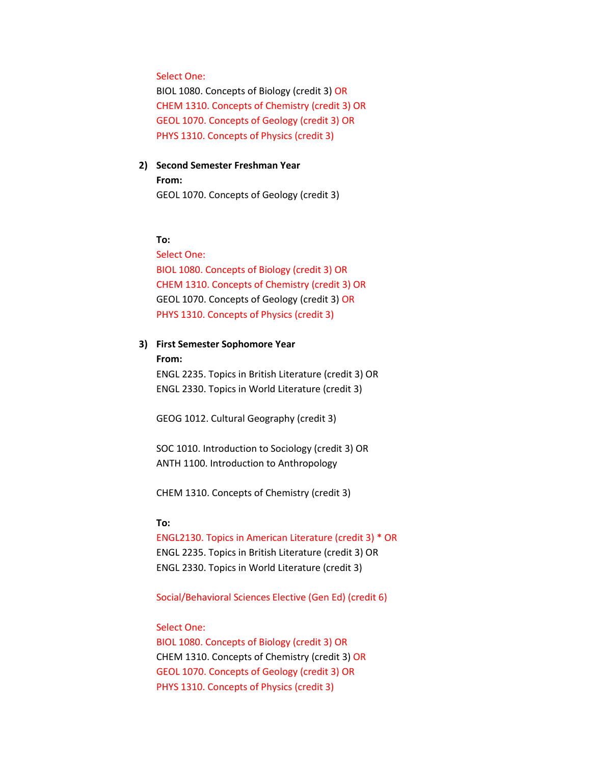Select One:
BIOL 1080. Concepts of Biology (credit 3) OR
CHEM 1310. Concepts of Chemistry (credit 3) OR
GEOL 1070. Concepts of Geology (credit 3) OR
PHYS 1310. Concepts of Physics (credit 3)

2) **Second Semester Freshman Year**

   **From:**
   GEOL 1070. Concepts of Geology (credit 3)

   **To:**
   Select One:
   BIOL 1080. Concepts of Biology (credit 3) OR
   CHEM 1310. Concepts of Chemistry (credit 3) OR
   GEOL 1070. Concepts of Geology (credit 3) OR
   PHYS 1310. Concepts of Physics (credit 3)

3) **First Semester Sophomore Year**

   **From:**
   ENGL 2235. Topics in British Literature (credit 3) OR
   ENGL 2330. Topics in World Literature (credit 3)

   GEOG 1012. Cultural Geography (credit 3)

   SOC 1010. Introduction to Sociology (credit 3) OR
   ANTH 1100. Introduction to Anthropology

   CHEM 1310. Concepts of Chemistry (credit 3)

   **To:**
   ENGL2130. Topics in American Literature (credit 3) * OR
   ENGL 2235. Topics in British Literature (credit 3) OR
   ENGL 2330. Topics in World Literature (credit 3)

   Social/Behavioral Sciences Elective (Gen Ed) (credit 6)

   Select One:
   BIOL 1080. Concepts of Biology (credit 3) OR
   CHEM 1310. Concepts of Chemistry (credit 3) OR
   GEOL 1070. Concepts of Geology (credit 3) OR
   PHYS 1310. Concepts of Physics (credit 3)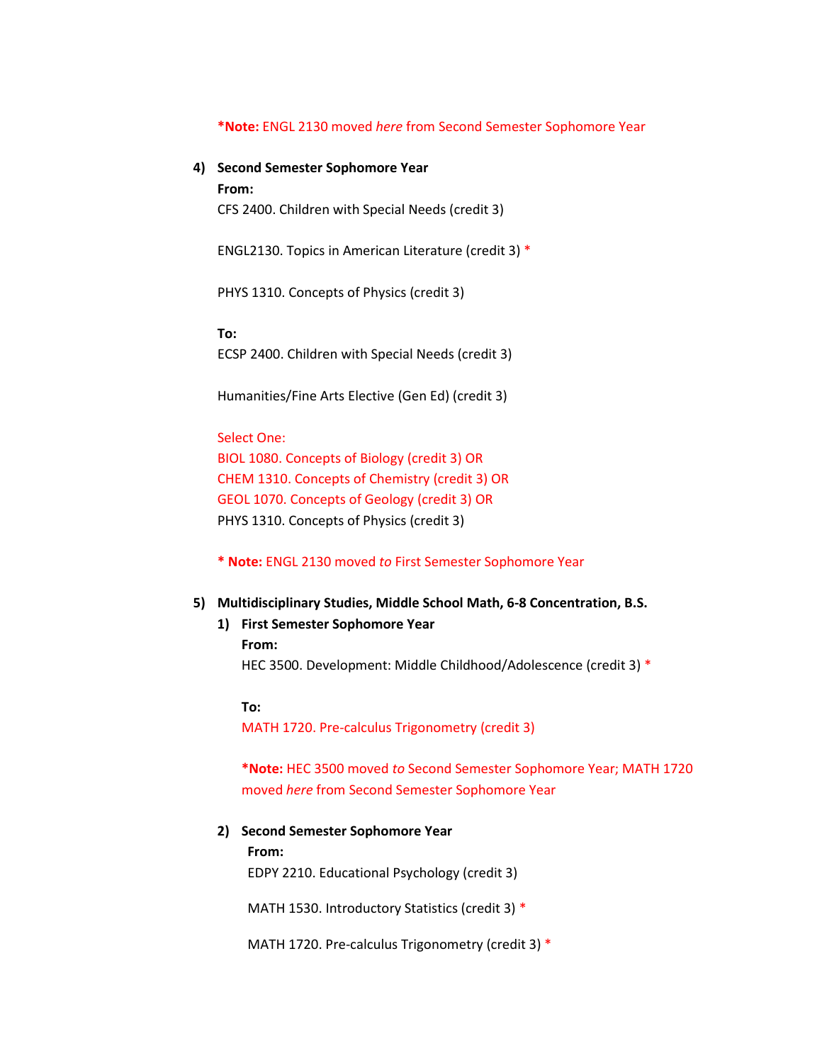**\*Note:** ENGL 2130 moved *here* from Second Semester Sophomore Year

4) **Second Semester Sophomore Year**

   **From:**

   CFS 2400. Children with Special Needs (credit 3)

   ENGL2130. Topics in American Literature (credit 3) *

   PHYS 1310. Concepts of Physics (credit 3)

   **To:**

   ECSP 2400. Children with Special Needs (credit 3)

   Humanities/Fine Arts Elective (Gen Ed) (credit 3)

   Select One:
   BIOL 1080. Concepts of Biology (credit 3) OR
   CHEM 1310. Concepts of Chemistry (credit 3) OR
   GEOL 1070. Concepts of Geology (credit 3) OR
   PHYS 1310. Concepts of Physics (credit 3)

   **\* Note:** ENGL 2130 moved *to* First Semester Sophomore Year

5) **Multidisciplinary Studies, Middle School Math, 6-8 Concentration, B.S.**

   1) **First Semester Sophomore Year**

      **From:**

      HEC 3500. Development: Middle Childhood/Adolescence (credit 3) *

      **To:**

      MATH 1720. Pre-calculus Trigonometry (credit 3)

      **\*Note:** HEC 3500 moved *to* Second Semester Sophomore Year; MATH 1720 moved *here* from Second Semester Sophomore Year

   2) **Second Semester Sophomore Year**

      **From:**

      EDPY 2210. Educational Psychology (credit 3)

      MATH 1530. Introductory Statistics (credit 3) *

      MATH 1720. Pre-calculus Trigonometry (credit 3) *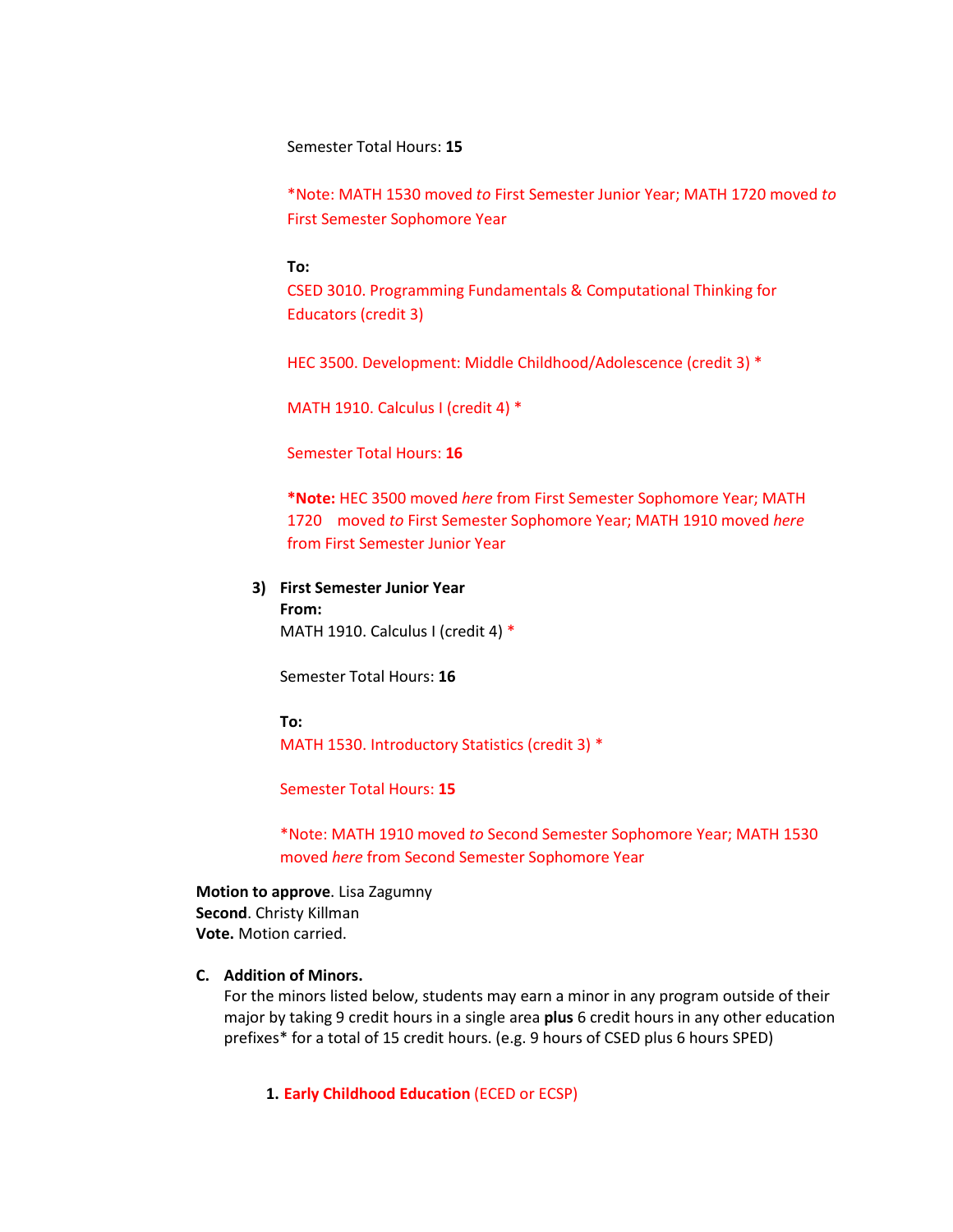Semester Total Hours: **15**

*Note: MATH 1530 moved *to* First Semester Junior Year; MATH 1720 moved *to* First Semester Sophomore Year

**To:**

CSED 3010. Programming Fundamentals & Computational Thinking for Educators (credit 3)

HEC 3500. Development: Middle Childhood/Adolescence (credit 3) *

MATH 1910. Calculus I (credit 4) *

Semester Total Hours: **16**

***Note:** HEC 3500 moved *here* from First Semester Sophomore Year; MATH 1720 moved *to* First Semester Sophomore Year; MATH 1910 moved *here* from First Semester Junior Year

3) **First Semester Junior Year**

**From:**

MATH 1910. Calculus I (credit 4) *

Semester Total Hours: **16**

**To:**

MATH 1530. Introductory Statistics (credit 3) *

Semester Total Hours: **15**

*Note: MATH 1910 moved *to* Second Semester Sophomore Year; MATH 1530 moved *here* from Second Semester Sophomore Year

**Motion to approve**. Lisa Zagumny
**Second**. Christy Killman
**Vote.** Motion carried.

**C. Addition of Minors.**

For the minors listed below, students may earn a minor in any program outside of their major by taking 9 credit hours in a single area **plus** 6 credit hours in any other education prefixes* for a total of 15 credit hours. (e.g. 9 hours of CSED plus 6 hours SPED)

1. **Early Childhood Education** (ECED or ECSP)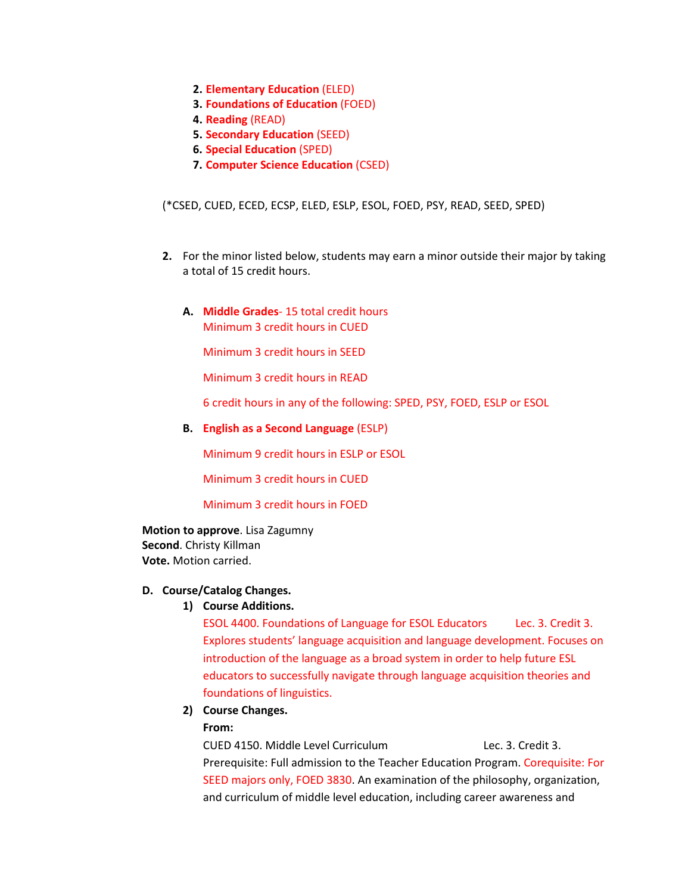2. **Elementary Education** (ELED)
3. **Foundations of Education** (FOED)
4. **Reading** (READ)
5. **Secondary Education** (SEED)
6. **Special Education** (SPED)
7. **Computer Science Education** (CSED)

(*CSED, CUED, ECED, ECSP, ELED, ESLP, ESOL, FOED, PSY, READ, SEED, SPED)

2. For the minor listed below, students may earn a minor outside their major by taking a total of 15 credit hours.

   A. **Middle Grades**- 15 total credit hours
      Minimum 3 credit hours in CUED

      Minimum 3 credit hours in SEED

      Minimum 3 credit hours in READ

      6 credit hours in any of the following: SPED, PSY, FOED, ESLP or ESOL

   B. **English as a Second Language** (ESLP)

      Minimum 9 credit hours in ESLP or ESOL

      Minimum 3 credit hours in CUED

      Minimum 3 credit hours in FOED

**Motion to approve**. Lisa Zagumny
**Second**. Christy Killman
**Vote.** Motion carried.

**D. Course/Catalog Changes.**

1) **Course Additions.**

   ESOL 4400. Foundations of Language for ESOL Educators Lec. 3. Credit 3. Explores students' language acquisition and language development. Focuses on introduction of the language as a broad system in order to help future ESL educators to successfully navigate through language acquisition theories and foundations of linguistics.

2) **Course Changes.**

   **From:**

   CUED 4150. Middle Level Curriculum Lec. 3. Credit 3. Prerequisite: Full admission to the Teacher Education Program. Corequisite: For SEED majors only, FOED 3830. An examination of the philosophy, organization, and curriculum of middle level education, including career awareness and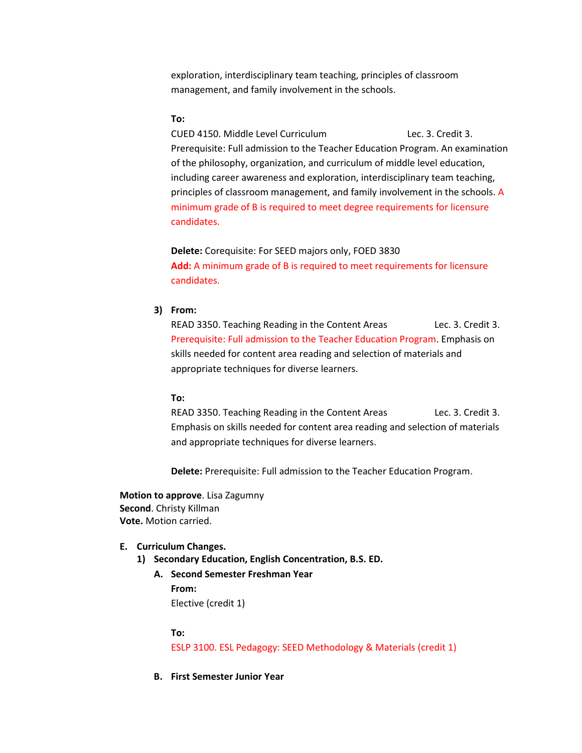exploration, interdisciplinary team teaching, principles of classroom management, and family involvement in the schools.

**To:**

CUED 4150. Middle Level Curriculum Lec. 3. Credit 3.
Prerequisite: Full admission to the Teacher Education Program. An examination of the philosophy, organization, and curriculum of middle level education, including career awareness and exploration, interdisciplinary team teaching, principles of classroom management, and family involvement in the schools. A minimum grade of B is required to meet degree requirements for licensure candidates.

**Delete:** Corequisite: For SEED majors only, FOED 3830
**Add:** A minimum grade of B is required to meet requirements for licensure candidates.

3) **From:**

READ 3350. Teaching Reading in the Content Areas Lec. 3. Credit 3.
Prerequisite: Full admission to the Teacher Education Program. Emphasis on skills needed for content area reading and selection of materials and appropriate techniques for diverse learners.

**To:**

READ 3350. Teaching Reading in the Content Areas Lec. 3. Credit 3.
Emphasis on skills needed for content area reading and selection of materials and appropriate techniques for diverse learners.

**Delete:** Prerequisite: Full admission to the Teacher Education Program.

**Motion to approve**. Lisa Zagumny
**Second**. Christy Killman
**Vote.** Motion carried.

**E. Curriculum Changes.**

1) **Secondary Education, English Concentration, B.S. ED.**

A. **Second Semester Freshman Year**

**From:**
Elective (credit 1)

**To:**
ESLP 3100. ESL Pedagogy: SEED Methodology & Materials (credit 1)

B. **First Semester Junior Year**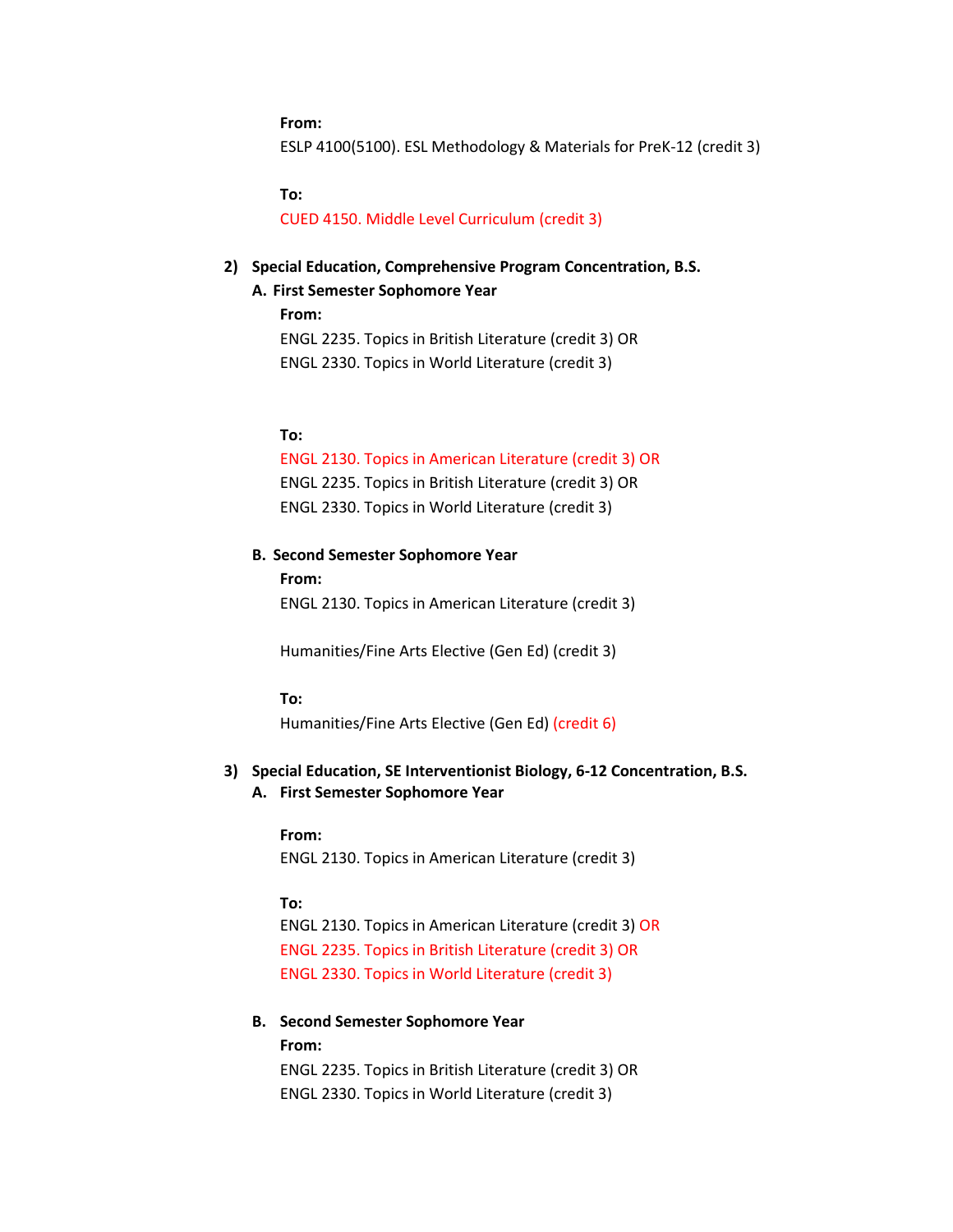**From:**

ESLP 4100(5100). ESL Methodology & Materials for PreK-12 (credit 3)

**To:**

CUED 4150. Middle Level Curriculum (credit 3)

**2) Special Education, Comprehensive Program Concentration, B.S.**

**A. First Semester Sophomore Year**

**From:**

ENGL 2235. Topics in British Literature (credit 3) OR
ENGL 2330. Topics in World Literature (credit 3)

**To:**

ENGL 2130. Topics in American Literature (credit 3) OR
ENGL 2235. Topics in British Literature (credit 3) OR
ENGL 2330. Topics in World Literature (credit 3)

**B. Second Semester Sophomore Year**

**From:**

ENGL 2130. Topics in American Literature (credit 3)

Humanities/Fine Arts Elective (Gen Ed) (credit 3)

**To:**

Humanities/Fine Arts Elective (Gen Ed) (credit 6)

**3) Special Education, SE Interventionist Biology, 6-12 Concentration, B.S.**

**A. First Semester Sophomore Year**

**From:**

ENGL 2130. Topics in American Literature (credit 3)

**To:**

ENGL 2130. Topics in American Literature (credit 3) OR
ENGL 2235. Topics in British Literature (credit 3) OR
ENGL 2330. Topics in World Literature (credit 3)

**B. Second Semester Sophomore Year**

**From:**

ENGL 2235. Topics in British Literature (credit 3) OR
ENGL 2330. Topics in World Literature (credit 3)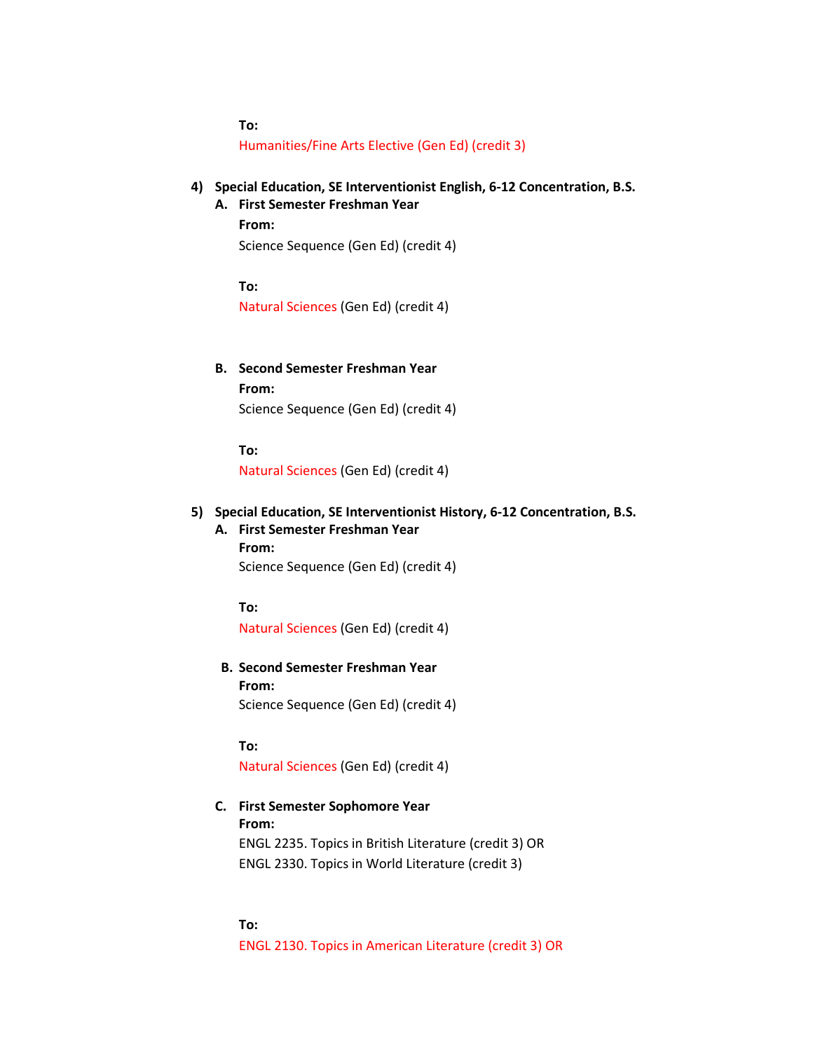**To:**

Humanities/Fine Arts Elective (Gen Ed) (credit 3)

4) **Special Education, SE Interventionist English, 6-12 Concentration, B.S.**

   A. **First Semester Freshman Year**

      **From:**

      Science Sequence (Gen Ed) (credit 4)

      **To:**

      Natural Sciences (Gen Ed) (credit 4)

   B. **Second Semester Freshman Year**

      **From:**

      Science Sequence (Gen Ed) (credit 4)

      **To:**

      Natural Sciences (Gen Ed) (credit 4)

5) **Special Education, SE Interventionist History, 6-12 Concentration, B.S.**

   A. **First Semester Freshman Year**

      **From:**

      Science Sequence (Gen Ed) (credit 4)

      **To:**

      Natural Sciences (Gen Ed) (credit 4)

   B. **Second Semester Freshman Year**

      **From:**

      Science Sequence (Gen Ed) (credit 4)

      **To:**

      Natural Sciences (Gen Ed) (credit 4)

   C. **First Semester Sophomore Year**

      **From:**

      ENGL 2235. Topics in British Literature (credit 3) OR
      ENGL 2330. Topics in World Literature (credit 3)

      **To:**

      ENGL 2130. Topics in American Literature (credit 3) OR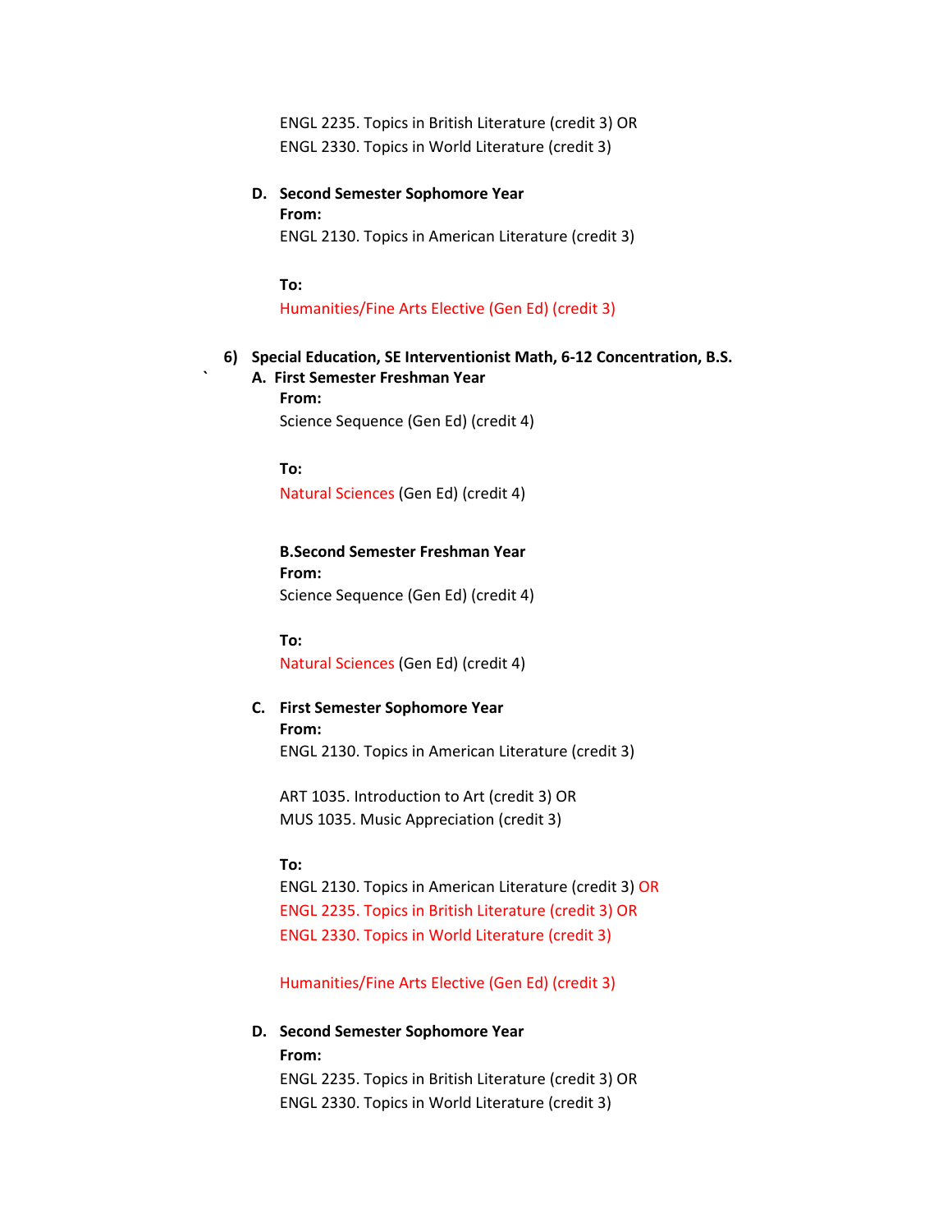ENGL 2235. Topics in British Literature (credit 3) OR
ENGL 2330. Topics in World Literature (credit 3)

**D. Second Semester Sophomore Year**

**From:**

ENGL 2130. Topics in American Literature (credit 3)

**To:**

Humanities/Fine Arts Elective (Gen Ed) (credit 3)

**6) Special Education, SE Interventionist Math, 6-12 Concentration, B.S.**

` **A. First Semester Freshman Year**

**From:**

Science Sequence (Gen Ed) (credit 4)

**To:**

Natural Sciences (Gen Ed) (credit 4)

**B.Second Semester Freshman Year**

**From:**

Science Sequence (Gen Ed) (credit 4)

**To:**

Natural Sciences (Gen Ed) (credit 4)

**C. First Semester Sophomore Year**

**From:**

ENGL 2130. Topics in American Literature (credit 3)

ART 1035. Introduction to Art (credit 3) OR
MUS 1035. Music Appreciation (credit 3)

**To:**

ENGL 2130. Topics in American Literature (credit 3) OR
ENGL 2235. Topics in British Literature (credit 3) OR
ENGL 2330. Topics in World Literature (credit 3)

Humanities/Fine Arts Elective (Gen Ed) (credit 3)

**D. Second Semester Sophomore Year**

**From:**

ENGL 2235. Topics in British Literature (credit 3) OR
ENGL 2330. Topics in World Literature (credit 3)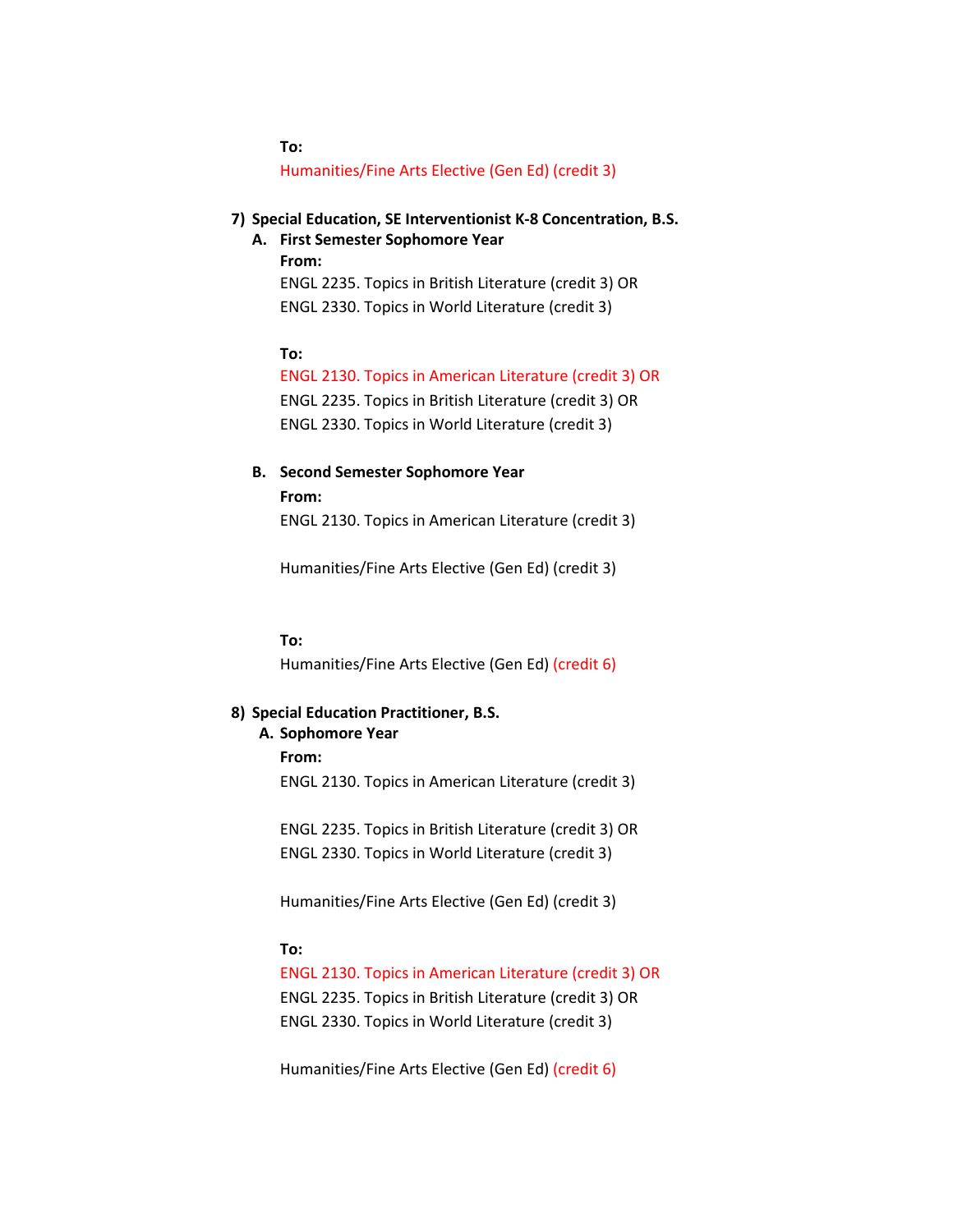**To:**

Humanities/Fine Arts Elective (Gen Ed) (credit 3)

**7) Special Education, SE Interventionist K-8 Concentration, B.S.**

**A. First Semester Sophomore Year**

**From:**

ENGL 2235. Topics in British Literature (credit 3) OR
ENGL 2330. Topics in World Literature (credit 3)

**To:**

ENGL 2130. Topics in American Literature (credit 3) OR
ENGL 2235. Topics in British Literature (credit 3) OR
ENGL 2330. Topics in World Literature (credit 3)

**B. Second Semester Sophomore Year**

**From:**

ENGL 2130. Topics in American Literature (credit 3)

Humanities/Fine Arts Elective (Gen Ed) (credit 3)

**To:**

Humanities/Fine Arts Elective (Gen Ed) (credit 6)

**8) Special Education Practitioner, B.S.**

**A. Sophomore Year**

**From:**

ENGL 2130. Topics in American Literature (credit 3)

ENGL 2235. Topics in British Literature (credit 3) OR
ENGL 2330. Topics in World Literature (credit 3)

Humanities/Fine Arts Elective (Gen Ed) (credit 3)

**To:**

ENGL 2130. Topics in American Literature (credit 3) OR
ENGL 2235. Topics in British Literature (credit 3) OR
ENGL 2330. Topics in World Literature (credit 3)

Humanities/Fine Arts Elective (Gen Ed) (credit 6)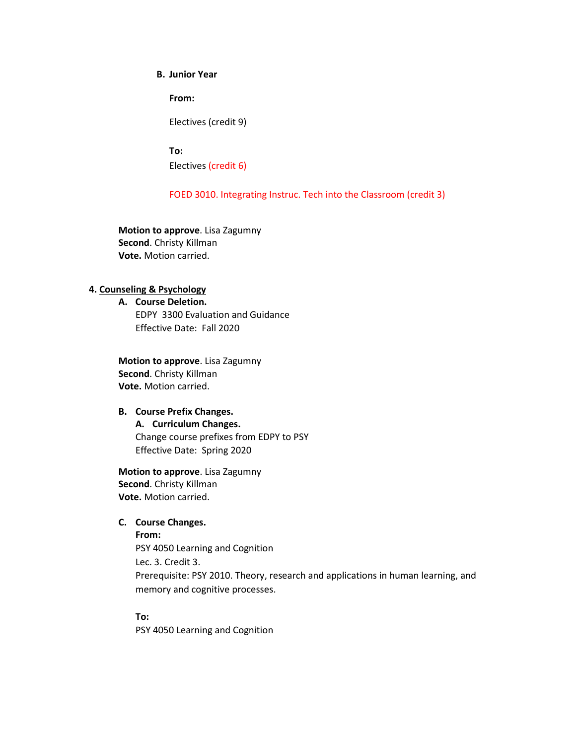**B. Junior Year**

**From:**

Electives (credit 9)

**To:**

Electives (credit 6)

FOED 3010. Integrating Instruc. Tech into the Classroom (credit 3)

**Motion to approve**. Lisa Zagumny
**Second**. Christy Killman
**Vote.** Motion carried.

**4. Counseling & Psychology**

**A. Course Deletion.**
EDPY 3300 Evaluation and Guidance
Effective Date: Fall 2020

**Motion to approve**. Lisa Zagumny
**Second**. Christy Killman
**Vote.** Motion carried.

**B. Course Prefix Changes.**
**A. Curriculum Changes.**
Change course prefixes from EDPY to PSY
Effective Date: Spring 2020

**Motion to approve**. Lisa Zagumny
**Second**. Christy Killman
**Vote.** Motion carried.

**C. Course Changes.**
**From:**
PSY 4050 Learning and Cognition
Lec. 3. Credit 3.
Prerequisite: PSY 2010. Theory, research and applications in human learning, and memory and cognitive processes.

**To:**
PSY 4050 Learning and Cognition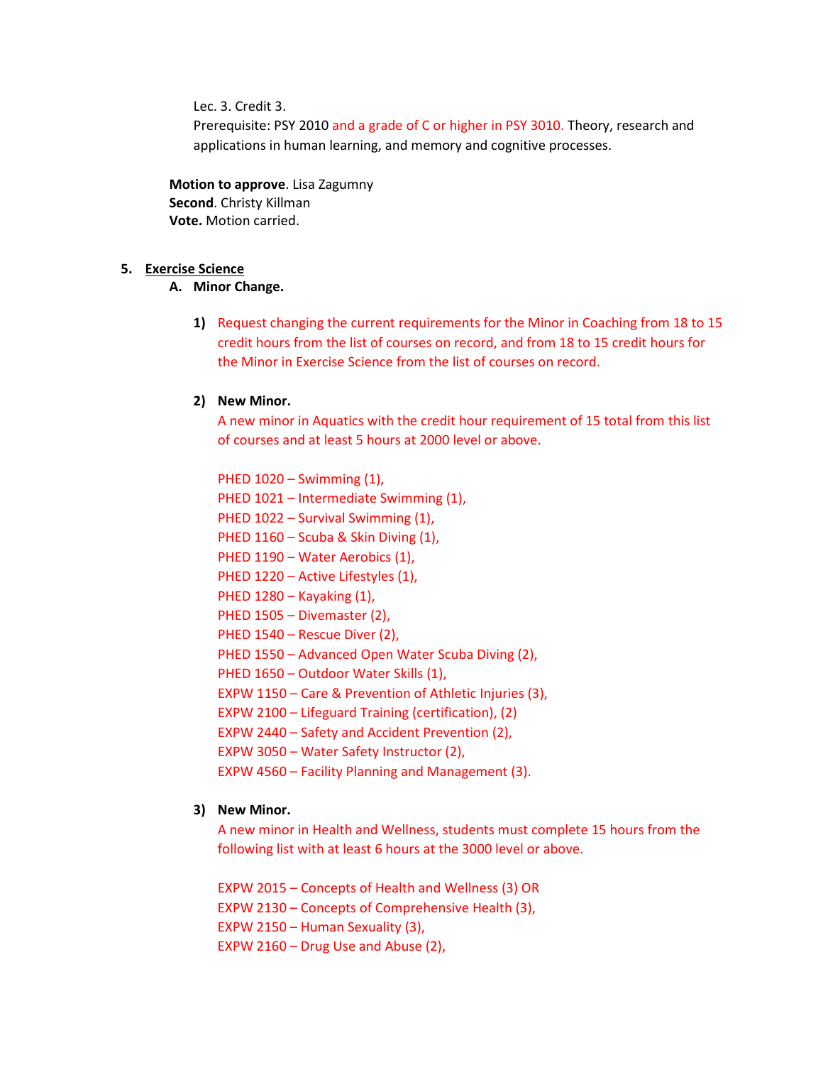Lec. 3. Credit 3.
Prerequisite: PSY 2010 and a grade of C or higher in PSY 3010. Theory, research and applications in human learning, and memory and cognitive processes.

**Motion to approve**. Lisa Zagumny
**Second**. Christy Killman
**Vote.** Motion carried.

5. **Exercise Science**

   A. **Minor Change.**

      1) Request changing the current requirements for the Minor in Coaching from 18 to 15 credit hours from the list of courses on record, and from 18 to 15 credit hours for the Minor in Exercise Science from the list of courses on record.

      2) **New Minor.**
      A new minor in Aquatics with the credit hour requirement of 15 total from this list of courses and at least 5 hours at 2000 level or above.

      PHED 1020 – Swimming (1),
      PHED 1021 – Intermediate Swimming (1),
      PHED 1022 – Survival Swimming (1),
      PHED 1160 – Scuba & Skin Diving (1),
      PHED 1190 – Water Aerobics (1),
      PHED 1220 – Active Lifestyles (1),
      PHED 1280 – Kayaking (1),
      PHED 1505 – Divemaster (2),
      PHED 1540 – Rescue Diver (2),
      PHED 1550 – Advanced Open Water Scuba Diving (2),
      PHED 1650 – Outdoor Water Skills (1),
      EXPW 1150 – Care & Prevention of Athletic Injuries (3),
      EXPW 2100 – Lifeguard Training (certification), (2)
      EXPW 2440 – Safety and Accident Prevention (2),
      EXPW 3050 – Water Safety Instructor (2),
      EXPW 4560 – Facility Planning and Management (3).

      3) **New Minor.**
      A new minor in Health and Wellness, students must complete 15 hours from the following list with at least 6 hours at the 3000 level or above.

      EXPW 2015 – Concepts of Health and Wellness (3) OR
      EXPW 2130 – Concepts of Comprehensive Health (3),
      EXPW 2150 – Human Sexuality (3),
      EXPW 2160 – Drug Use and Abuse (2),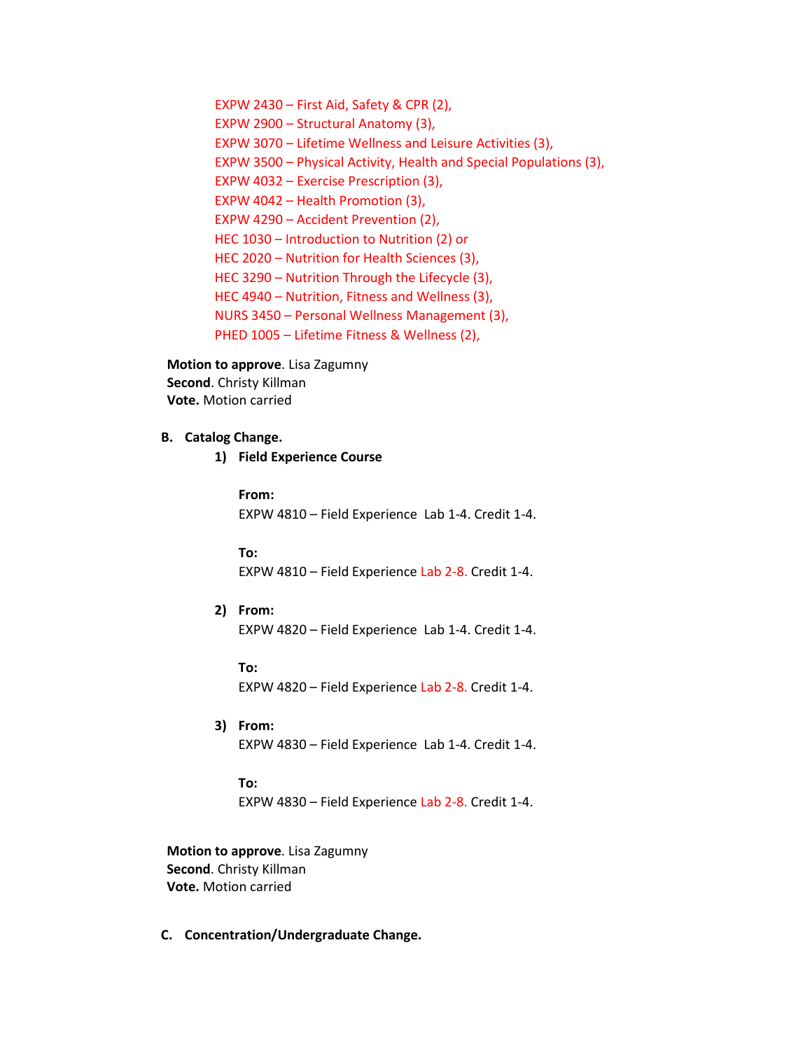EXPW 2430 – First Aid, Safety & CPR (2),
EXPW 2900 – Structural Anatomy (3),
EXPW 3070 – Lifetime Wellness and Leisure Activities (3),
EXPW 3500 – Physical Activity, Health and Special Populations (3),
EXPW 4032 – Exercise Prescription (3),
EXPW 4042 – Health Promotion (3),
EXPW 4290 – Accident Prevention (2),
HEC 1030 – Introduction to Nutrition (2) or
HEC 2020 – Nutrition for Health Sciences (3),
HEC 3290 – Nutrition Through the Lifecycle (3),
HEC 4940 – Nutrition, Fitness and Wellness (3),
NURS 3450 – Personal Wellness Management (3),
PHED 1005 – Lifetime Fitness & Wellness (2),

**Motion to approve**. Lisa Zagumny
**Second**. Christy Killman
**Vote.** Motion carried

**B. Catalog Change.**

1) **Field Experience Course**

**From:**
EXPW 4810 – Field Experience Lab 1-4. Credit 1-4.

**To:**
EXPW 4810 – Field Experience Lab 2-8. Credit 1-4.

2) **From:**
EXPW 4820 – Field Experience Lab 1-4. Credit 1-4.

**To:**
EXPW 4820 – Field Experience Lab 2-8. Credit 1-4.

3) **From:**
EXPW 4830 – Field Experience Lab 1-4. Credit 1-4.

**To:**
EXPW 4830 – Field Experience Lab 2-8. Credit 1-4.

**Motion to approve**. Lisa Zagumny
**Second**. Christy Killman
**Vote.** Motion carried

**C. Concentration/Undergraduate Change.**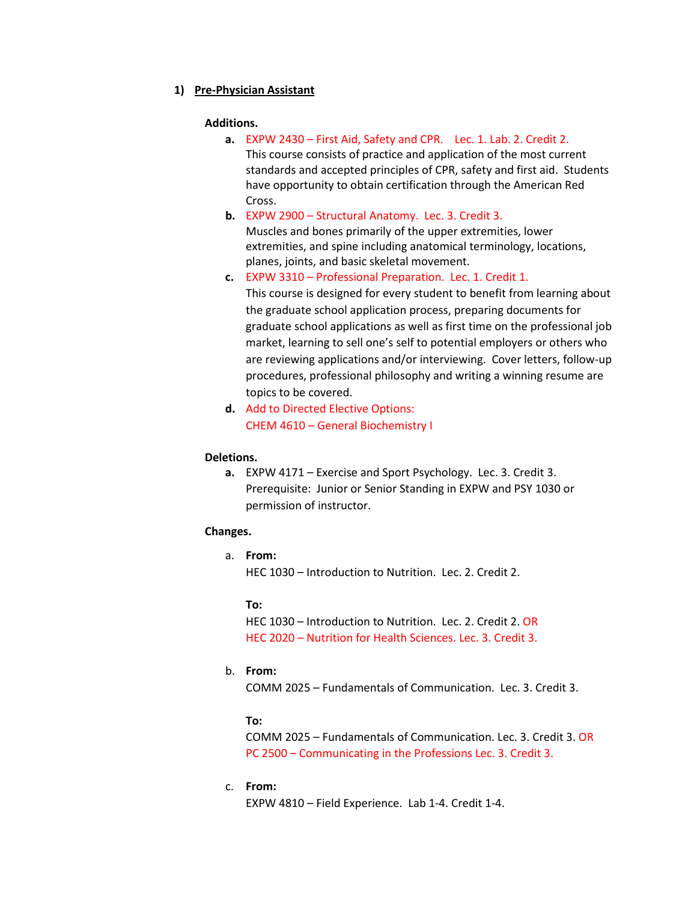## 1) Pre-Physician Assistant

**Additions.**

a. EXPW 2430 – First Aid, Safety and CPR. Lec. 1. Lab. 2. Credit 2.
This course consists of practice and application of the most current standards and accepted principles of CPR, safety and first aid. Students have opportunity to obtain certification through the American Red Cross.

b. EXPW 2900 – Structural Anatomy. Lec. 3. Credit 3.
Muscles and bones primarily of the upper extremities, lower extremities, and spine including anatomical terminology, locations, planes, joints, and basic skeletal movement.

c. EXPW 3310 – Professional Preparation. Lec. 1. Credit 1.
This course is designed for every student to benefit from learning about the graduate school application process, preparing documents for graduate school applications as well as first time on the professional job market, learning to sell one's self to potential employers or others who are reviewing applications and/or interviewing. Cover letters, follow-up procedures, professional philosophy and writing a winning resume are topics to be covered.

d. Add to Directed Elective Options:
CHEM 4610 – General Biochemistry I

**Deletions.**

a. EXPW 4171 – Exercise and Sport Psychology. Lec. 3. Credit 3.
Prerequisite: Junior or Senior Standing in EXPW and PSY 1030 or permission of instructor.

**Changes.**

a. **From:**
HEC 1030 – Introduction to Nutrition. Lec. 2. Credit 2.

**To:**
HEC 1030 – Introduction to Nutrition. Lec. 2. Credit 2. OR
HEC 2020 – Nutrition for Health Sciences. Lec. 3. Credit 3.

b. **From:**
COMM 2025 – Fundamentals of Communication. Lec. 3. Credit 3.

**To:**
COMM 2025 – Fundamentals of Communication. Lec. 3. Credit 3. OR
PC 2500 – Communicating in the Professions Lec. 3. Credit 3.

c. **From:**
EXPW 4810 – Field Experience. Lab 1-4. Credit 1-4.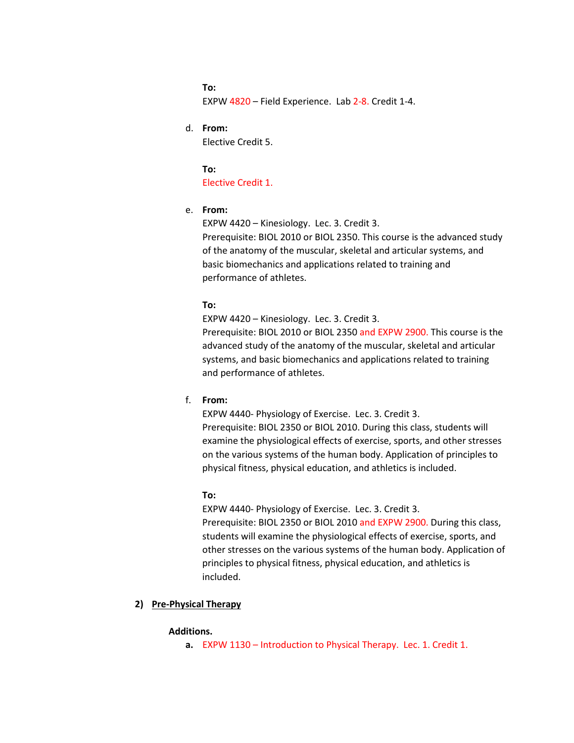**To:**
EXPW 4820 – Field Experience. Lab 2-8. Credit 1-4.

d. **From:**
Elective Credit 5.

**To:**
Elective Credit 1.

e. **From:**
EXPW 4420 – Kinesiology. Lec. 3. Credit 3.
Prerequisite: BIOL 2010 or BIOL 2350. This course is the advanced study of the anatomy of the muscular, skeletal and articular systems, and basic biomechanics and applications related to training and performance of athletes.

**To:**
EXPW 4420 – Kinesiology. Lec. 3. Credit 3.
Prerequisite: BIOL 2010 or BIOL 2350 and EXPW 2900. This course is the advanced study of the anatomy of the muscular, skeletal and articular systems, and basic biomechanics and applications related to training and performance of athletes.

f. **From:**
EXPW 4440- Physiology of Exercise. Lec. 3. Credit 3.
Prerequisite: BIOL 2350 or BIOL 2010. During this class, students will examine the physiological effects of exercise, sports, and other stresses on the various systems of the human body. Application of principles to physical fitness, physical education, and athletics is included.

**To:**
EXPW 4440- Physiology of Exercise. Lec. 3. Credit 3.
Prerequisite: BIOL 2350 or BIOL 2010 and EXPW 2900. During this class, students will examine the physiological effects of exercise, sports, and other stresses on the various systems of the human body. Application of principles to physical fitness, physical education, and athletics is included.

**2) <u>Pre-Physical Therapy</u>**

**Additions.**

**a.** EXPW 1130 – Introduction to Physical Therapy. Lec. 1. Credit 1.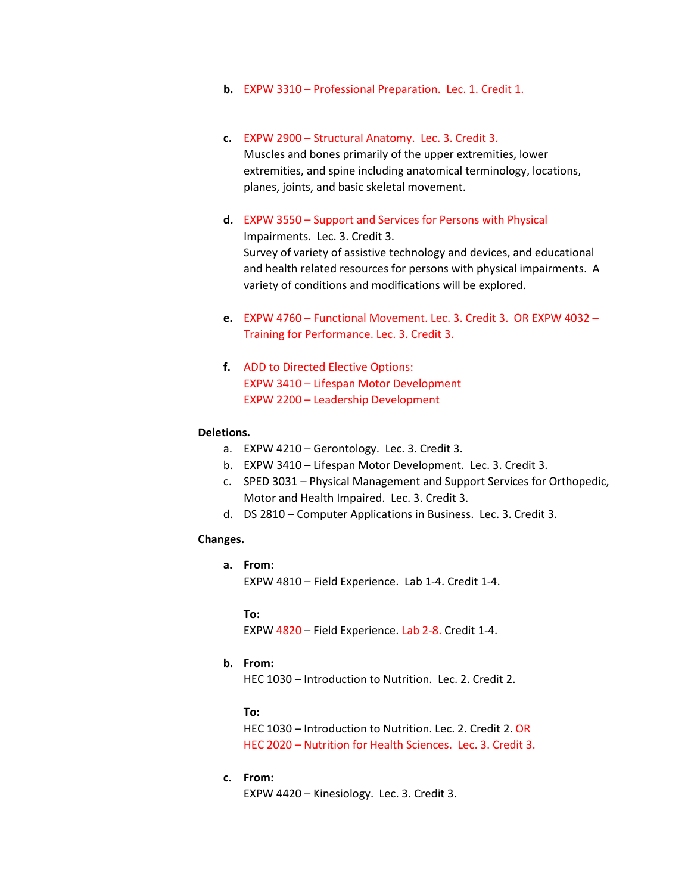b. EXPW 3310 – Professional Preparation. Lec. 1. Credit 1.

c. EXPW 2900 – Structural Anatomy. Lec. 3. Credit 3.
   Muscles and bones primarily of the upper extremities, lower extremities, and spine including anatomical terminology, locations, planes, joints, and basic skeletal movement.

d. EXPW 3550 – Support and Services for Persons with Physical Impairments. Lec. 3. Credit 3.
   Survey of variety of assistive technology and devices, and educational and health related resources for persons with physical impairments. A variety of conditions and modifications will be explored.

e. EXPW 4760 – Functional Movement. Lec. 3. Credit 3. OR EXPW 4032 – Training for Performance. Lec. 3. Credit 3.

f. ADD to Directed Elective Options:
   EXPW 3410 – Lifespan Motor Development
   EXPW 2200 – Leadership Development

**Deletions.**

a. EXPW 4210 – Gerontology. Lec. 3. Credit 3.
b. EXPW 3410 – Lifespan Motor Development. Lec. 3. Credit 3.
c. SPED 3031 – Physical Management and Support Services for Orthopedic, Motor and Health Impaired. Lec. 3. Credit 3.
d. DS 2810 – Computer Applications in Business. Lec. 3. Credit 3.

**Changes.**

**a. From:**
EXPW 4810 – Field Experience. Lab 1-4. Credit 1-4.

**To:**
EXPW 4820 – Field Experience. Lab 2-8. Credit 1-4.

**b. From:**
HEC 1030 – Introduction to Nutrition. Lec. 2. Credit 2.

**To:**
HEC 1030 – Introduction to Nutrition. Lec. 2. Credit 2. OR
HEC 2020 – Nutrition for Health Sciences. Lec. 3. Credit 3.

**c. From:**
EXPW 4420 – Kinesiology. Lec. 3. Credit 3.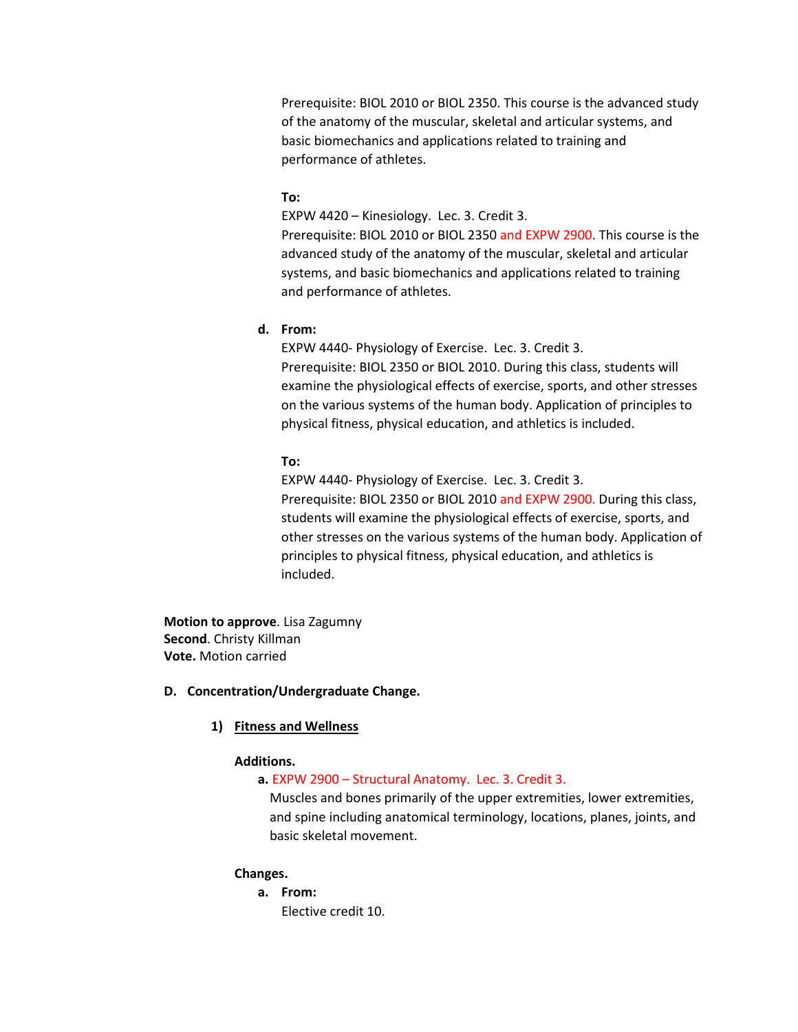Prerequisite: BIOL 2010 or BIOL 2350. This course is the advanced study of the anatomy of the muscular, skeletal and articular systems, and basic biomechanics and applications related to training and performance of athletes.

**To:**
EXPW 4420 – Kinesiology. Lec. 3. Credit 3.
Prerequisite: BIOL 2010 or BIOL 2350 and EXPW 2900. This course is the advanced study of the anatomy of the muscular, skeletal and articular systems, and basic biomechanics and applications related to training and performance of athletes.

**d. From:**
EXPW 4440- Physiology of Exercise. Lec. 3. Credit 3.
Prerequisite: BIOL 2350 or BIOL 2010. During this class, students will examine the physiological effects of exercise, sports, and other stresses on the various systems of the human body. Application of principles to physical fitness, physical education, and athletics is included.

**To:**
EXPW 4440- Physiology of Exercise. Lec. 3. Credit 3.
Prerequisite: BIOL 2350 or BIOL 2010 and EXPW 2900. During this class, students will examine the physiological effects of exercise, sports, and other stresses on the various systems of the human body. Application of principles to physical fitness, physical education, and athletics is included.

**Motion to approve**. Lisa Zagumny
**Second**. Christy Killman
**Vote.** Motion carried

**D. Concentration/Undergraduate Change.**

**1) <u>Fitness and Wellness</u>**

**Additions.**

**a.** EXPW 2900 – Structural Anatomy. Lec. 3. Credit 3.
Muscles and bones primarily of the upper extremities, lower extremities, and spine including anatomical terminology, locations, planes, joints, and basic skeletal movement.

**Changes.**

**a. From:**
Elective credit 10.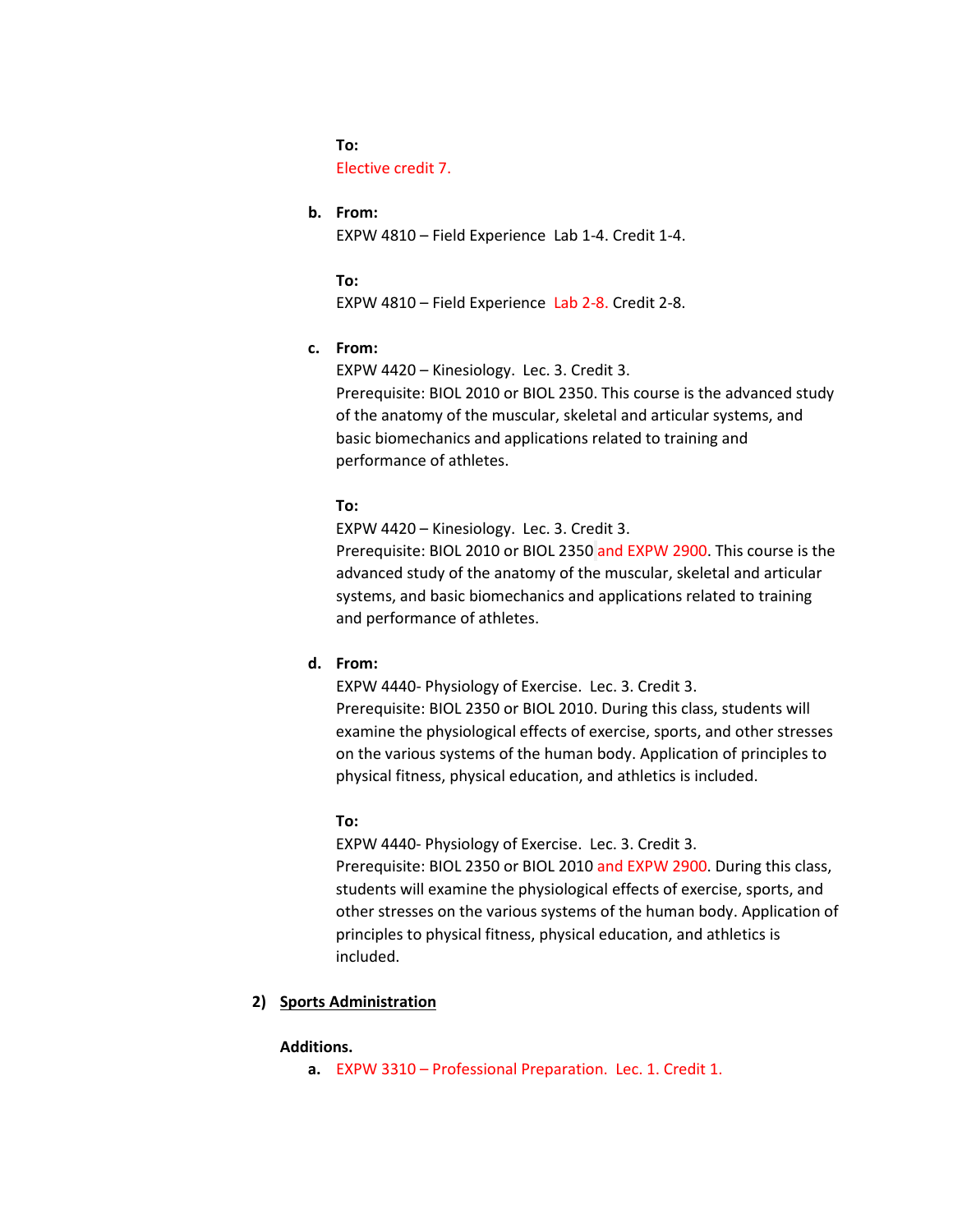**To:**
Elective credit 7.

**b. From:**
EXPW 4810 – Field Experience Lab 1-4. Credit 1-4.

**To:**
EXPW 4810 – Field Experience Lab 2-8. Credit 2-8.

**c. From:**
EXPW 4420 – Kinesiology. Lec. 3. Credit 3.
Prerequisite: BIOL 2010 or BIOL 2350. This course is the advanced study of the anatomy of the muscular, skeletal and articular systems, and basic biomechanics and applications related to training and performance of athletes.

**To:**
EXPW 4420 – Kinesiology. Lec. 3. Credit 3.
Prerequisite: BIOL 2010 or BIOL 2350 and EXPW 2900. This course is the advanced study of the anatomy of the muscular, skeletal and articular systems, and basic biomechanics and applications related to training and performance of athletes.

**d. From:**
EXPW 4440- Physiology of Exercise. Lec. 3. Credit 3.
Prerequisite: BIOL 2350 or BIOL 2010. During this class, students will examine the physiological effects of exercise, sports, and other stresses on the various systems of the human body. Application of principles to physical fitness, physical education, and athletics is included.

**To:**
EXPW 4440- Physiology of Exercise. Lec. 3. Credit 3.
Prerequisite: BIOL 2350 or BIOL 2010 and EXPW 2900. During this class, students will examine the physiological effects of exercise, sports, and other stresses on the various systems of the human body. Application of principles to physical fitness, physical education, and athletics is included.

**2) Sports Administration**

**Additions.**

**a.** EXPW 3310 – Professional Preparation. Lec. 1. Credit 1.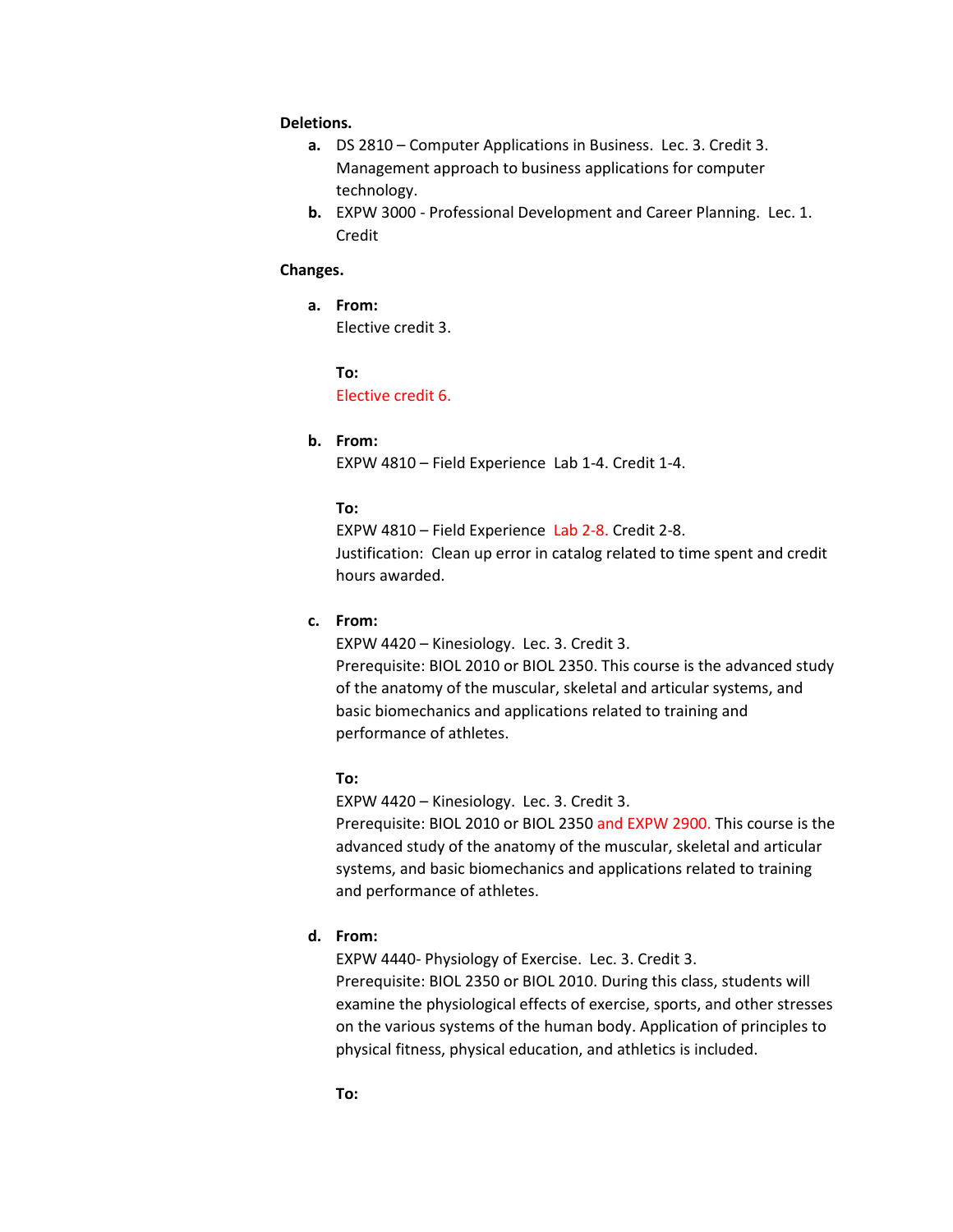**Deletions.**

**a.** DS 2810 – Computer Applications in Business. Lec. 3. Credit 3. Management approach to business applications for computer technology.

**b.** EXPW 3000 - Professional Development and Career Planning. Lec. 1. Credit

**Changes.**

**a. From:**
Elective credit 3.

**To:**
Elective credit 6.

**b. From:**
EXPW 4810 – Field Experience Lab 1-4. Credit 1-4.

**To:**
EXPW 4810 – Field Experience Lab 2-8. Credit 2-8.
Justification: Clean up error in catalog related to time spent and credit hours awarded.

**c. From:**
EXPW 4420 – Kinesiology. Lec. 3. Credit 3.
Prerequisite: BIOL 2010 or BIOL 2350. This course is the advanced study of the anatomy of the muscular, skeletal and articular systems, and basic biomechanics and applications related to training and performance of athletes.

**To:**
EXPW 4420 – Kinesiology. Lec. 3. Credit 3.
Prerequisite: BIOL 2010 or BIOL 2350 and EXPW 2900. This course is the advanced study of the anatomy of the muscular, skeletal and articular systems, and basic biomechanics and applications related to training and performance of athletes.

**d. From:**
EXPW 4440- Physiology of Exercise. Lec. 3. Credit 3.
Prerequisite: BIOL 2350 or BIOL 2010. During this class, students will examine the physiological effects of exercise, sports, and other stresses on the various systems of the human body. Application of principles to physical fitness, physical education, and athletics is included.

**To:**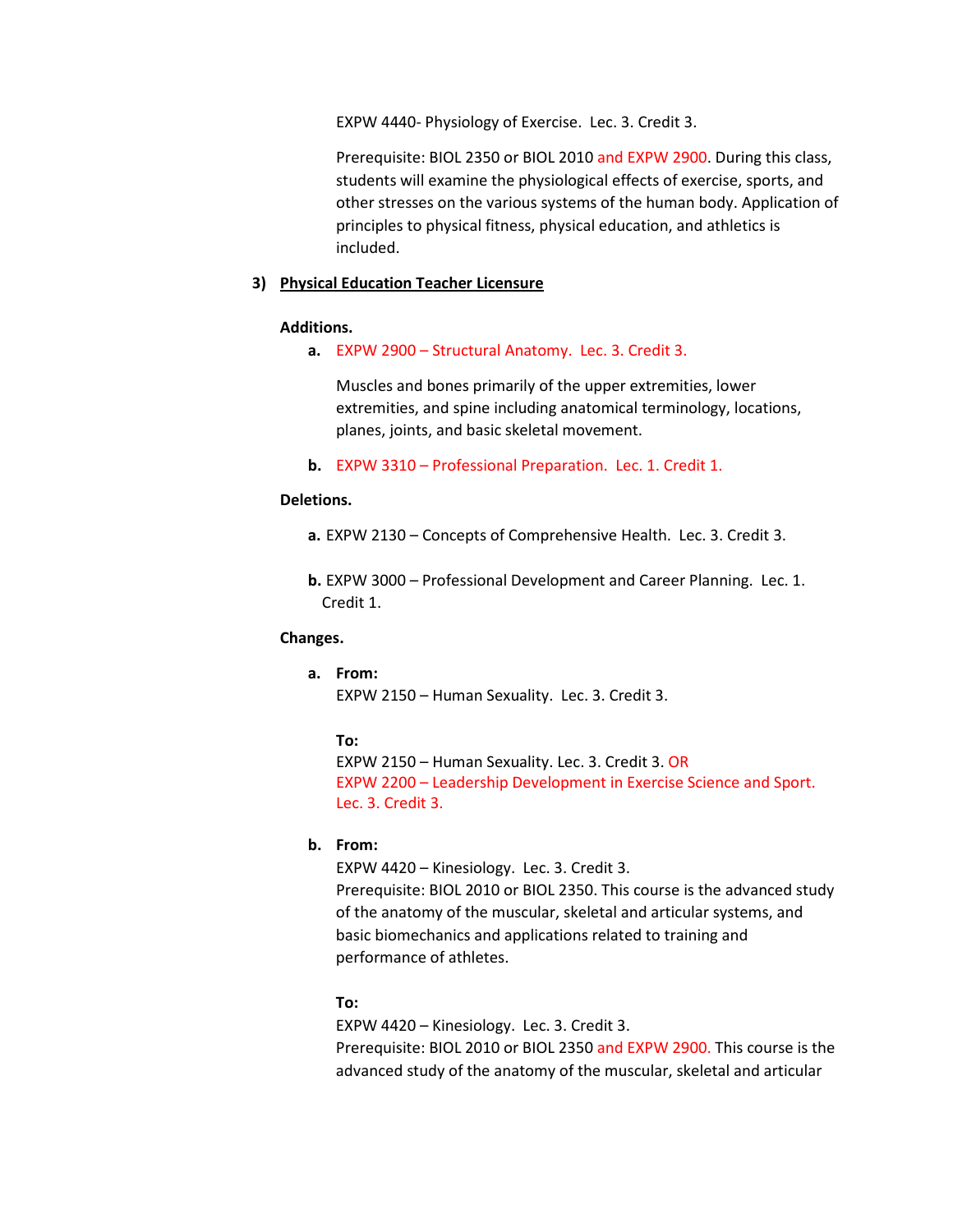EXPW 4440- Physiology of Exercise. Lec. 3. Credit 3.

Prerequisite: BIOL 2350 or BIOL 2010 and EXPW 2900. During this class, students will examine the physiological effects of exercise, sports, and other stresses on the various systems of the human body. Application of principles to physical fitness, physical education, and athletics is included.

## 3) Physical Education Teacher Licensure

**Additions.**

**a.** EXPW 2900 – Structural Anatomy. Lec. 3. Credit 3.

Muscles and bones primarily of the upper extremities, lower extremities, and spine including anatomical terminology, locations, planes, joints, and basic skeletal movement.

**b.** EXPW 3310 – Professional Preparation. Lec. 1. Credit 1.

**Deletions.**

**a.** EXPW 2130 – Concepts of Comprehensive Health. Lec. 3. Credit 3.

**b.** EXPW 3000 – Professional Development and Career Planning. Lec. 1. Credit 1.

**Changes.**

**a. From:**
EXPW 2150 – Human Sexuality. Lec. 3. Credit 3.

**To:**
EXPW 2150 – Human Sexuality. Lec. 3. Credit 3. OR
EXPW 2200 – Leadership Development in Exercise Science and Sport. Lec. 3. Credit 3.

**b. From:**
EXPW 4420 – Kinesiology. Lec. 3. Credit 3.
Prerequisite: BIOL 2010 or BIOL 2350. This course is the advanced study of the anatomy of the muscular, skeletal and articular systems, and basic biomechanics and applications related to training and performance of athletes.

**To:**
EXPW 4420 – Kinesiology. Lec. 3. Credit 3.
Prerequisite: BIOL 2010 or BIOL 2350 and EXPW 2900. This course is the advanced study of the anatomy of the muscular, skeletal and articular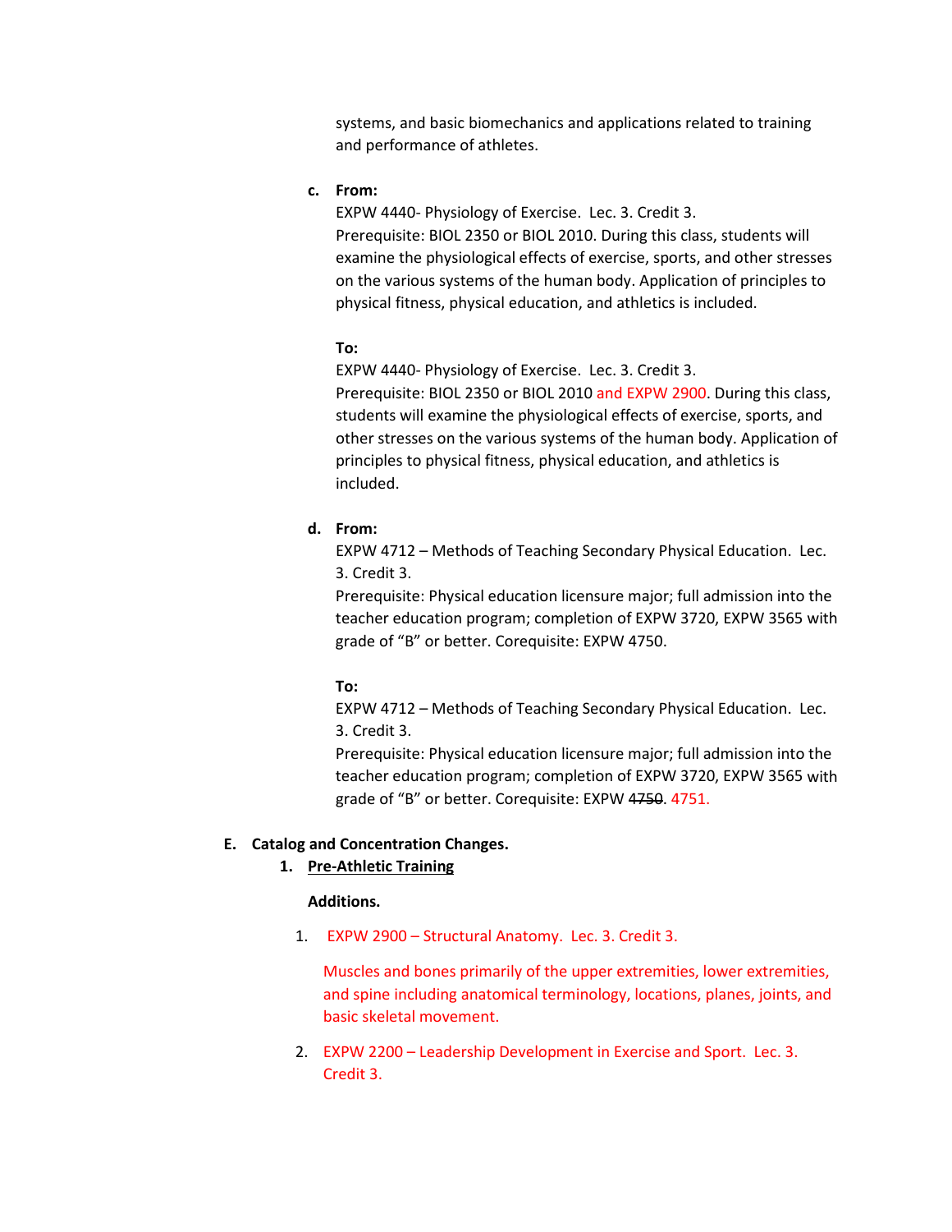systems, and basic biomechanics and applications related to training and performance of athletes.

c. **From:**

EXPW 4440- Physiology of Exercise. Lec. 3. Credit 3.
Prerequisite: BIOL 2350 or BIOL 2010. During this class, students will examine the physiological effects of exercise, sports, and other stresses on the various systems of the human body. Application of principles to physical fitness, physical education, and athletics is included.

**To:**

EXPW 4440- Physiology of Exercise. Lec. 3. Credit 3.
Prerequisite: BIOL 2350 or BIOL 2010 and EXPW 2900. During this class, students will examine the physiological effects of exercise, sports, and other stresses on the various systems of the human body. Application of principles to physical fitness, physical education, and athletics is included.

d. **From:**

EXPW 4712 – Methods of Teaching Secondary Physical Education. Lec. 3. Credit 3.
Prerequisite: Physical education licensure major; full admission into the teacher education program; completion of EXPW 3720, EXPW 3565 with grade of "B" or better. Corequisite: EXPW 4750.

**To:**

EXPW 4712 – Methods of Teaching Secondary Physical Education. Lec. 3. Credit 3.
Prerequisite: Physical education licensure major; full admission into the teacher education program; completion of EXPW 3720, EXPW 3565 with grade of "B" or better. Corequisite: EXPW ~~4750~~. 4751.

**E. Catalog and Concentration Changes.**

1. **Pre-Athletic Training**

**Additions.**

1. EXPW 2900 – Structural Anatomy. Lec. 3. Credit 3.

   Muscles and bones primarily of the upper extremities, lower extremities, and spine including anatomical terminology, locations, planes, joints, and basic skeletal movement.

2. EXPW 2200 – Leadership Development in Exercise and Sport. Lec. 3. Credit 3.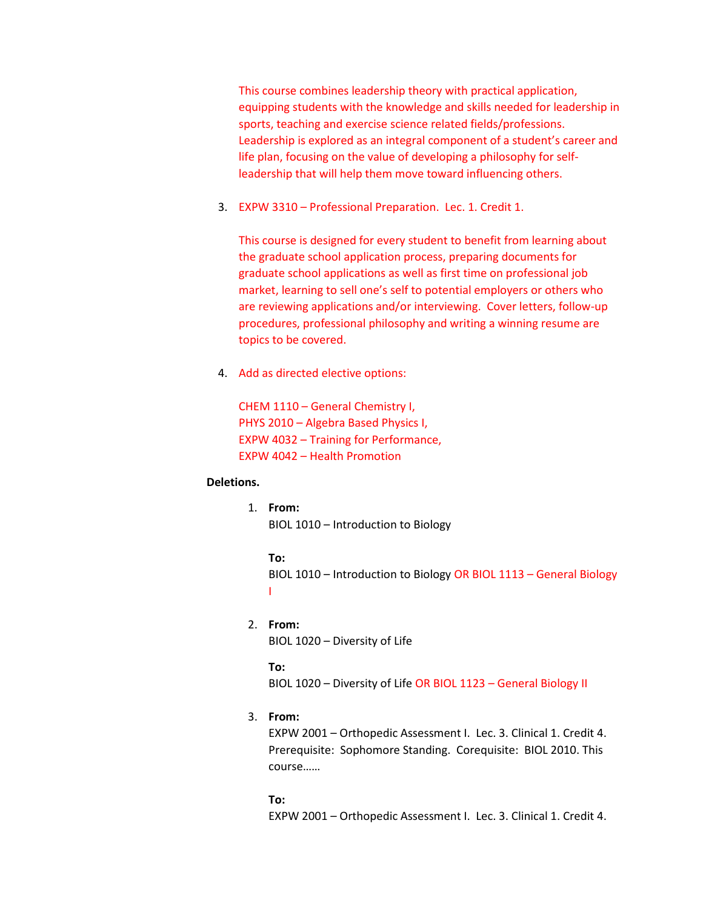This course combines leadership theory with practical application, equipping students with the knowledge and skills needed for leadership in sports, teaching and exercise science related fields/professions. Leadership is explored as an integral component of a student's career and life plan, focusing on the value of developing a philosophy for self-leadership that will help them move toward influencing others.

3. EXPW 3310 – Professional Preparation. Lec. 1. Credit 1.

   This course is designed for every student to benefit from learning about the graduate school application process, preparing documents for graduate school applications as well as first time on professional job market, learning to sell one's self to potential employers or others who are reviewing applications and/or interviewing. Cover letters, follow-up procedures, professional philosophy and writing a winning resume are topics to be covered.

4. Add as directed elective options:

   CHEM 1110 – General Chemistry I,
   PHYS 2010 – Algebra Based Physics I,
   EXPW 4032 – Training for Performance,
   EXPW 4042 – Health Promotion

**Deletions.**

1. **From:**
   BIOL 1010 – Introduction to Biology

   **To:**
   BIOL 1010 – Introduction to Biology OR BIOL 1113 – General Biology I

2. **From:**
   BIOL 1020 – Diversity of Life

   **To:**
   BIOL 1020 – Diversity of Life OR BIOL 1123 – General Biology II

3. **From:**
   EXPW 2001 – Orthopedic Assessment I. Lec. 3. Clinical 1. Credit 4. Prerequisite: Sophomore Standing. Corequisite: BIOL 2010. This course……

   **To:**
   EXPW 2001 – Orthopedic Assessment I. Lec. 3. Clinical 1. Credit 4.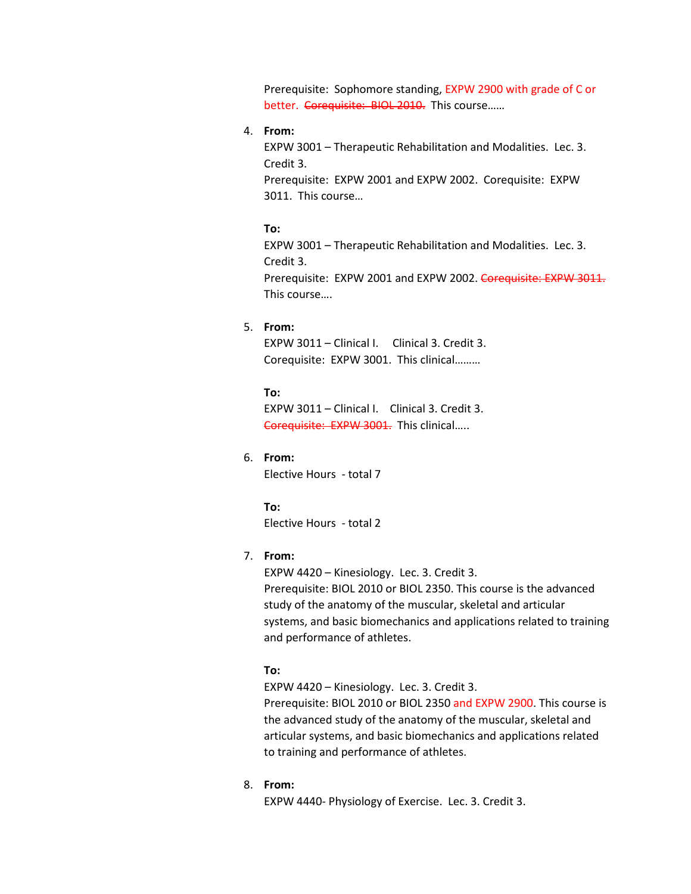Prerequisite: Sophomore standing, EXPW 2900 with grade of C or better. ~~Corequisite: BIOL 2010.~~ This course……

4. **From:**

   EXPW 3001 – Therapeutic Rehabilitation and Modalities. Lec. 3. Credit 3.

   Prerequisite: EXPW 2001 and EXPW 2002. Corequisite: EXPW 3011. This course…

   **To:**

   EXPW 3001 – Therapeutic Rehabilitation and Modalities. Lec. 3. Credit 3.

   Prerequisite: EXPW 2001 and EXPW 2002. ~~Corequisite: EXPW 3011.~~ This course….

5. **From:**

   EXPW 3011 – Clinical I. Clinical 3. Credit 3.

   Corequisite: EXPW 3001. This clinical………

   **To:**

   EXPW 3011 – Clinical I. Clinical 3. Credit 3.

   ~~Corequisite: EXPW 3001.~~ This clinical…..

6. **From:**

   Elective Hours - total 7

   **To:**

   Elective Hours - total 2

7. **From:**

   EXPW 4420 – Kinesiology. Lec. 3. Credit 3.

   Prerequisite: BIOL 2010 or BIOL 2350. This course is the advanced study of the anatomy of the muscular, skeletal and articular systems, and basic biomechanics and applications related to training and performance of athletes.

   **To:**

   EXPW 4420 – Kinesiology. Lec. 3. Credit 3.

   Prerequisite: BIOL 2010 or BIOL 2350 and EXPW 2900. This course is the advanced study of the anatomy of the muscular, skeletal and articular systems, and basic biomechanics and applications related to training and performance of athletes.

8. **From:**

   EXPW 4440- Physiology of Exercise. Lec. 3. Credit 3.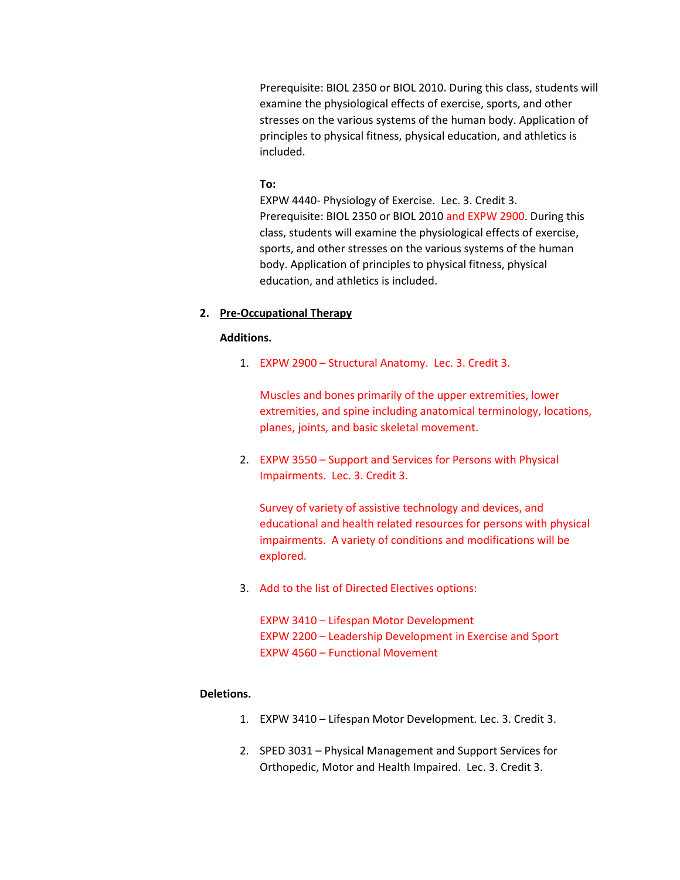Prerequisite: BIOL 2350 or BIOL 2010. During this class, students will examine the physiological effects of exercise, sports, and other stresses on the various systems of the human body. Application of principles to physical fitness, physical education, and athletics is included.

**To:**

EXPW 4440- Physiology of Exercise. Lec. 3. Credit 3.
Prerequisite: BIOL 2350 or BIOL 2010 and EXPW 2900. During this class, students will examine the physiological effects of exercise, sports, and other stresses on the various systems of the human body. Application of principles to physical fitness, physical education, and athletics is included.

2. **Pre-Occupational Therapy**

**Additions.**

1. EXPW 2900 – Structural Anatomy. Lec. 3. Credit 3.

   Muscles and bones primarily of the upper extremities, lower extremities, and spine including anatomical terminology, locations, planes, joints, and basic skeletal movement.

2. EXPW 3550 – Support and Services for Persons with Physical Impairments. Lec. 3. Credit 3.

   Survey of variety of assistive technology and devices, and educational and health related resources for persons with physical impairments. A variety of conditions and modifications will be explored.

3. Add to the list of Directed Electives options:

   EXPW 3410 – Lifespan Motor Development
   EXPW 2200 – Leadership Development in Exercise and Sport
   EXPW 4560 – Functional Movement

**Deletions.**

1. EXPW 3410 – Lifespan Motor Development. Lec. 3. Credit 3.

2. SPED 3031 – Physical Management and Support Services for Orthopedic, Motor and Health Impaired. Lec. 3. Credit 3.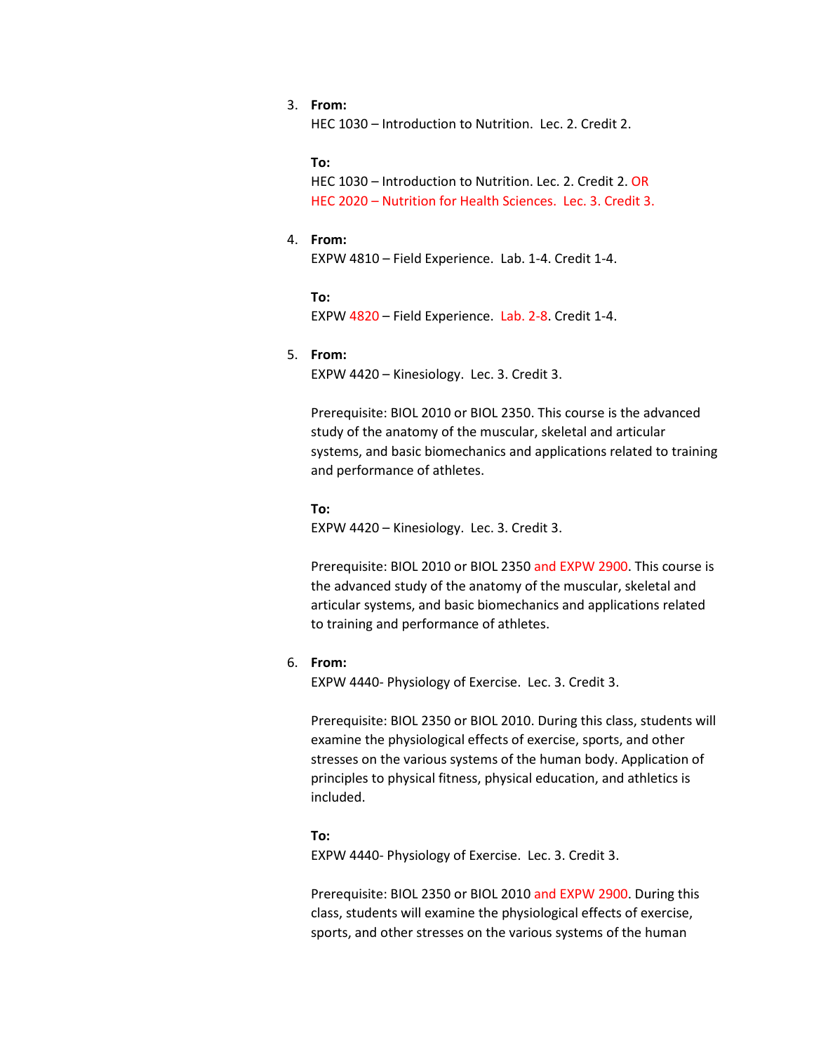3. **From:**
   HEC 1030 – Introduction to Nutrition. Lec. 2. Credit 2.

   **To:**
   HEC 1030 – Introduction to Nutrition. Lec. 2. Credit 2. OR
   HEC 2020 – Nutrition for Health Sciences. Lec. 3. Credit 3.

4. **From:**
   EXPW 4810 – Field Experience. Lab. 1-4. Credit 1-4.

   **To:**
   EXPW 4820 – Field Experience. Lab. 2-8. Credit 1-4.

5. **From:**
   EXPW 4420 – Kinesiology. Lec. 3. Credit 3.

   Prerequisite: BIOL 2010 or BIOL 2350. This course is the advanced study of the anatomy of the muscular, skeletal and articular systems, and basic biomechanics and applications related to training and performance of athletes.

   **To:**
   EXPW 4420 – Kinesiology. Lec. 3. Credit 3.

   Prerequisite: BIOL 2010 or BIOL 2350 and EXPW 2900. This course is the advanced study of the anatomy of the muscular, skeletal and articular systems, and basic biomechanics and applications related to training and performance of athletes.

6. **From:**
   EXPW 4440- Physiology of Exercise. Lec. 3. Credit 3.

   Prerequisite: BIOL 2350 or BIOL 2010. During this class, students will examine the physiological effects of exercise, sports, and other stresses on the various systems of the human body. Application of principles to physical fitness, physical education, and athletics is included.

   **To:**
   EXPW 4440- Physiology of Exercise. Lec. 3. Credit 3.

   Prerequisite: BIOL 2350 or BIOL 2010 and EXPW 2900. During this class, students will examine the physiological effects of exercise, sports, and other stresses on the various systems of the human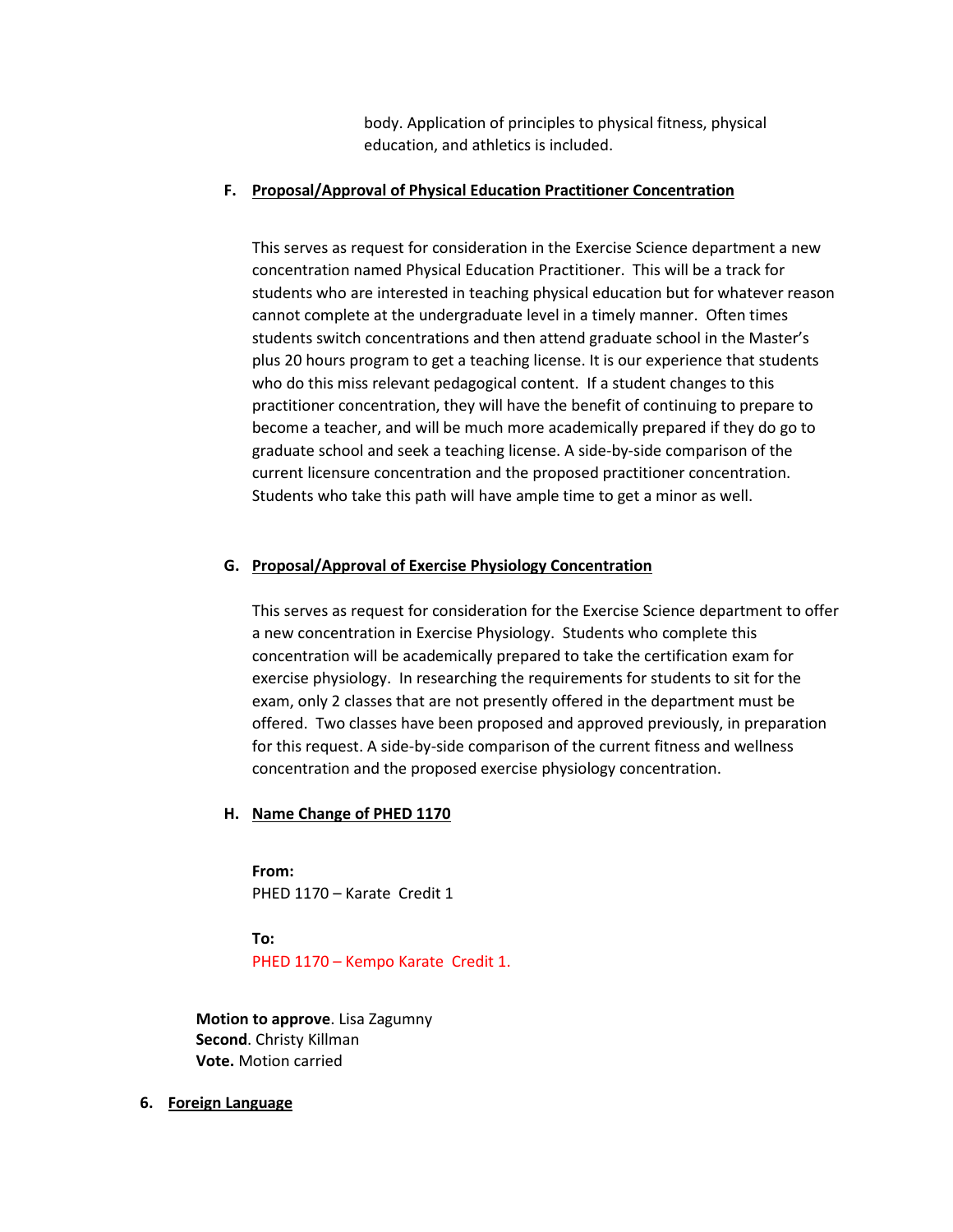body. Application of principles to physical fitness, physical education, and athletics is included.

**F. Proposal/Approval of Physical Education Practitioner Concentration**

This serves as request for consideration in the Exercise Science department a new concentration named Physical Education Practitioner. This will be a track for students who are interested in teaching physical education but for whatever reason cannot complete at the undergraduate level in a timely manner. Often times students switch concentrations and then attend graduate school in the Master's plus 20 hours program to get a teaching license. It is our experience that students who do this miss relevant pedagogical content. If a student changes to this practitioner concentration, they will have the benefit of continuing to prepare to become a teacher, and will be much more academically prepared if they do go to graduate school and seek a teaching license. A side-by-side comparison of the current licensure concentration and the proposed practitioner concentration. Students who take this path will have ample time to get a minor as well.

**G. Proposal/Approval of Exercise Physiology Concentration**

This serves as request for consideration for the Exercise Science department to offer a new concentration in Exercise Physiology. Students who complete this concentration will be academically prepared to take the certification exam for exercise physiology. In researching the requirements for students to sit for the exam, only 2 classes that are not presently offered in the department must be offered. Two classes have been proposed and approved previously, in preparation for this request. A side-by-side comparison of the current fitness and wellness concentration and the proposed exercise physiology concentration.

**H. Name Change of PHED 1170**

**From:**
PHED 1170 – Karate Credit 1

**To:**
PHED 1170 – Kempo Karate Credit 1.

**Motion to approve**. Lisa Zagumny
**Second**. Christy Killman
**Vote.** Motion carried

**6. Foreign Language**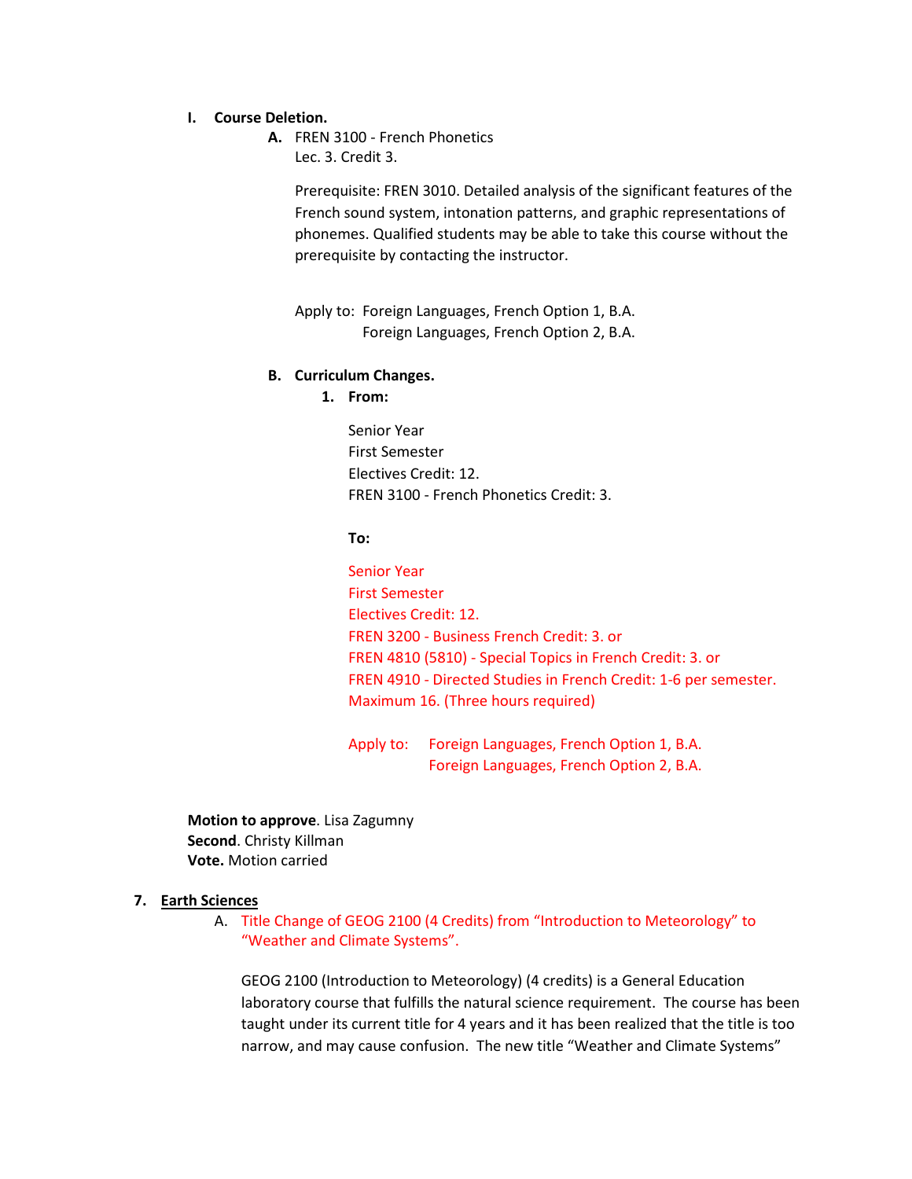I. **Course Deletion.**

**A.** FREN 3100 - French Phonetics
Lec. 3. Credit 3.

Prerequisite: FREN 3010. Detailed analysis of the significant features of the French sound system, intonation patterns, and graphic representations of phonemes. Qualified students may be able to take this course without the prerequisite by contacting the instructor.

Apply to: Foreign Languages, French Option 1, B.A.
Foreign Languages, French Option 2, B.A.

**B. Curriculum Changes.**

**1. From:**

Senior Year
First Semester
Electives Credit: 12.
FREN 3100 - French Phonetics Credit: 3.

**To:**

Senior Year
First Semester
Electives Credit: 12.
FREN 3200 - Business French Credit: 3. or
FREN 4810 (5810) - Special Topics in French Credit: 3. or
FREN 4910 - Directed Studies in French Credit: 1-6 per semester. Maximum 16. (Three hours required)

Apply to: Foreign Languages, French Option 1, B.A.
Foreign Languages, French Option 2, B.A.

**Motion to approve**. Lisa Zagumny
**Second**. Christy Killman
**Vote.** Motion carried

7. **Earth Sciences**

A. Title Change of GEOG 2100 (4 Credits) from "Introduction to Meteorology" to "Weather and Climate Systems".

GEOG 2100 (Introduction to Meteorology) (4 credits) is a General Education laboratory course that fulfills the natural science requirement. The course has been taught under its current title for 4 years and it has been realized that the title is too narrow, and may cause confusion. The new title "Weather and Climate Systems"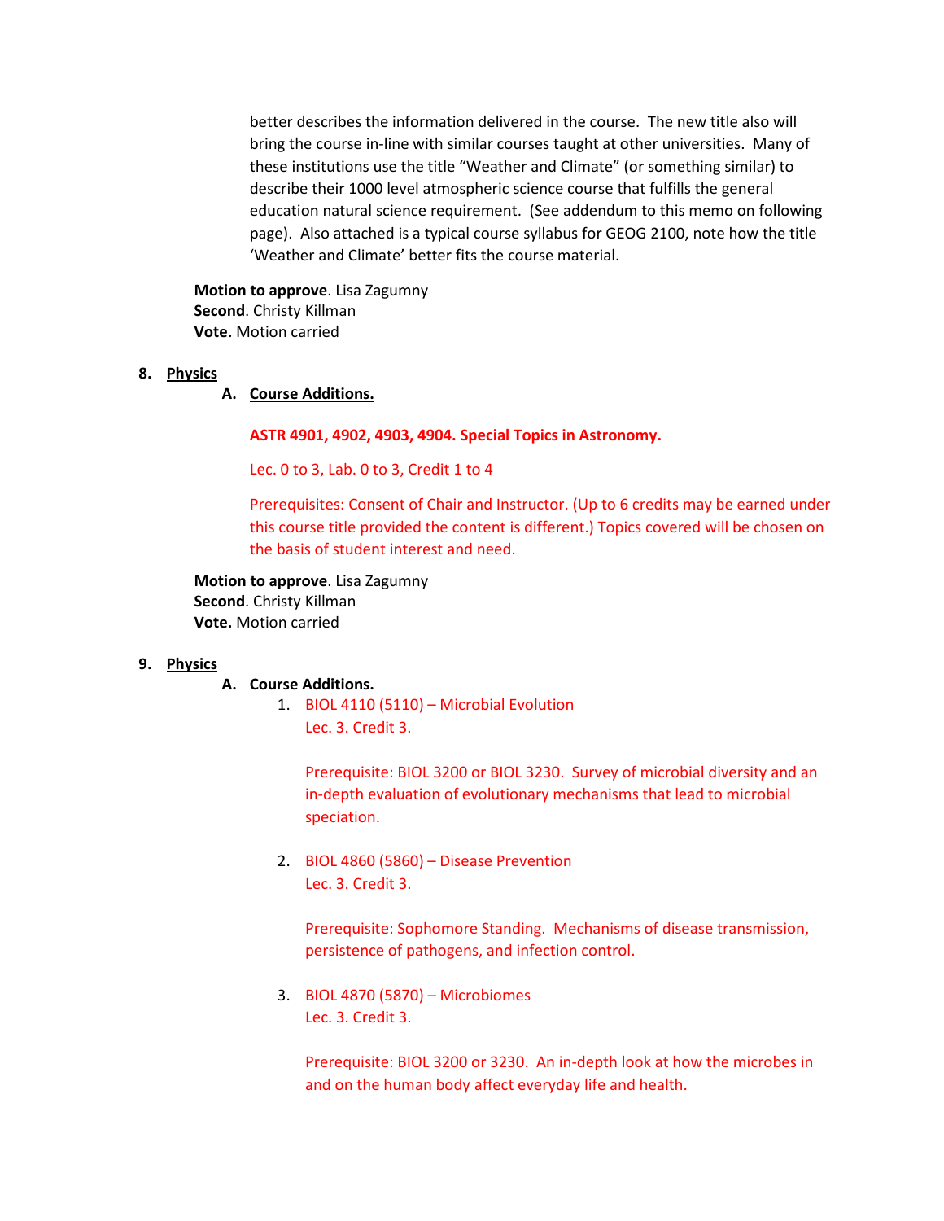better describes the information delivered in the course. The new title also will bring the course in-line with similar courses taught at other universities. Many of these institutions use the title "Weather and Climate" (or something similar) to describe their 1000 level atmospheric science course that fulfills the general education natural science requirement. (See addendum to this memo on following page). Also attached is a typical course syllabus for GEOG 2100, note how the title 'Weather and Climate' better fits the course material.

**Motion to approve**. Lisa Zagumny
**Second**. Christy Killman
**Vote.** Motion carried

8. **Physics**

   A. **Course Additions.**

   **ASTR 4901, 4902, 4903, 4904. Special Topics in Astronomy.**

   Lec. 0 to 3, Lab. 0 to 3, Credit 1 to 4

   Prerequisites: Consent of Chair and Instructor. (Up to 6 credits may be earned under this course title provided the content is different.) Topics covered will be chosen on the basis of student interest and need.

**Motion to approve**. Lisa Zagumny
**Second**. Christy Killman
**Vote.** Motion carried

9. **Physics**

   A. **Course Additions.**

      1. BIOL 4110 (5110) – Microbial Evolution
         Lec. 3. Credit 3.

         Prerequisite: BIOL 3200 or BIOL 3230. Survey of microbial diversity and an in-depth evaluation of evolutionary mechanisms that lead to microbial speciation.

      2. BIOL 4860 (5860) – Disease Prevention
         Lec. 3. Credit 3.

         Prerequisite: Sophomore Standing. Mechanisms of disease transmission, persistence of pathogens, and infection control.

      3. BIOL 4870 (5870) – Microbiomes
         Lec. 3. Credit 3.

         Prerequisite: BIOL 3200 or 3230. An in-depth look at how the microbes in and on the human body affect everyday life and health.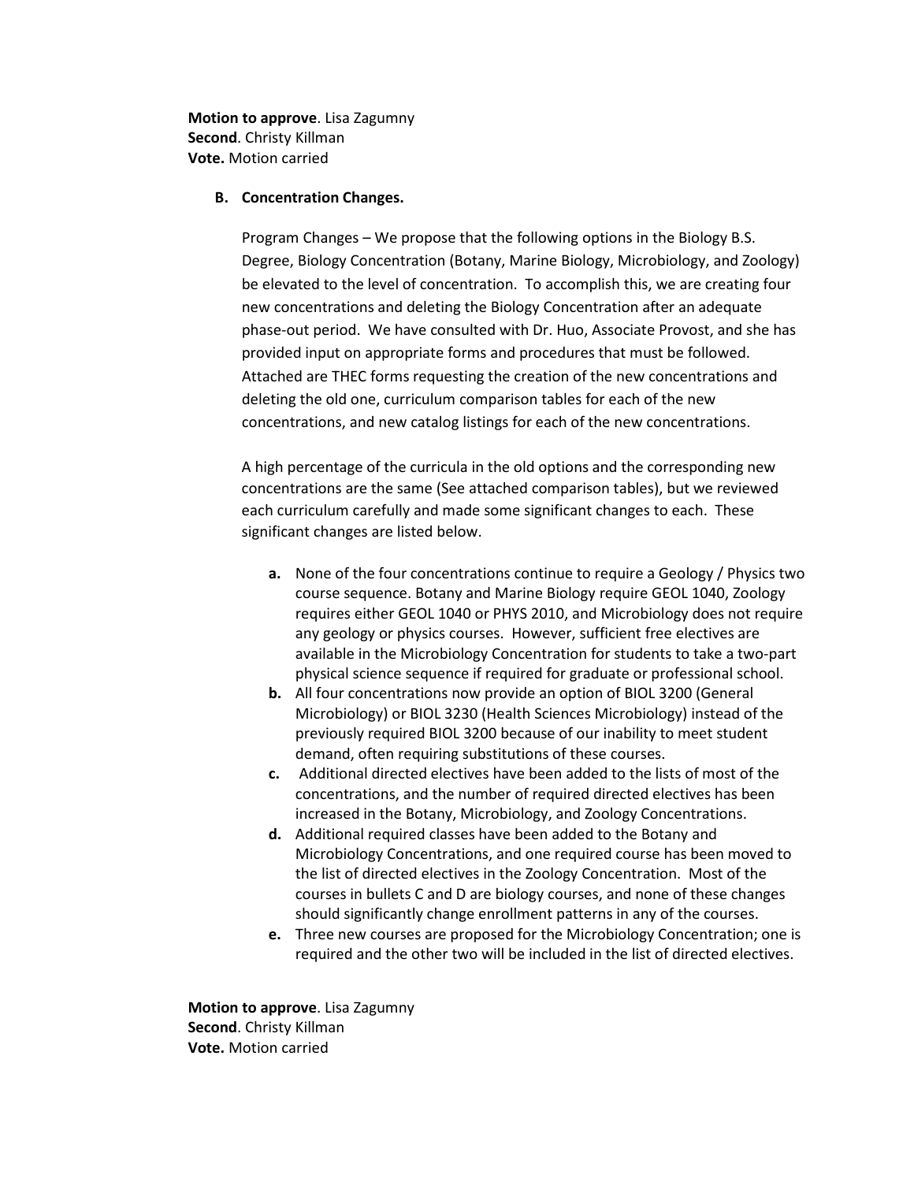**Motion to approve**. Lisa Zagumny
**Second**. Christy Killman
**Vote.** Motion carried

**B. Concentration Changes.**

Program Changes – We propose that the following options in the Biology B.S. Degree, Biology Concentration (Botany, Marine Biology, Microbiology, and Zoology) be elevated to the level of concentration. To accomplish this, we are creating four new concentrations and deleting the Biology Concentration after an adequate phase-out period. We have consulted with Dr. Huo, Associate Provost, and she has provided input on appropriate forms and procedures that must be followed. Attached are THEC forms requesting the creation of the new concentrations and deleting the old one, curriculum comparison tables for each of the new concentrations, and new catalog listings for each of the new concentrations.

A high percentage of the curricula in the old options and the corresponding new concentrations are the same (See attached comparison tables), but we reviewed each curriculum carefully and made some significant changes to each. These significant changes are listed below.

- **a.** None of the four concentrations continue to require a Geology / Physics two course sequence. Botany and Marine Biology require GEOL 1040, Zoology requires either GEOL 1040 or PHYS 2010, and Microbiology does not require any geology or physics courses. However, sufficient free electives are available in the Microbiology Concentration for students to take a two-part physical science sequence if required for graduate or professional school.
- **b.** All four concentrations now provide an option of BIOL 3200 (General Microbiology) or BIOL 3230 (Health Sciences Microbiology) instead of the previously required BIOL 3200 because of our inability to meet student demand, often requiring substitutions of these courses.
- **c.** Additional directed electives have been added to the lists of most of the concentrations, and the number of required directed electives has been increased in the Botany, Microbiology, and Zoology Concentrations.
- **d.** Additional required classes have been added to the Botany and Microbiology Concentrations, and one required course has been moved to the list of directed electives in the Zoology Concentration. Most of the courses in bullets C and D are biology courses, and none of these changes should significantly change enrollment patterns in any of the courses.
- **e.** Three new courses are proposed for the Microbiology Concentration; one is required and the other two will be included in the list of directed electives.

**Motion to approve**. Lisa Zagumny
**Second**. Christy Killman
**Vote.** Motion carried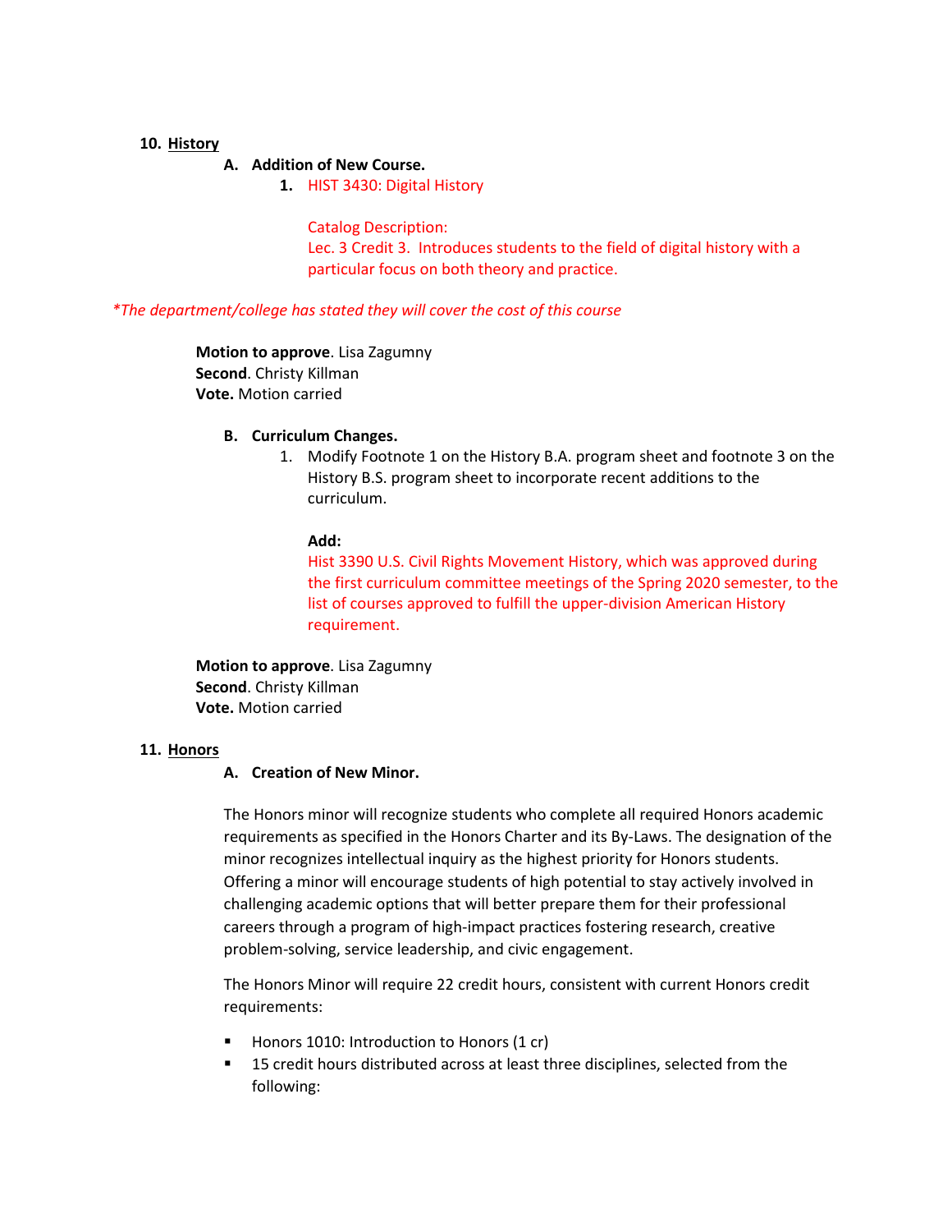10. **History**

   **A. Addition of New Course.**

      1. HIST 3430: Digital History

         Catalog Description:
         Lec. 3 Credit 3. Introduces students to the field of digital history with a particular focus on both theory and practice.

*\*The department/college has stated they will cover the cost of this course*

**Motion to approve**. Lisa Zagumny
**Second**. Christy Killman
**Vote.** Motion carried

   **B. Curriculum Changes.**

      1. Modify Footnote 1 on the History B.A. program sheet and footnote 3 on the History B.S. program sheet to incorporate recent additions to the curriculum.

         **Add:**
         Hist 3390 U.S. Civil Rights Movement History, which was approved during the first curriculum committee meetings of the Spring 2020 semester, to the list of courses approved to fulfill the upper-division American History requirement.

**Motion to approve**. Lisa Zagumny
**Second**. Christy Killman
**Vote.** Motion carried

11. **Honors**

   **A. Creation of New Minor.**

   The Honors minor will recognize students who complete all required Honors academic requirements as specified in the Honors Charter and its By-Laws. The designation of the minor recognizes intellectual inquiry as the highest priority for Honors students. Offering a minor will encourage students of high potential to stay actively involved in challenging academic options that will better prepare them for their professional careers through a program of high-impact practices fostering research, creative problem-solving, service leadership, and civic engagement.

   The Honors Minor will require 22 credit hours, consistent with current Honors credit requirements:

   - Honors 1010: Introduction to Honors (1 cr)
   - 15 credit hours distributed across at least three disciplines, selected from the following: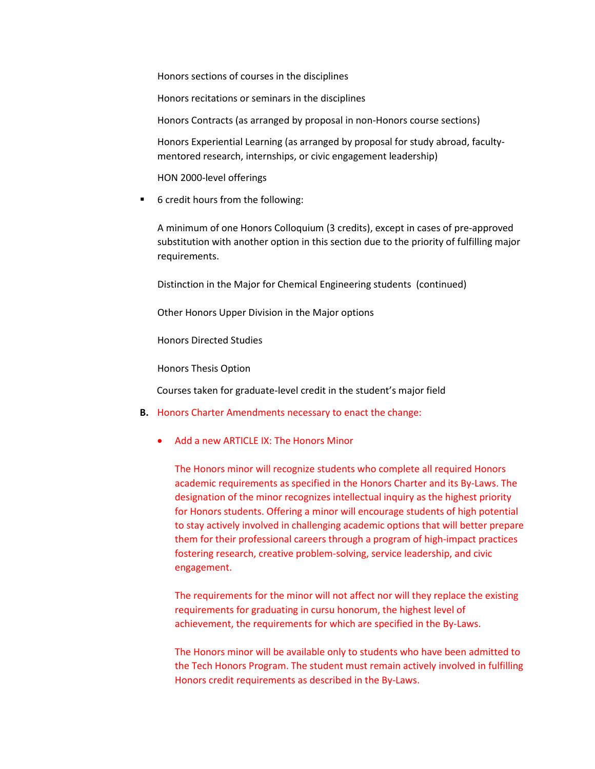Honors sections of courses in the disciplines

Honors recitations or seminars in the disciplines

Honors Contracts (as arranged by proposal in non-Honors course sections)

Honors Experiential Learning (as arranged by proposal for study abroad, faculty-mentored research, internships, or civic engagement leadership)

HON 2000-level offerings

- 6 credit hours from the following:

  A minimum of one Honors Colloquium (3 credits), except in cases of pre-approved substitution with another option in this section due to the priority of fulfilling major requirements.

  Distinction in the Major for Chemical Engineering students (continued)

  Other Honors Upper Division in the Major options

  Honors Directed Studies

  Honors Thesis Option

  Courses taken for graduate-level credit in the student's major field

**B.** Honors Charter Amendments necessary to enact the change:

- Add a new ARTICLE IX: The Honors Minor

  The Honors minor will recognize students who complete all required Honors academic requirements as specified in the Honors Charter and its By-Laws. The designation of the minor recognizes intellectual inquiry as the highest priority for Honors students. Offering a minor will encourage students of high potential to stay actively involved in challenging academic options that will better prepare them for their professional careers through a program of high-impact practices fostering research, creative problem-solving, service leadership, and civic engagement.

  The requirements for the minor will not affect nor will they replace the existing requirements for graduating in cursu honorum, the highest level of achievement, the requirements for which are specified in the By-Laws.

  The Honors minor will be available only to students who have been admitted to the Tech Honors Program. The student must remain actively involved in fulfilling Honors credit requirements as described in the By-Laws.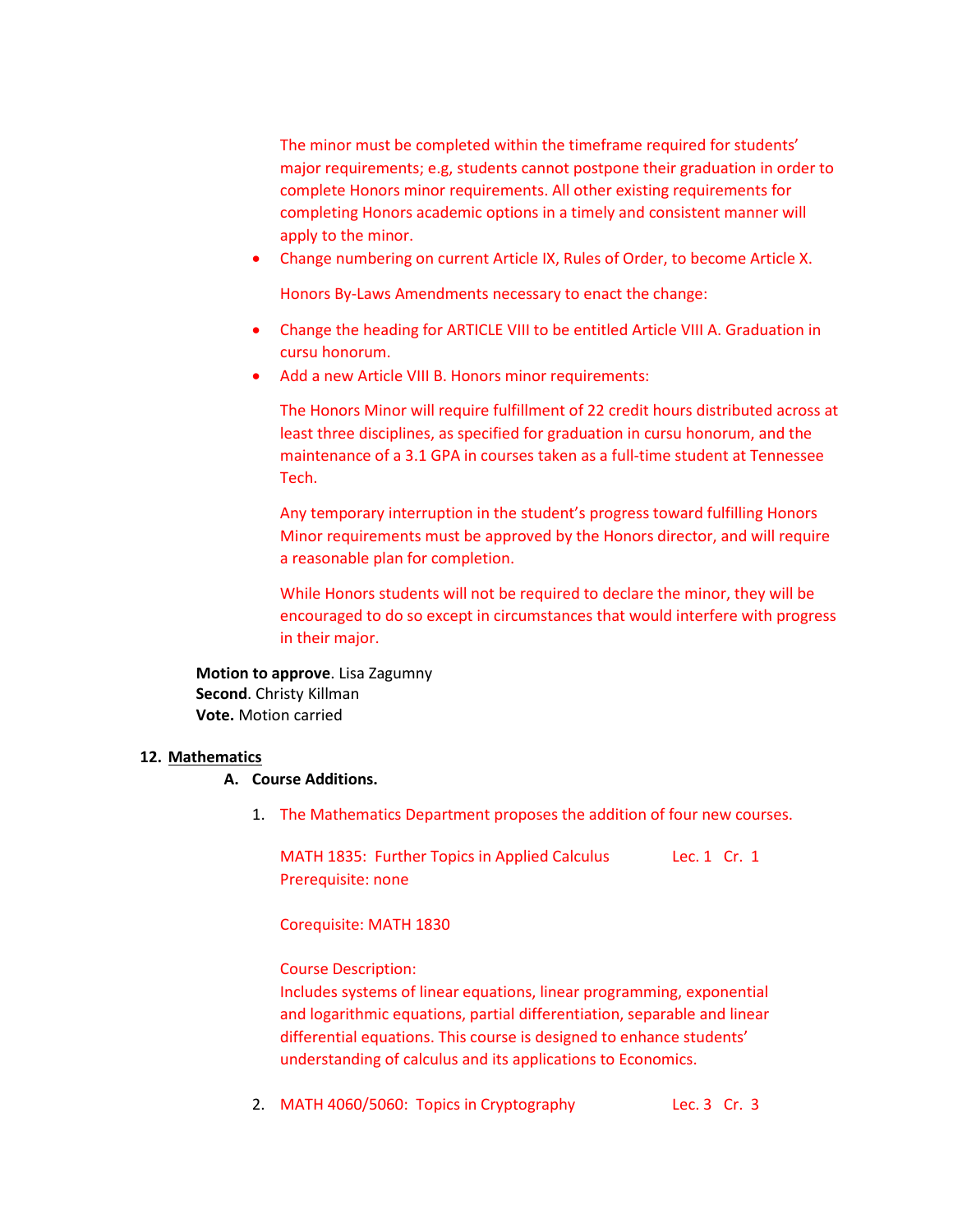The minor must be completed within the timeframe required for students' major requirements; e.g, students cannot postpone their graduation in order to complete Honors minor requirements. All other existing requirements for completing Honors academic options in a timely and consistent manner will apply to the minor.

- Change numbering on current Article IX, Rules of Order, to become Article X.

Honors By-Laws Amendments necessary to enact the change:

- Change the heading for ARTICLE VIII to be entitled Article VIII A. Graduation in cursu honorum.
- Add a new Article VIII B. Honors minor requirements:

The Honors Minor will require fulfillment of 22 credit hours distributed across at least three disciplines, as specified for graduation in cursu honorum, and the maintenance of a 3.1 GPA in courses taken as a full-time student at Tennessee Tech.

Any temporary interruption in the student's progress toward fulfilling Honors Minor requirements must be approved by the Honors director, and will require a reasonable plan for completion.

While Honors students will not be required to declare the minor, they will be encouraged to do so except in circumstances that would interfere with progress in their major.

**Motion to approve**. Lisa Zagumny
**Second**. Christy Killman
**Vote.** Motion carried

**12. Mathematics**

**A. Course Additions.**

1. The Mathematics Department proposes the addition of four new courses.

   MATH 1835: Further Topics in Applied Calculus Lec. 1 Cr. 1
   Prerequisite: none

   Corequisite: MATH 1830

   Course Description:
   Includes systems of linear equations, linear programming, exponential and logarithmic equations, partial differentiation, separable and linear differential equations. This course is designed to enhance students' understanding of calculus and its applications to Economics.

2. MATH 4060/5060: Topics in Cryptography Lec. 3 Cr. 3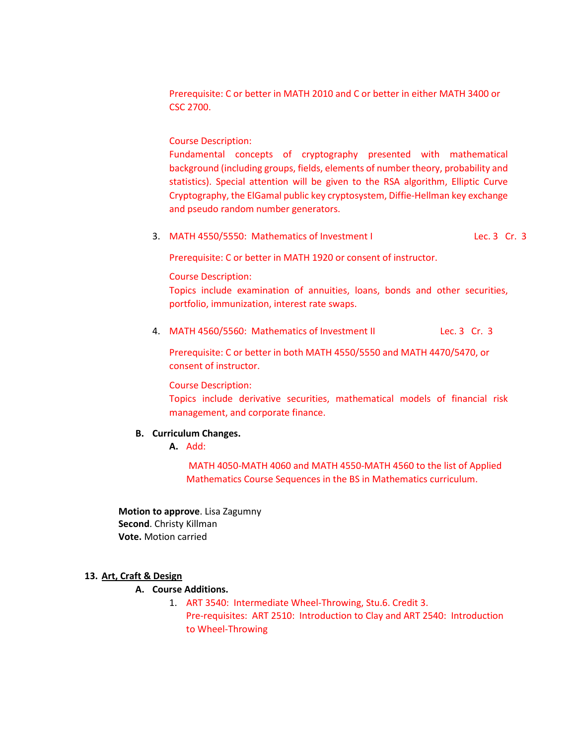Prerequisite: C or better in MATH 2010 and C or better in either MATH 3400 or CSC 2700.

Course Description:
Fundamental concepts of cryptography presented with mathematical background (including groups, fields, elements of number theory, probability and statistics). Special attention will be given to the RSA algorithm, Elliptic Curve Cryptography, the ElGamal public key cryptosystem, Diffie-Hellman key exchange and pseudo random number generators.

3. MATH 4550/5550: Mathematics of Investment I Lec. 3 Cr. 3

   Prerequisite: C or better in MATH 1920 or consent of instructor.

   Course Description:
   Topics include examination of annuities, loans, bonds and other securities, portfolio, immunization, interest rate swaps.

4. MATH 4560/5560: Mathematics of Investment II Lec. 3 Cr. 3

   Prerequisite: C or better in both MATH 4550/5550 and MATH 4470/5470, or consent of instructor.

   Course Description:
   Topics include derivative securities, mathematical models of financial risk management, and corporate finance.

**B. Curriculum Changes.**

**A.** Add:

MATH 4050-MATH 4060 and MATH 4550-MATH 4560 to the list of Applied Mathematics Course Sequences in the BS in Mathematics curriculum.

**Motion to approve**. Lisa Zagumny
**Second**. Christy Killman
**Vote.** Motion carried

## 13. Art, Craft & Design

**A. Course Additions.**

1. ART 3540: Intermediate Wheel-Throwing, Stu.6. Credit 3.
   Pre-requisites: ART 2510: Introduction to Clay and ART 2540: Introduction to Wheel-Throwing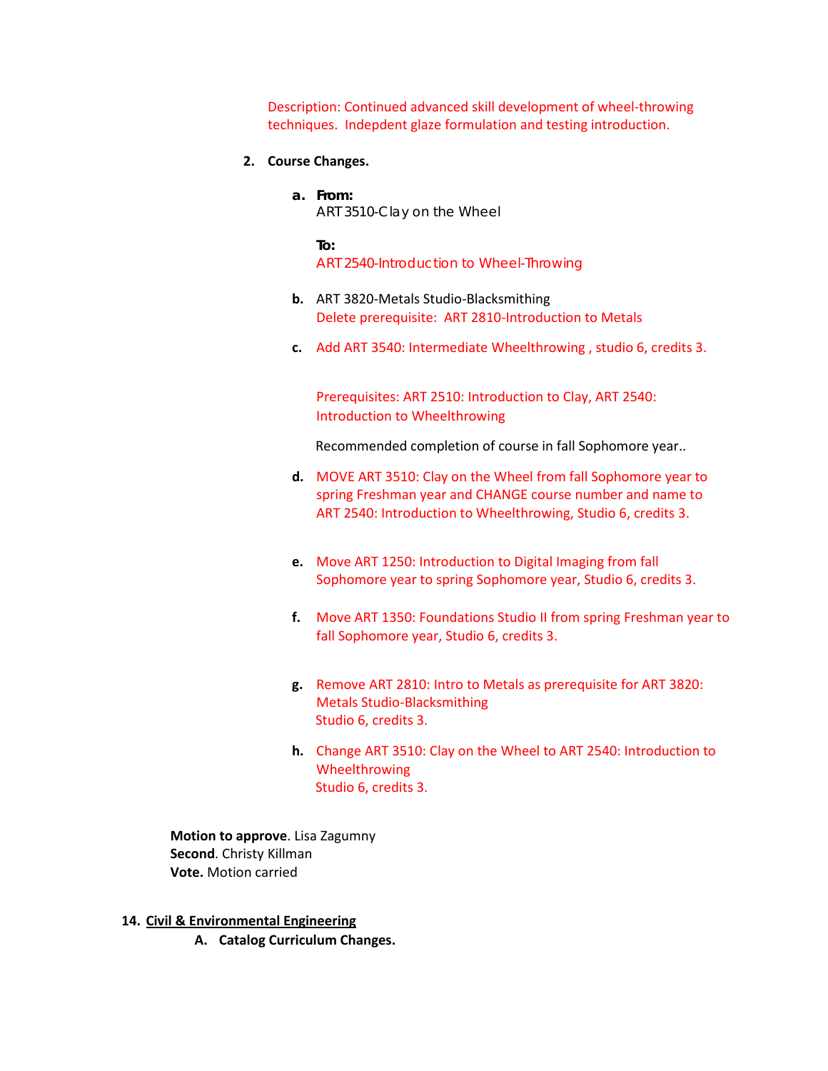Description: Continued advanced skill development of wheel-throwing techniques. Indepdent glaze formulation and testing introduction.

2. **Course Changes.**

   a. **From:**
   ART3510-Clay on the Wheel

   **To:**
   ART2540-Introduction to Wheel-Throwing

   b. ART 3820-Metals Studio-Blacksmithing
   Delete prerequisite: ART 2810-Introduction to Metals

   c. Add ART 3540: Intermediate Wheelthrowing , studio 6, credits 3.

   Prerequisites: ART 2510: Introduction to Clay, ART 2540: Introduction to Wheelthrowing

   Recommended completion of course in fall Sophomore year..

   d. MOVE ART 3510: Clay on the Wheel from fall Sophomore year to spring Freshman year and CHANGE course number and name to ART 2540: Introduction to Wheelthrowing, Studio 6, credits 3.

   e. Move ART 1250: Introduction to Digital Imaging from fall Sophomore year to spring Sophomore year, Studio 6, credits 3.

   f. Move ART 1350: Foundations Studio II from spring Freshman year to fall Sophomore year, Studio 6, credits 3.

   g. Remove ART 2810: Intro to Metals as prerequisite for ART 3820: Metals Studio-Blacksmithing
   Studio 6, credits 3.

   h. Change ART 3510: Clay on the Wheel to ART 2540: Introduction to Wheelthrowing
   Studio 6, credits 3.

**Motion to approve**. Lisa Zagumny
**Second**. Christy Killman
**Vote.** Motion carried

14. **Civil & Environmental Engineering**

   A. **Catalog Curriculum Changes.**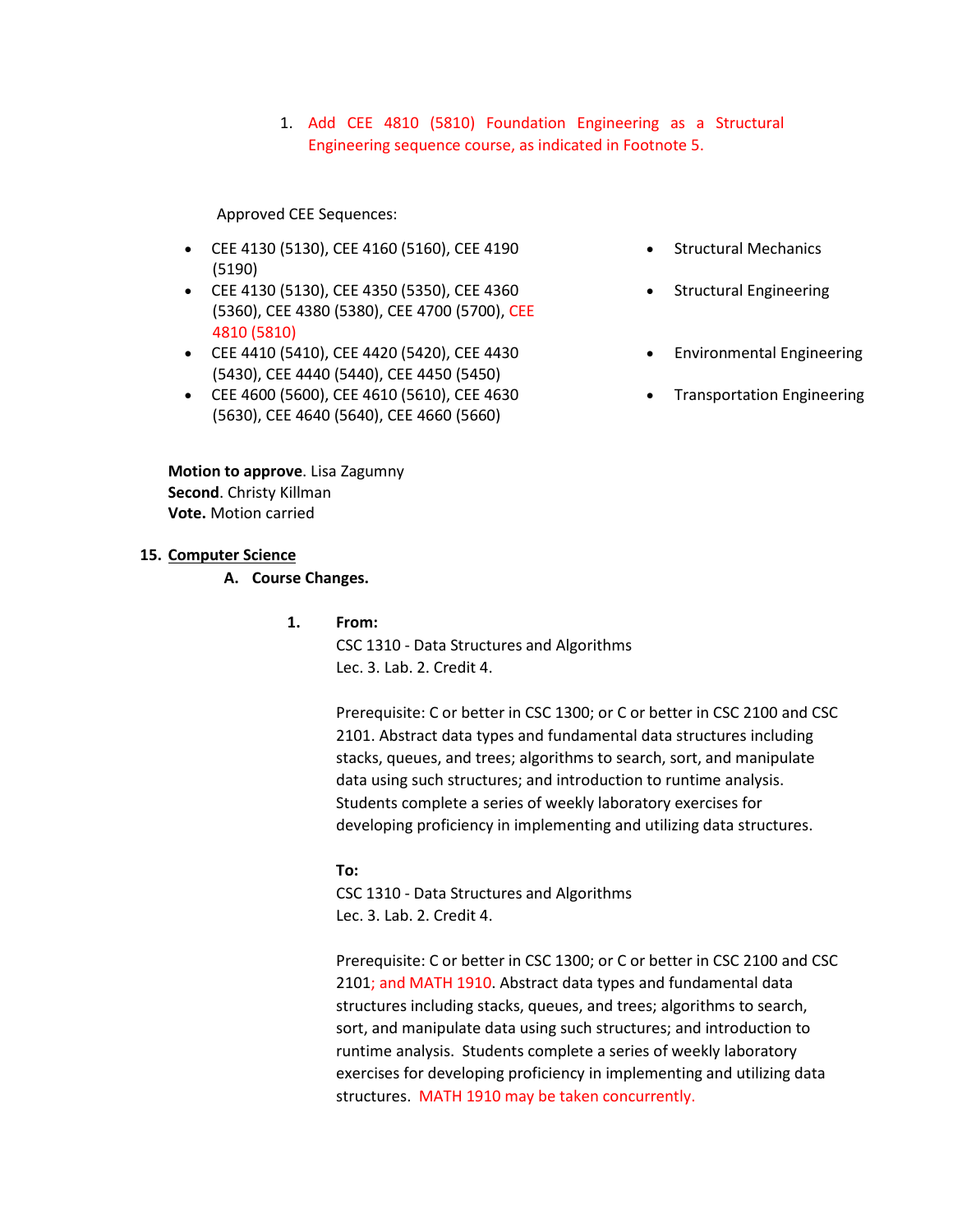1. Add CEE 4810 (5810) Foundation Engineering as a Structural Engineering sequence course, as indicated in Footnote 5.

Approved CEE Sequences:

| Courses | Sequence |
| --- | --- |
| CEE 4130 (5130), CEE 4160 (5160), CEE 4190 (5190) | Structural Mechanics |
| CEE 4130 (5130), CEE 4350 (5350), CEE 4360 (5360), CEE 4380 (5380), CEE 4700 (5700), CEE 4810 (5810) | Structural Engineering |
| CEE 4410 (5410), CEE 4420 (5420), CEE 4430 (5430), CEE 4440 (5440), CEE 4450 (5450) | Environmental Engineering |
| CEE 4600 (5600), CEE 4610 (5610), CEE 4630 (5630), CEE 4640 (5640), CEE 4660 (5660) | Transportation Engineering |

**Motion to approve**. Lisa Zagumny
**Second**. Christy Killman
**Vote.** Motion carried

## 15. Computer Science

### A. Course Changes.

1. **From:**
   CSC 1310 - Data Structures and Algorithms
   Lec. 3. Lab. 2. Credit 4.

   Prerequisite: C or better in CSC 1300; or C or better in CSC 2100 and CSC 2101. Abstract data types and fundamental data structures including stacks, queues, and trees; algorithms to search, sort, and manipulate data using such structures; and introduction to runtime analysis. Students complete a series of weekly laboratory exercises for developing proficiency in implementing and utilizing data structures.

   **To:**
   CSC 1310 - Data Structures and Algorithms
   Lec. 3. Lab. 2. Credit 4.

   Prerequisite: C or better in CSC 1300; or C or better in CSC 2100 and CSC 2101; and MATH 1910. Abstract data types and fundamental data structures including stacks, queues, and trees; algorithms to search, sort, and manipulate data using such structures; and introduction to runtime analysis. Students complete a series of weekly laboratory exercises for developing proficiency in implementing and utilizing data structures. MATH 1910 may be taken concurrently.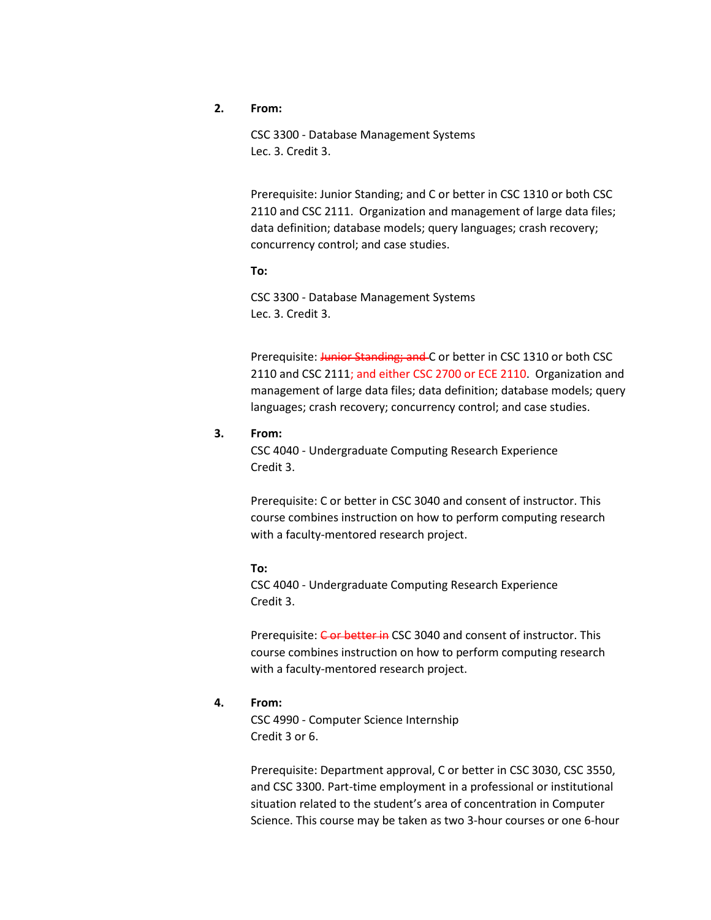**2. From:**

CSC 3300 - Database Management Systems
Lec. 3. Credit 3.

Prerequisite: Junior Standing; and C or better in CSC 1310 or both CSC 2110 and CSC 2111. Organization and management of large data files; data definition; database models; query languages; crash recovery; concurrency control; and case studies.

**To:**

CSC 3300 - Database Management Systems
Lec. 3. Credit 3.

Prerequisite: ~~Junior Standing; and~~ C or better in CSC 1310 or both CSC 2110 and CSC 2111; and either CSC 2700 or ECE 2110. Organization and management of large data files; data definition; database models; query languages; crash recovery; concurrency control; and case studies.

**3. From:**

CSC 4040 - Undergraduate Computing Research Experience
Credit 3.

Prerequisite: C or better in CSC 3040 and consent of instructor. This course combines instruction on how to perform computing research with a faculty-mentored research project.

**To:**

CSC 4040 - Undergraduate Computing Research Experience
Credit 3.

Prerequisite: ~~C or better in~~ CSC 3040 and consent of instructor. This course combines instruction on how to perform computing research with a faculty-mentored research project.

**4. From:**

CSC 4990 - Computer Science Internship
Credit 3 or 6.

Prerequisite: Department approval, C or better in CSC 3030, CSC 3550, and CSC 3300. Part-time employment in a professional or institutional situation related to the student's area of concentration in Computer Science. This course may be taken as two 3-hour courses or one 6-hour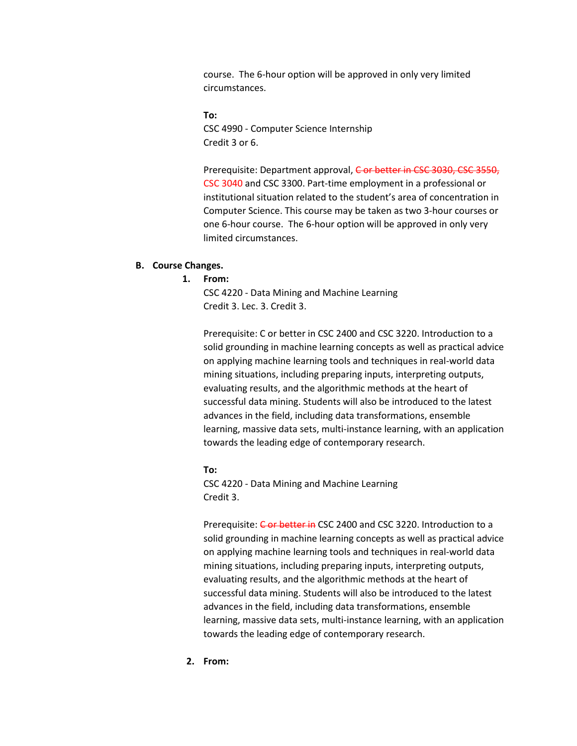course. The 6-hour option will be approved in only very limited circumstances.

**To:**
CSC 4990 - Computer Science Internship
Credit 3 or 6.

Prerequisite: Department approval, ~~C or better in CSC 3030, CSC 3550,~~ CSC 3040 and CSC 3300. Part-time employment in a professional or institutional situation related to the student's area of concentration in Computer Science. This course may be taken as two 3-hour courses or one 6-hour course. The 6-hour option will be approved in only very limited circumstances.

**B. Course Changes.**

1. **From:**
   CSC 4220 - Data Mining and Machine Learning
   Credit 3. Lec. 3. Credit 3.

   Prerequisite: C or better in CSC 2400 and CSC 3220. Introduction to a solid grounding in machine learning concepts as well as practical advice on applying machine learning tools and techniques in real-world data mining situations, including preparing inputs, interpreting outputs, evaluating results, and the algorithmic methods at the heart of successful data mining. Students will also be introduced to the latest advances in the field, including data transformations, ensemble learning, massive data sets, multi-instance learning, with an application towards the leading edge of contemporary research.

   **To:**
   CSC 4220 - Data Mining and Machine Learning
   Credit 3.

   Prerequisite: ~~C or better in~~ CSC 2400 and CSC 3220. Introduction to a solid grounding in machine learning concepts as well as practical advice on applying machine learning tools and techniques in real-world data mining situations, including preparing inputs, interpreting outputs, evaluating results, and the algorithmic methods at the heart of successful data mining. Students will also be introduced to the latest advances in the field, including data transformations, ensemble learning, massive data sets, multi-instance learning, with an application towards the leading edge of contemporary research.

2. **From:**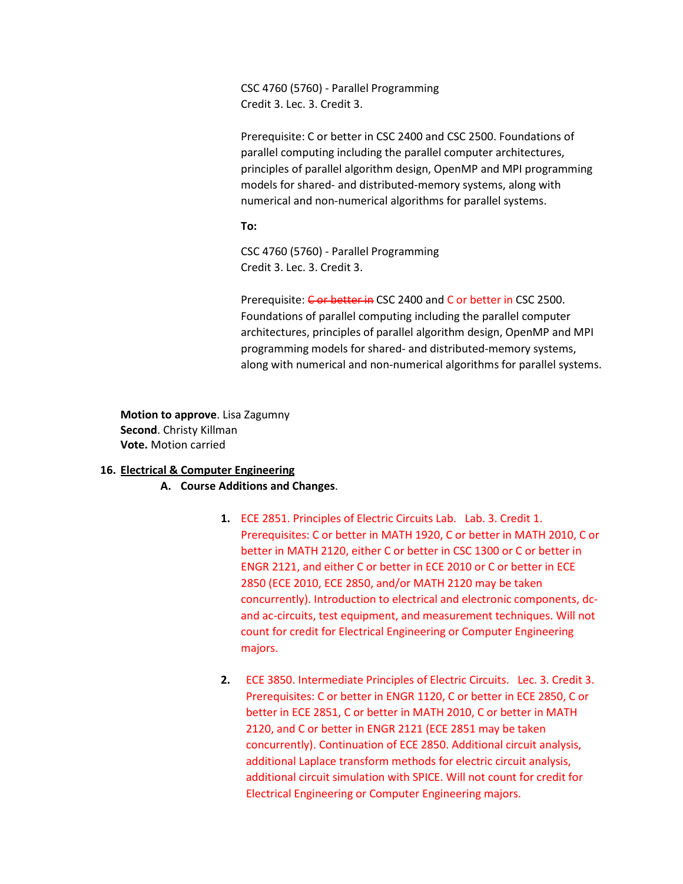CSC 4760 (5760) - Parallel Programming
Credit 3. Lec. 3. Credit 3.

Prerequisite: C or better in CSC 2400 and CSC 2500. Foundations of parallel computing including the parallel computer architectures, principles of parallel algorithm design, OpenMP and MPI programming models for shared- and distributed-memory systems, along with numerical and non-numerical algorithms for parallel systems.

**To:**

CSC 4760 (5760) - Parallel Programming
Credit 3. Lec. 3. Credit 3.

Prerequisite: ~~C or better in~~ CSC 2400 and C or better in CSC 2500. Foundations of parallel computing including the parallel computer architectures, principles of parallel algorithm design, OpenMP and MPI programming models for shared- and distributed-memory systems, along with numerical and non-numerical algorithms for parallel systems.

**Motion to approve**. Lisa Zagumny
**Second**. Christy Killman
**Vote.** Motion carried

**16. Electrical & Computer Engineering**

**A. Course Additions and Changes**.

1. ECE 2851. Principles of Electric Circuits Lab. Lab. 3. Credit 1. Prerequisites: C or better in MATH 1920, C or better in MATH 2010, C or better in MATH 2120, either C or better in CSC 1300 or C or better in ENGR 2121, and either C or better in ECE 2010 or C or better in ECE 2850 (ECE 2010, ECE 2850, and/or MATH 2120 may be taken concurrently). Introduction to electrical and electronic components, dc- and ac-circuits, test equipment, and measurement techniques. Will not count for credit for Electrical Engineering or Computer Engineering majors.

2. ECE 3850. Intermediate Principles of Electric Circuits. Lec. 3. Credit 3. Prerequisites: C or better in ENGR 1120, C or better in ECE 2850, C or better in ECE 2851, C or better in MATH 2010, C or better in MATH 2120, and C or better in ENGR 2121 (ECE 2851 may be taken concurrently). Continuation of ECE 2850. Additional circuit analysis, additional Laplace transform methods for electric circuit analysis, additional circuit simulation with SPICE. Will not count for credit for Electrical Engineering or Computer Engineering majors.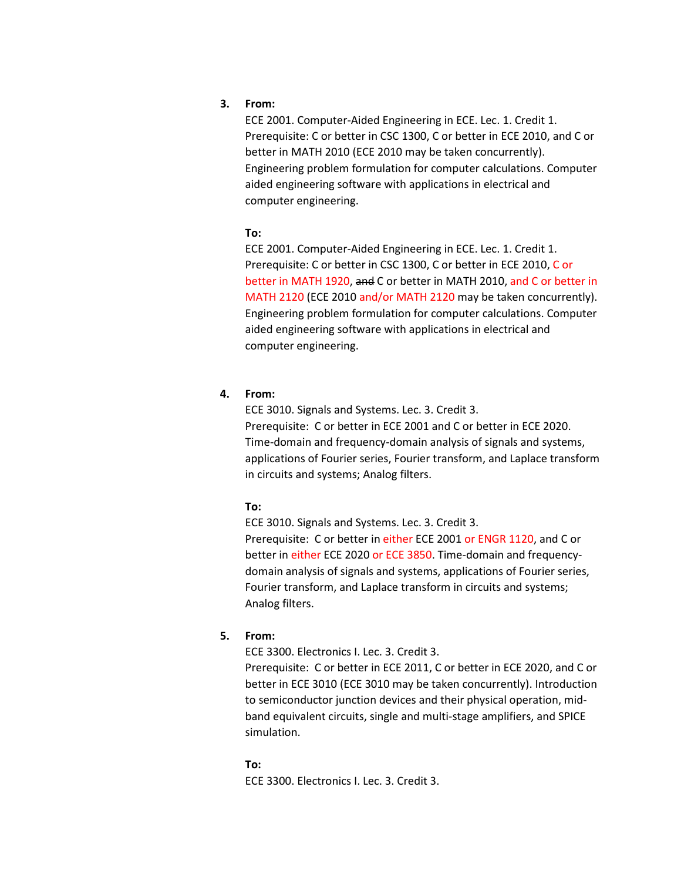3. **From:**

   ECE 2001. Computer-Aided Engineering in ECE. Lec. 1. Credit 1. Prerequisite: C or better in CSC 1300, C or better in ECE 2010, and C or better in MATH 2010 (ECE 2010 may be taken concurrently). Engineering problem formulation for computer calculations. Computer aided engineering software with applications in electrical and computer engineering.

   **To:**

   ECE 2001. Computer-Aided Engineering in ECE. Lec. 1. Credit 1. Prerequisite: C or better in CSC 1300, C or better in ECE 2010, C or better in MATH 1920, ~~and~~ C or better in MATH 2010, and C or better in MATH 2120 (ECE 2010 and/or MATH 2120 may be taken concurrently). Engineering problem formulation for computer calculations. Computer aided engineering software with applications in electrical and computer engineering.

4. **From:**

   ECE 3010. Signals and Systems. Lec. 3. Credit 3.
   Prerequisite: C or better in ECE 2001 and C or better in ECE 2020. Time-domain and frequency-domain analysis of signals and systems, applications of Fourier series, Fourier transform, and Laplace transform in circuits and systems; Analog filters.

   **To:**

   ECE 3010. Signals and Systems. Lec. 3. Credit 3.
   Prerequisite: C or better in either ECE 2001 or ENGR 1120, and C or better in either ECE 2020 or ECE 3850. Time-domain and frequency-domain analysis of signals and systems, applications of Fourier series, Fourier transform, and Laplace transform in circuits and systems; Analog filters.

5. **From:**

   ECE 3300. Electronics I. Lec. 3. Credit 3.
   Prerequisite: C or better in ECE 2011, C or better in ECE 2020, and C or better in ECE 3010 (ECE 3010 may be taken concurrently). Introduction to semiconductor junction devices and their physical operation, mid-band equivalent circuits, single and multi-stage amplifiers, and SPICE simulation.

   **To:**

   ECE 3300. Electronics I. Lec. 3. Credit 3.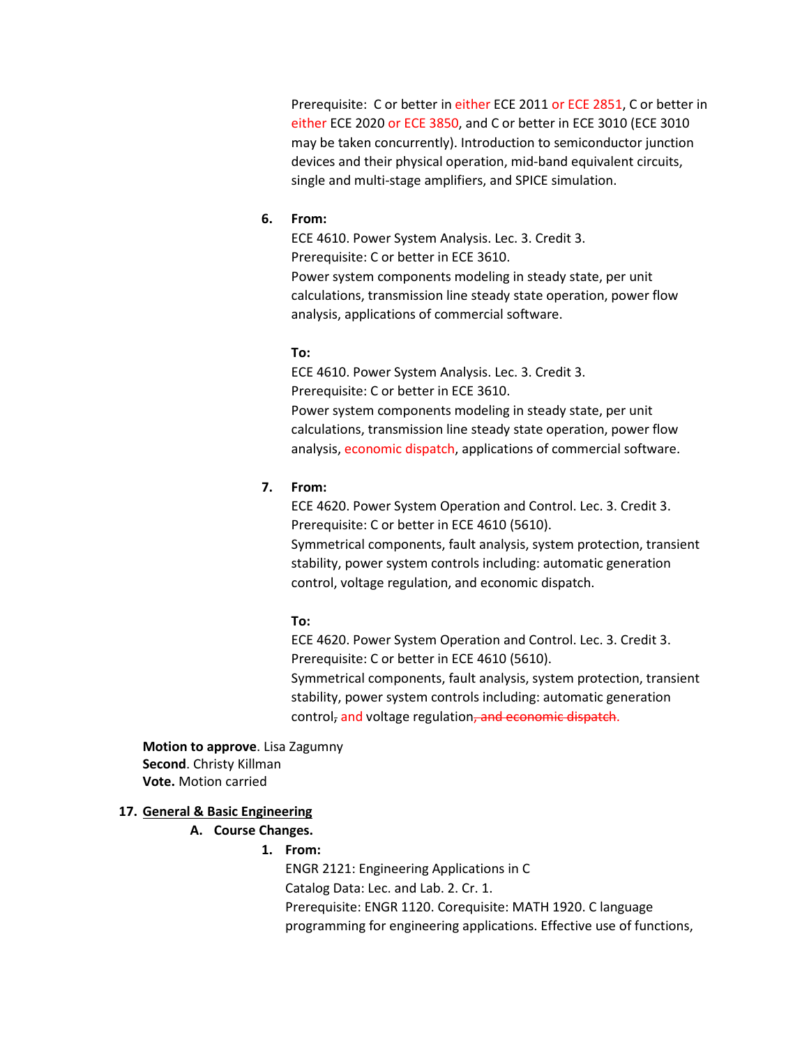Prerequisite: C or better in either ECE 2011 or ECE 2851, C or better in either ECE 2020 or ECE 3850, and C or better in ECE 3010 (ECE 3010 may be taken concurrently). Introduction to semiconductor junction devices and their physical operation, mid-band equivalent circuits, single and multi-stage amplifiers, and SPICE simulation.

6. **From:**
   ECE 4610. Power System Analysis. Lec. 3. Credit 3.
   Prerequisite: C or better in ECE 3610.
   Power system components modeling in steady state, per unit calculations, transmission line steady state operation, power flow analysis, applications of commercial software.

   **To:**
   ECE 4610. Power System Analysis. Lec. 3. Credit 3.
   Prerequisite: C or better in ECE 3610.
   Power system components modeling in steady state, per unit calculations, transmission line steady state operation, power flow analysis, economic dispatch, applications of commercial software.

7. **From:**
   ECE 4620. Power System Operation and Control. Lec. 3. Credit 3.
   Prerequisite: C or better in ECE 4610 (5610).
   Symmetrical components, fault analysis, system protection, transient stability, power system controls including: automatic generation control, voltage regulation, and economic dispatch.

   **To:**
   ECE 4620. Power System Operation and Control. Lec. 3. Credit 3.
   Prerequisite: C or better in ECE 4610 (5610).
   Symmetrical components, fault analysis, system protection, transient stability, power system controls including: automatic generation control~~,~~ and voltage regulation~~, and economic dispatch.~~

**Motion to approve**. Lisa Zagumny
**Second**. Christy Killman
**Vote.** Motion carried

17. <u>**General & Basic Engineering**</u>
   A. **Course Changes.**
      1. **From:**
         ENGR 2121: Engineering Applications in C
         Catalog Data: Lec. and Lab. 2. Cr. 1.
         Prerequisite: ENGR 1120. Corequisite: MATH 1920. C language programming for engineering applications. Effective use of functions,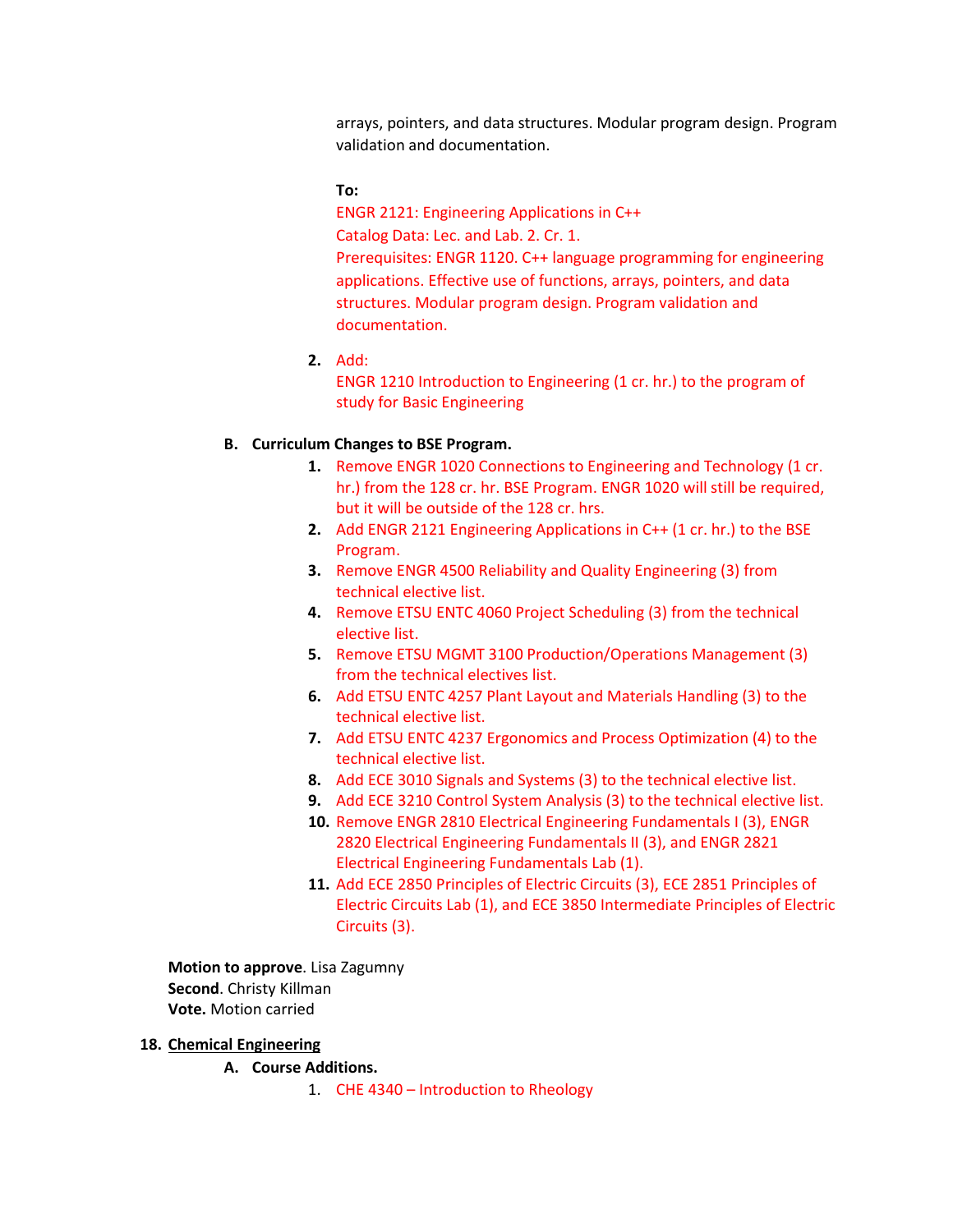arrays, pointers, and data structures. Modular program design. Program validation and documentation.

**To:**
ENGR 2121: Engineering Applications in C++
Catalog Data: Lec. and Lab. 2. Cr. 1.
Prerequisites: ENGR 1120. C++ language programming for engineering applications. Effective use of functions, arrays, pointers, and data structures. Modular program design. Program validation and documentation.

2. Add:
ENGR 1210 Introduction to Engineering (1 cr. hr.) to the program of study for Basic Engineering

**B. Curriculum Changes to BSE Program.**

1. Remove ENGR 1020 Connections to Engineering and Technology (1 cr. hr.) from the 128 cr. hr. BSE Program. ENGR 1020 will still be required, but it will be outside of the 128 cr. hrs.
2. Add ENGR 2121 Engineering Applications in C++ (1 cr. hr.) to the BSE Program.
3. Remove ENGR 4500 Reliability and Quality Engineering (3) from technical elective list.
4. Remove ETSU ENTC 4060 Project Scheduling (3) from the technical elective list.
5. Remove ETSU MGMT 3100 Production/Operations Management (3) from the technical electives list.
6. Add ETSU ENTC 4257 Plant Layout and Materials Handling (3) to the technical elective list.
7. Add ETSU ENTC 4237 Ergonomics and Process Optimization (4) to the technical elective list.
8. Add ECE 3010 Signals and Systems (3) to the technical elective list.
9. Add ECE 3210 Control System Analysis (3) to the technical elective list.
10. Remove ENGR 2810 Electrical Engineering Fundamentals I (3), ENGR 2820 Electrical Engineering Fundamentals II (3), and ENGR 2821 Electrical Engineering Fundamentals Lab (1).
11. Add ECE 2850 Principles of Electric Circuits (3), ECE 2851 Principles of Electric Circuits Lab (1), and ECE 3850 Intermediate Principles of Electric Circuits (3).

**Motion to approve**. Lisa Zagumny
**Second**. Christy Killman
**Vote.** Motion carried

18. Chemical Engineering

**A. Course Additions.**

1. CHE 4340 – Introduction to Rheology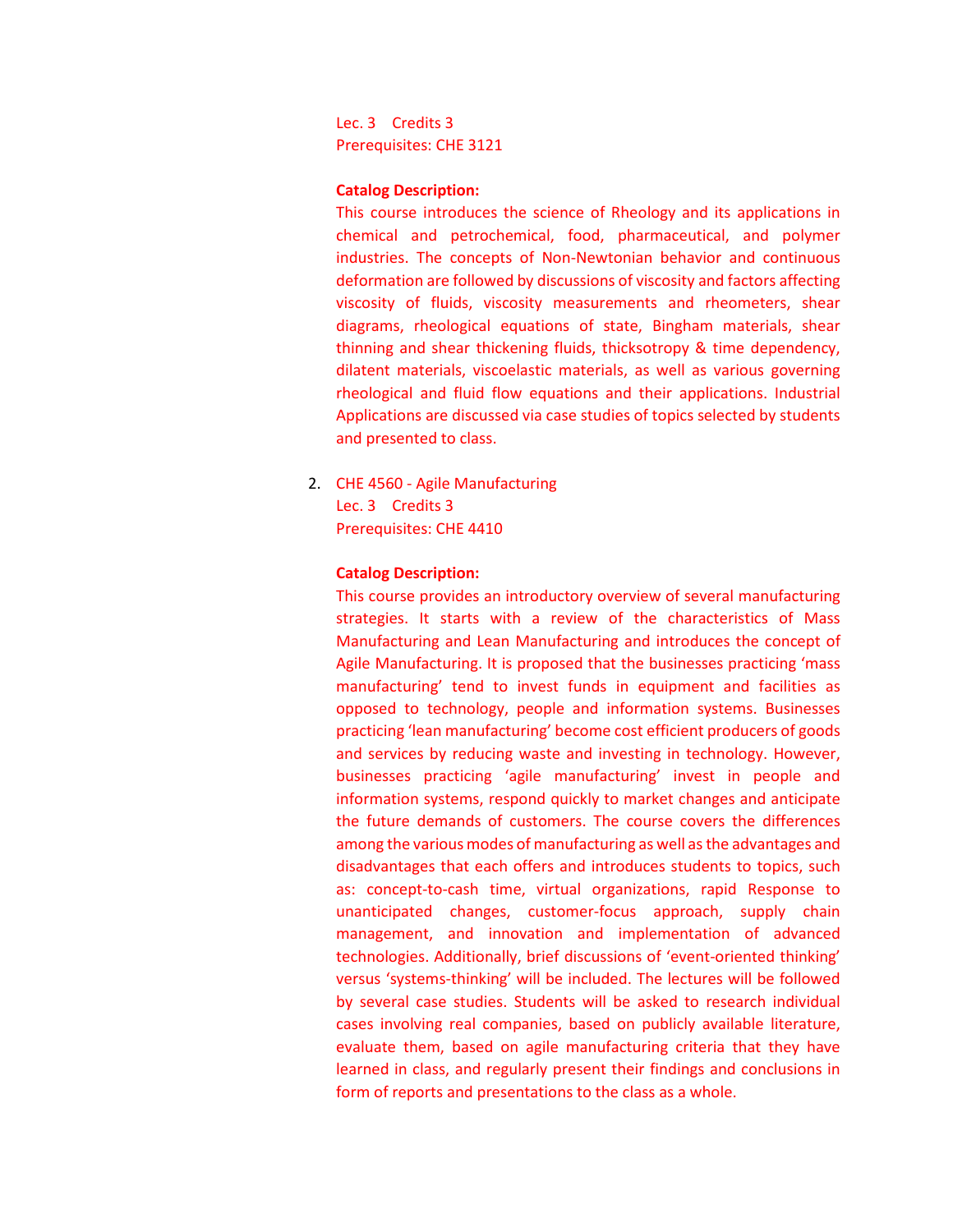Lec. 3 Credits 3
Prerequisites: CHE 3121

**Catalog Description:**
This course introduces the science of Rheology and its applications in chemical and petrochemical, food, pharmaceutical, and polymer industries. The concepts of Non-Newtonian behavior and continuous deformation are followed by discussions of viscosity and factors affecting viscosity of fluids, viscosity measurements and rheometers, shear diagrams, rheological equations of state, Bingham materials, shear thinning and shear thickening fluids, thicksotropy & time dependency, dilatent materials, viscoelastic materials, as well as various governing rheological and fluid flow equations and their applications. Industrial Applications are discussed via case studies of topics selected by students and presented to class.

2. CHE 4560 - Agile Manufacturing
   Lec. 3 Credits 3
   Prerequisites: CHE 4410

   **Catalog Description:**
   This course provides an introductory overview of several manufacturing strategies. It starts with a review of the characteristics of Mass Manufacturing and Lean Manufacturing and introduces the concept of Agile Manufacturing. It is proposed that the businesses practicing 'mass manufacturing' tend to invest funds in equipment and facilities as opposed to technology, people and information systems. Businesses practicing 'lean manufacturing' become cost efficient producers of goods and services by reducing waste and investing in technology. However, businesses practicing 'agile manufacturing' invest in people and information systems, respond quickly to market changes and anticipate the future demands of customers. The course covers the differences among the various modes of manufacturing as well as the advantages and disadvantages that each offers and introduces students to topics, such as: concept-to-cash time, virtual organizations, rapid Response to unanticipated changes, customer-focus approach, supply chain management, and innovation and implementation of advanced technologies. Additionally, brief discussions of 'event-oriented thinking' versus 'systems-thinking' will be included. The lectures will be followed by several case studies. Students will be asked to research individual cases involving real companies, based on publicly available literature, evaluate them, based on agile manufacturing criteria that they have learned in class, and regularly present their findings and conclusions in form of reports and presentations to the class as a whole.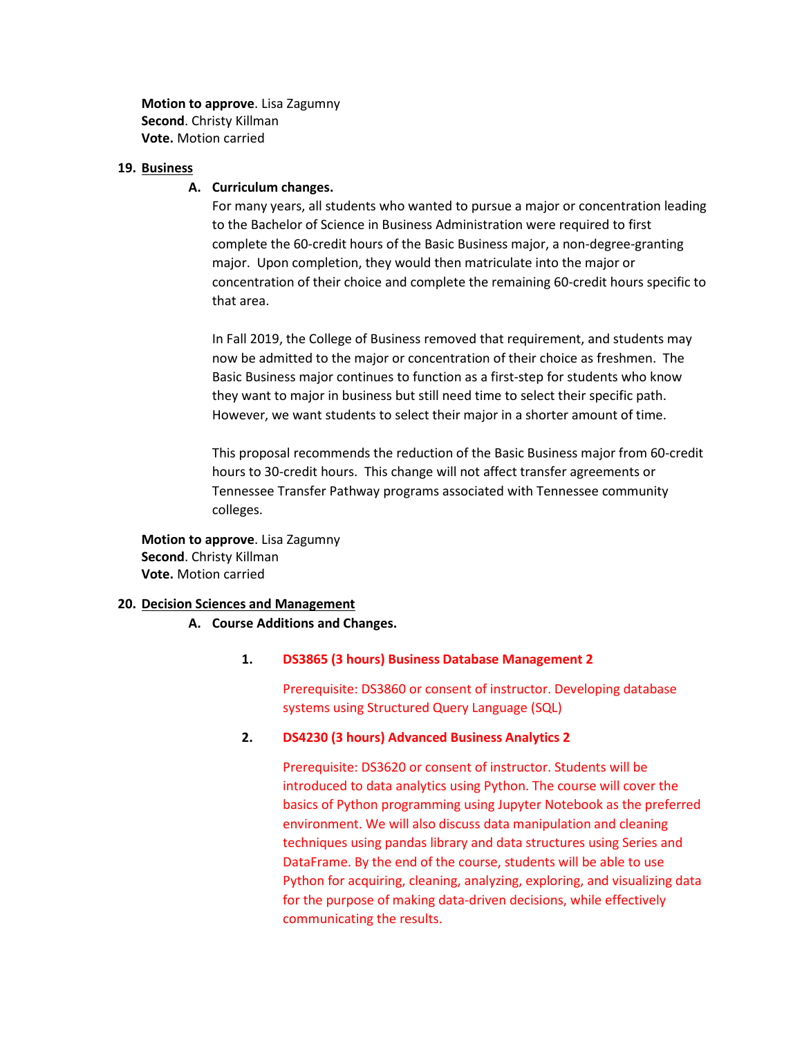**Motion to approve**. Lisa Zagumny
**Second**. Christy Killman
**Vote.** Motion carried

**19. Business**

**A. Curriculum changes.**

For many years, all students who wanted to pursue a major or concentration leading to the Bachelor of Science in Business Administration were required to first complete the 60-credit hours of the Basic Business major, a non-degree-granting major. Upon completion, they would then matriculate into the major or concentration of their choice and complete the remaining 60-credit hours specific to that area.

In Fall 2019, the College of Business removed that requirement, and students may now be admitted to the major or concentration of their choice as freshmen. The Basic Business major continues to function as a first-step for students who know they want to major in business but still need time to select their specific path. However, we want students to select their major in a shorter amount of time.

This proposal recommends the reduction of the Basic Business major from 60-credit hours to 30-credit hours. This change will not affect transfer agreements or Tennessee Transfer Pathway programs associated with Tennessee community colleges.

**Motion to approve**. Lisa Zagumny
**Second**. Christy Killman
**Vote.** Motion carried

**20. Decision Sciences and Management**

**A. Course Additions and Changes.**

**1. DS3865 (3 hours) Business Database Management 2**

Prerequisite: DS3860 or consent of instructor. Developing database systems using Structured Query Language (SQL)

**2. DS4230 (3 hours) Advanced Business Analytics 2**

Prerequisite: DS3620 or consent of instructor. Students will be introduced to data analytics using Python. The course will cover the basics of Python programming using Jupyter Notebook as the preferred environment. We will also discuss data manipulation and cleaning techniques using pandas library and data structures using Series and DataFrame. By the end of the course, students will be able to use Python for acquiring, cleaning, analyzing, exploring, and visualizing data for the purpose of making data-driven decisions, while effectively communicating the results.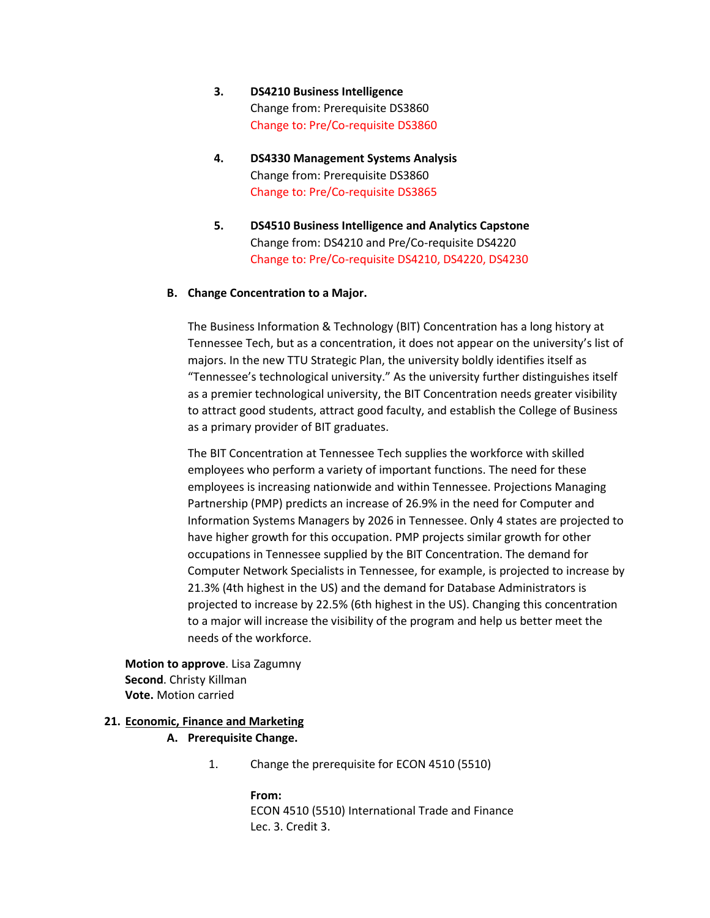3. **DS4210 Business Intelligence**
   Change from: Prerequisite DS3860
   Change to: Pre/Co-requisite DS3860

4. **DS4330 Management Systems Analysis**
   Change from: Prerequisite DS3860
   Change to: Pre/Co-requisite DS3865

5. **DS4510 Business Intelligence and Analytics Capstone**
   Change from: DS4210 and Pre/Co-requisite DS4220
   Change to: Pre/Co-requisite DS4210, DS4220, DS4230

**B. Change Concentration to a Major.**

The Business Information & Technology (BIT) Concentration has a long history at Tennessee Tech, but as a concentration, it does not appear on the university's list of majors. In the new TTU Strategic Plan, the university boldly identifies itself as "Tennessee's technological university." As the university further distinguishes itself as a premier technological university, the BIT Concentration needs greater visibility to attract good students, attract good faculty, and establish the College of Business as a primary provider of BIT graduates.

The BIT Concentration at Tennessee Tech supplies the workforce with skilled employees who perform a variety of important functions. The need for these employees is increasing nationwide and within Tennessee. Projections Managing Partnership (PMP) predicts an increase of 26.9% in the need for Computer and Information Systems Managers by 2026 in Tennessee. Only 4 states are projected to have higher growth for this occupation. PMP projects similar growth for other occupations in Tennessee supplied by the BIT Concentration. The demand for Computer Network Specialists in Tennessee, for example, is projected to increase by 21.3% (4th highest in the US) and the demand for Database Administrators is projected to increase by 22.5% (6th highest in the US). Changing this concentration to a major will increase the visibility of the program and help us better meet the needs of the workforce.

**Motion to approve**. Lisa Zagumny
**Second**. Christy Killman
**Vote.** Motion carried

**21. Economic, Finance and Marketing**

**A. Prerequisite Change.**

1. Change the prerequisite for ECON 4510 (5510)

   **From:**
   ECON 4510 (5510) International Trade and Finance
   Lec. 3. Credit 3.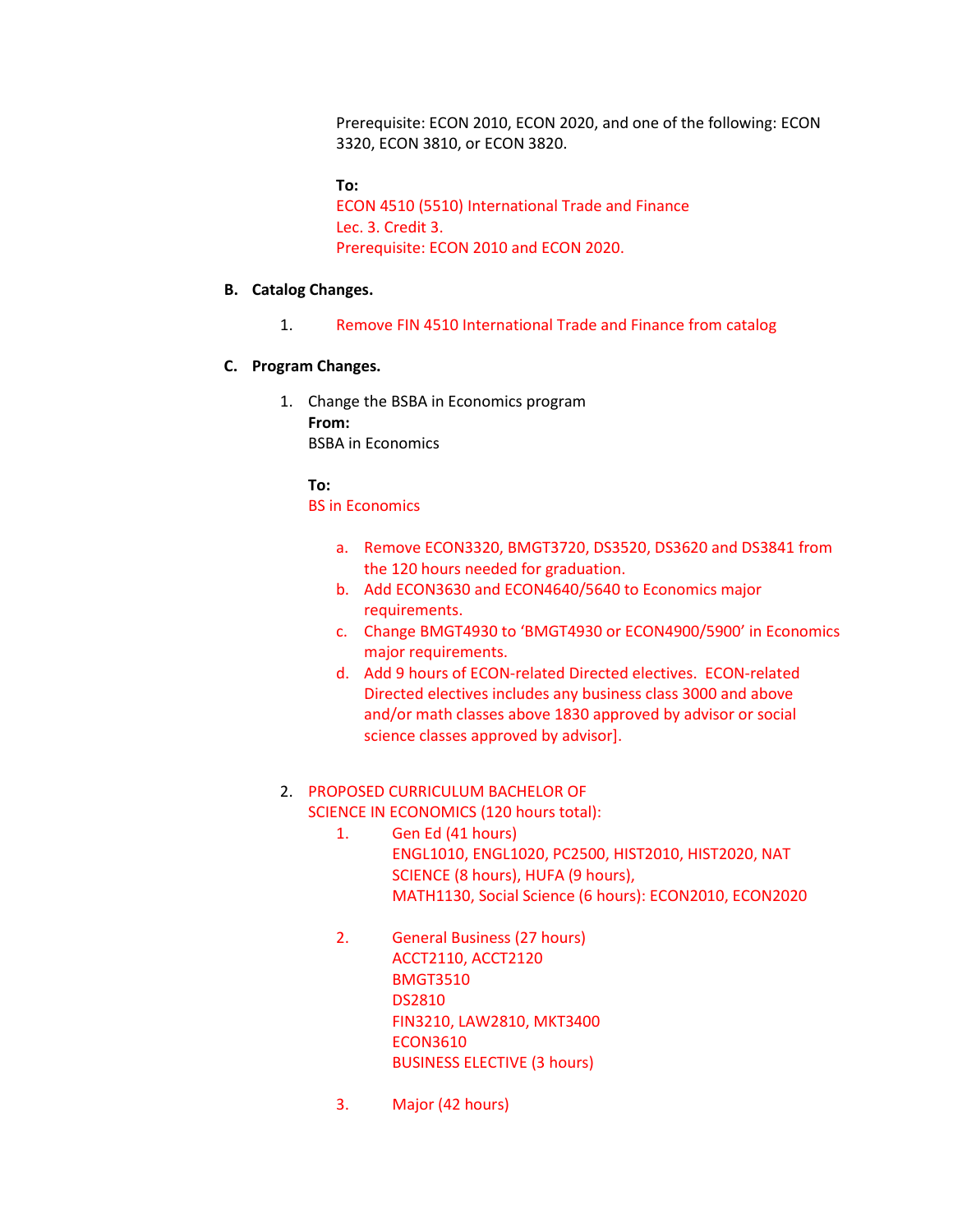Prerequisite: ECON 2010, ECON 2020, and one of the following: ECON 3320, ECON 3810, or ECON 3820.

**To:**
ECON 4510 (5510) International Trade and Finance
Lec. 3. Credit 3.
Prerequisite: ECON 2010 and ECON 2020.

**B. Catalog Changes.**

1. Remove FIN 4510 International Trade and Finance from catalog

**C. Program Changes.**

1. Change the BSBA in Economics program
   **From:**
   BSBA in Economics

   **To:**
   BS in Economics

   a. Remove ECON3320, BMGT3720, DS3520, DS3620 and DS3841 from the 120 hours needed for graduation.
   b. Add ECON3630 and ECON4640/5640 to Economics major requirements.
   c. Change BMGT4930 to 'BMGT4930 or ECON4900/5900' in Economics major requirements.
   d. Add 9 hours of ECON-related Directed electives. ECON-related Directed electives includes any business class 3000 and above and/or math classes above 1830 approved by advisor or social science classes approved by advisor].

2. PROPOSED CURRICULUM BACHELOR OF SCIENCE IN ECONOMICS (120 hours total):
   1. Gen Ed (41 hours)
      ENGL1010, ENGL1020, PC2500, HIST2010, HIST2020, NAT SCIENCE (8 hours), HUFA (9 hours),
      MATH1130, Social Science (6 hours): ECON2010, ECON2020

   2. General Business (27 hours)
      ACCT2110, ACCT2120
      BMGT3510
      DS2810
      FIN3210, LAW2810, MKT3400
      ECON3610
      BUSINESS ELECTIVE (3 hours)

   3. Major (42 hours)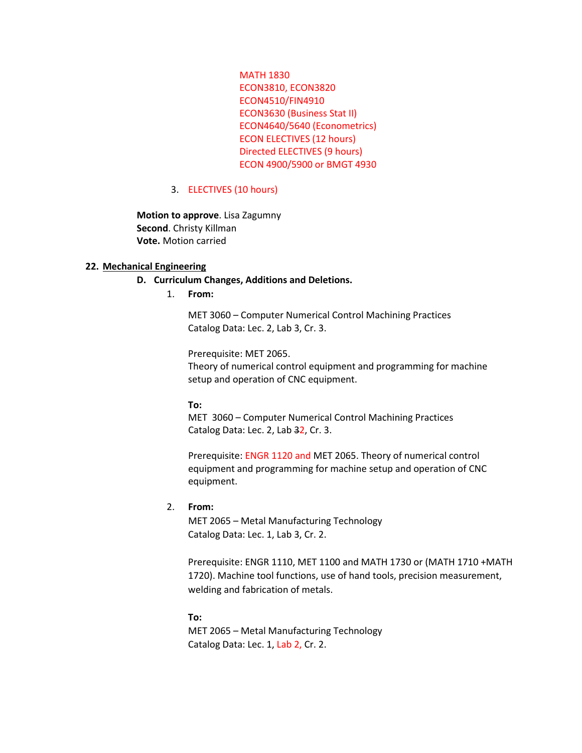MATH 1830
ECON3810, ECON3820
ECON4510/FIN4910
ECON3630 (Business Stat II)
ECON4640/5640 (Econometrics)
ECON ELECTIVES (12 hours)
Directed ELECTIVES (9 hours)
ECON 4900/5900 or BMGT 4930

3. ELECTIVES (10 hours)

**Motion to approve**. Lisa Zagumny
**Second**. Christy Killman
**Vote.** Motion carried

**22. <u>Mechanical Engineering</u>**

**D. Curriculum Changes, Additions and Deletions.**

1. **From:**

   MET 3060 – Computer Numerical Control Machining Practices
   Catalog Data: Lec. 2, Lab 3, Cr. 3.

   Prerequisite: MET 2065.
   Theory of numerical control equipment and programming for machine setup and operation of CNC equipment.

   **To:**
   MET 3060 – Computer Numerical Control Machining Practices
   Catalog Data: Lec. 2, Lab ~~3~~2, Cr. 3.

   Prerequisite: ENGR 1120 and MET 2065. Theory of numerical control equipment and programming for machine setup and operation of CNC equipment.

2. **From:**
   MET 2065 – Metal Manufacturing Technology
   Catalog Data: Lec. 1, Lab 3, Cr. 2.

   Prerequisite: ENGR 1110, MET 1100 and MATH 1730 or (MATH 1710 +MATH 1720). Machine tool functions, use of hand tools, precision measurement, welding and fabrication of metals.

   **To:**
   MET 2065 – Metal Manufacturing Technology
   Catalog Data: Lec. 1, Lab 2, Cr. 2.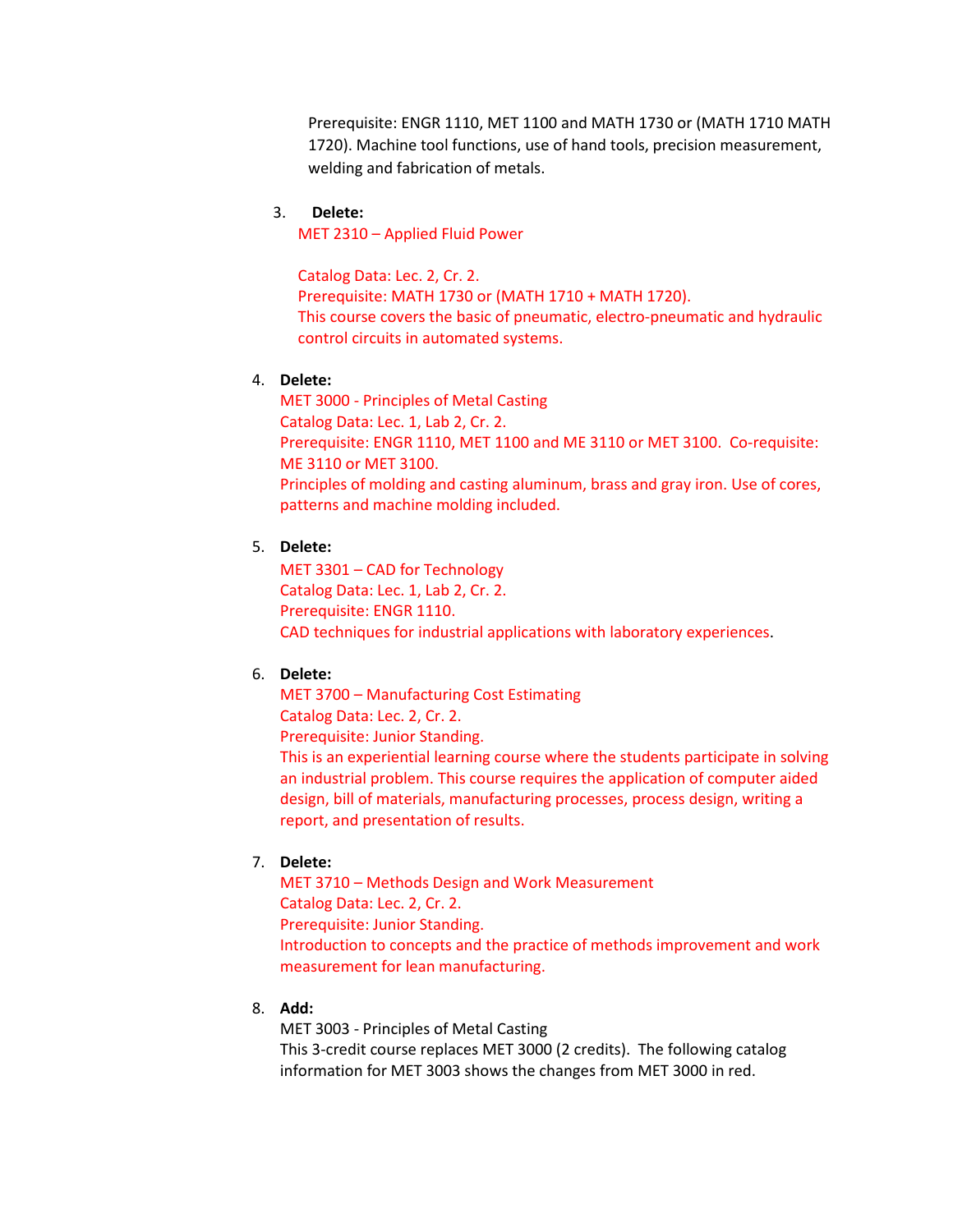Prerequisite: ENGR 1110, MET 1100 and MATH 1730 or (MATH 1710 MATH 1720). Machine tool functions, use of hand tools, precision measurement, welding and fabrication of metals.

3. **Delete:**
   MET 2310 – Applied Fluid Power

   Catalog Data: Lec. 2, Cr. 2.
   Prerequisite: MATH 1730 or (MATH 1710 + MATH 1720).
   This course covers the basic of pneumatic, electro-pneumatic and hydraulic control circuits in automated systems.

4. **Delete:**
   MET 3000 - Principles of Metal Casting
   Catalog Data: Lec. 1, Lab 2, Cr. 2.
   Prerequisite: ENGR 1110, MET 1100 and ME 3110 or MET 3100. Co-requisite: ME 3110 or MET 3100.
   Principles of molding and casting aluminum, brass and gray iron. Use of cores, patterns and machine molding included.

5. **Delete:**
   MET 3301 – CAD for Technology
   Catalog Data: Lec. 1, Lab 2, Cr. 2.
   Prerequisite: ENGR 1110.
   CAD techniques for industrial applications with laboratory experiences.

6. **Delete:**
   MET 3700 – Manufacturing Cost Estimating
   Catalog Data: Lec. 2, Cr. 2.
   Prerequisite: Junior Standing.
   This is an experiential learning course where the students participate in solving an industrial problem. This course requires the application of computer aided design, bill of materials, manufacturing processes, process design, writing a report, and presentation of results.

7. **Delete:**
   MET 3710 – Methods Design and Work Measurement
   Catalog Data: Lec. 2, Cr. 2.
   Prerequisite: Junior Standing.
   Introduction to concepts and the practice of methods improvement and work measurement for lean manufacturing.

8. **Add:**
   MET 3003 - Principles of Metal Casting
   This 3-credit course replaces MET 3000 (2 credits). The following catalog information for MET 3003 shows the changes from MET 3000 in red.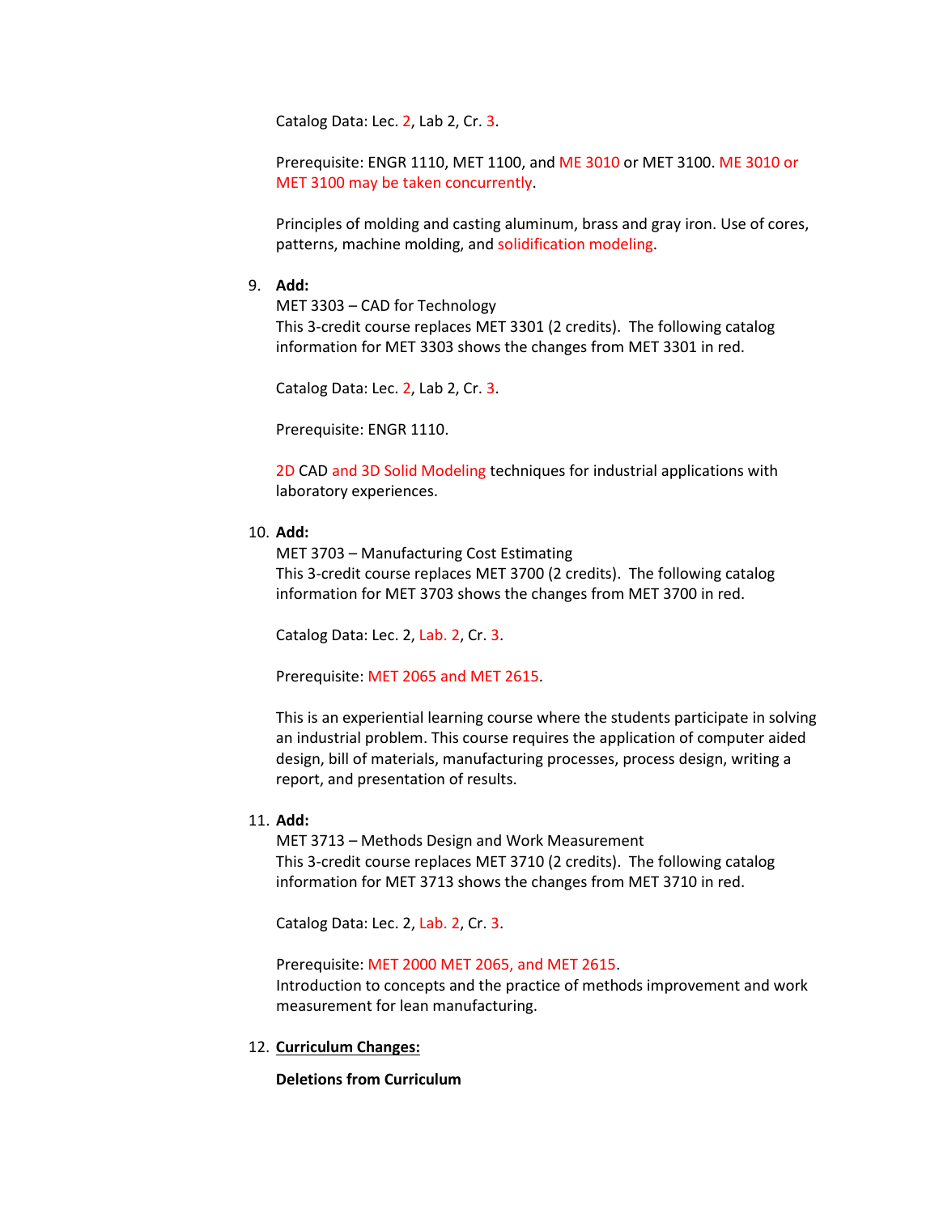Catalog Data: Lec. 2, Lab 2, Cr. 3.

Prerequisite: ENGR 1110, MET 1100, and ME 3010 or MET 3100. ME 3010 or MET 3100 may be taken concurrently.

Principles of molding and casting aluminum, brass and gray iron. Use of cores, patterns, machine molding, and solidification modeling.

9. **Add:**
   MET 3303 – CAD for Technology
   This 3-credit course replaces MET 3301 (2 credits). The following catalog information for MET 3303 shows the changes from MET 3301 in red.

   Catalog Data: Lec. 2, Lab 2, Cr. 3.

   Prerequisite: ENGR 1110.

   2D CAD and 3D Solid Modeling techniques for industrial applications with laboratory experiences.

10. **Add:**
    MET 3703 – Manufacturing Cost Estimating
    This 3-credit course replaces MET 3700 (2 credits). The following catalog information for MET 3703 shows the changes from MET 3700 in red.

    Catalog Data: Lec. 2, Lab. 2, Cr. 3.

    Prerequisite: MET 2065 and MET 2615.

    This is an experiential learning course where the students participate in solving an industrial problem. This course requires the application of computer aided design, bill of materials, manufacturing processes, process design, writing a report, and presentation of results.

11. **Add:**
    MET 3713 – Methods Design and Work Measurement
    This 3-credit course replaces MET 3710 (2 credits). The following catalog information for MET 3713 shows the changes from MET 3710 in red.

    Catalog Data: Lec. 2, Lab. 2, Cr. 3.

    Prerequisite: MET 2000 MET 2065, and MET 2615.
    Introduction to concepts and the practice of methods improvement and work measurement for lean manufacturing.

12. **Curriculum Changes:**

    **Deletions from Curriculum**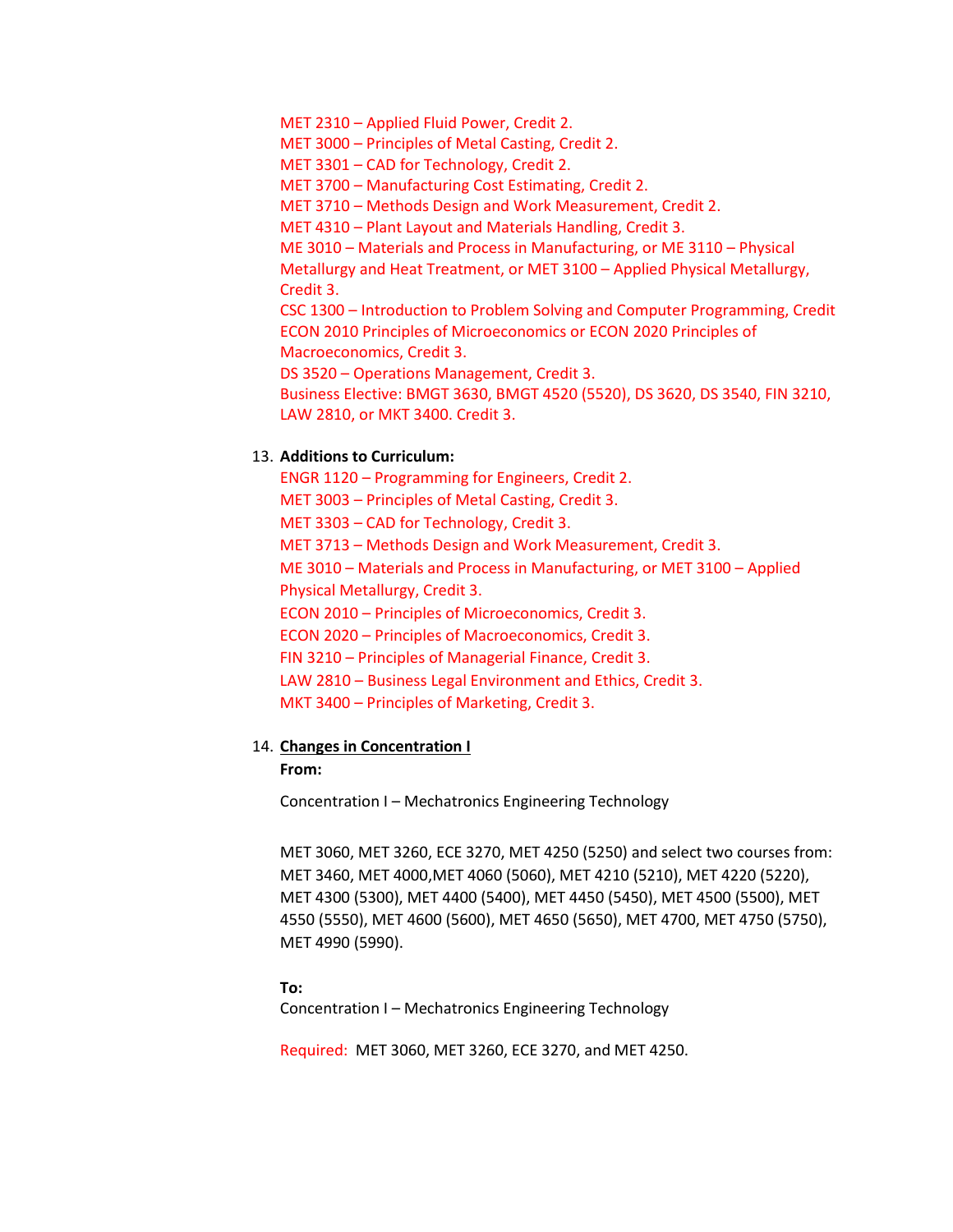MET 2310 – Applied Fluid Power, Credit 2.
MET 3000 – Principles of Metal Casting, Credit 2.
MET 3301 – CAD for Technology, Credit 2.
MET 3700 – Manufacturing Cost Estimating, Credit 2.
MET 3710 – Methods Design and Work Measurement, Credit 2.
MET 4310 – Plant Layout and Materials Handling, Credit 3.
ME 3010 – Materials and Process in Manufacturing, or ME 3110 – Physical Metallurgy and Heat Treatment, or MET 3100 – Applied Physical Metallurgy, Credit 3.
CSC 1300 – Introduction to Problem Solving and Computer Programming, Credit
ECON 2010 Principles of Microeconomics or ECON 2020 Principles of Macroeconomics, Credit 3.
DS 3520 – Operations Management, Credit 3.
Business Elective: BMGT 3630, BMGT 4520 (5520), DS 3620, DS 3540, FIN 3210, LAW 2810, or MKT 3400. Credit 3.

13. **Additions to Curriculum:**

ENGR 1120 – Programming for Engineers, Credit 2.
MET 3003 – Principles of Metal Casting, Credit 3.
MET 3303 – CAD for Technology, Credit 3.
MET 3713 – Methods Design and Work Measurement, Credit 3.
ME 3010 – Materials and Process in Manufacturing, or MET 3100 – Applied Physical Metallurgy, Credit 3.
ECON 2010 – Principles of Microeconomics, Credit 3.
ECON 2020 – Principles of Macroeconomics, Credit 3.
FIN 3210 – Principles of Managerial Finance, Credit 3.
LAW 2810 – Business Legal Environment and Ethics, Credit 3.
MKT 3400 – Principles of Marketing, Credit 3.

14. **Changes in Concentration I**

**From:**

Concentration I – Mechatronics Engineering Technology

MET 3060, MET 3260, ECE 3270, MET 4250 (5250) and select two courses from: MET 3460, MET 4000,MET 4060 (5060), MET 4210 (5210), MET 4220 (5220), MET 4300 (5300), MET 4400 (5400), MET 4450 (5450), MET 4500 (5500), MET 4550 (5550), MET 4600 (5600), MET 4650 (5650), MET 4700, MET 4750 (5750), MET 4990 (5990).

**To:**

Concentration I – Mechatronics Engineering Technology

Required: MET 3060, MET 3260, ECE 3270, and MET 4250.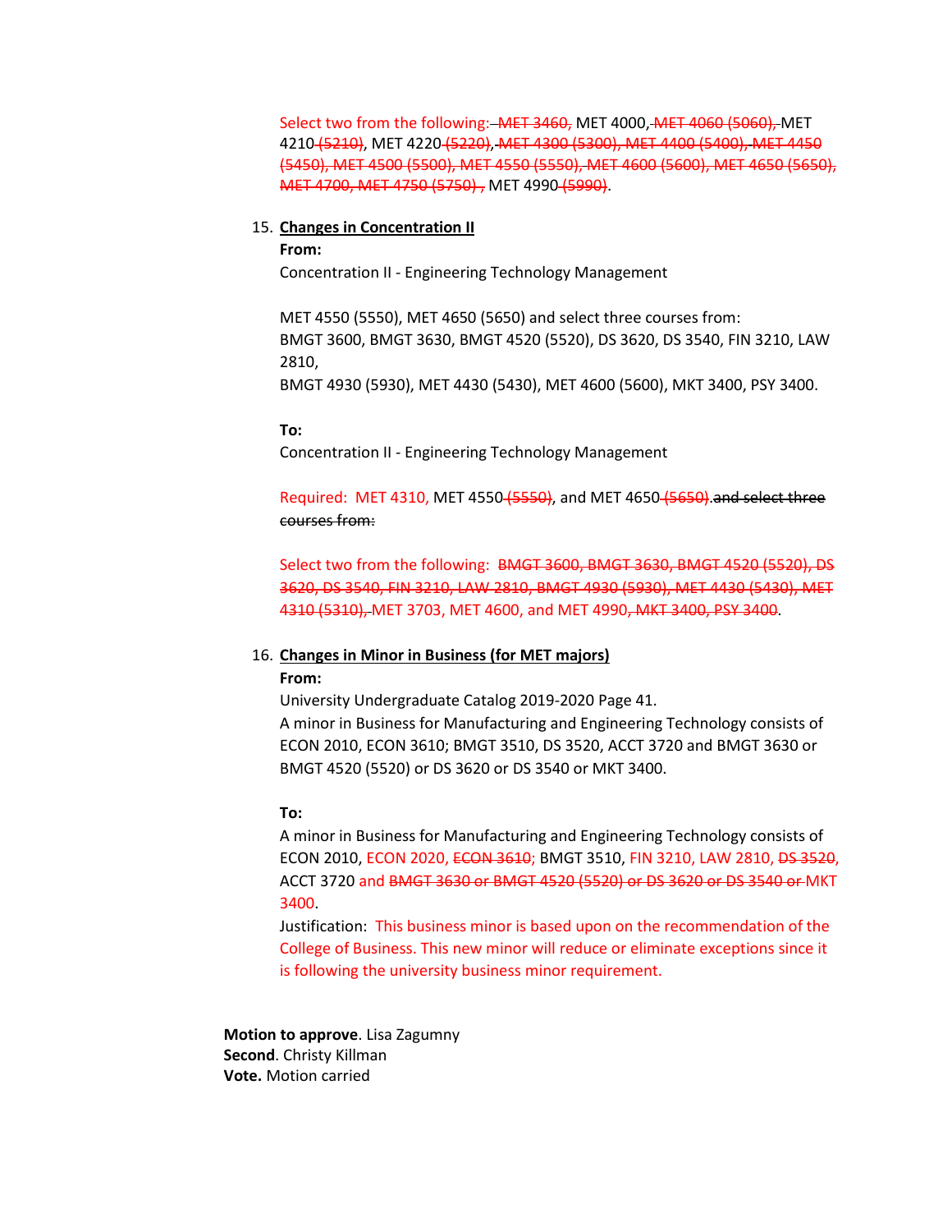Select two from the following: ~~MET 3460,~~ MET 4000, ~~MET 4060 (5060),~~ MET 4210 ~~(5210)~~, MET 4220 ~~(5220)~~, ~~MET 4300 (5300), MET 4400 (5400), MET 4450 (5450), MET 4500 (5500), MET 4550 (5550), MET 4600 (5600), MET 4650 (5650), MET 4700, MET 4750 (5750) ,~~ MET 4990 ~~(5990)~~.

15. **Changes in Concentration II**

**From:**

Concentration II - Engineering Technology Management

MET 4550 (5550), MET 4650 (5650) and select three courses from:
BMGT 3600, BMGT 3630, BMGT 4520 (5520), DS 3620, DS 3540, FIN 3210, LAW 2810,
BMGT 4930 (5930), MET 4430 (5430), MET 4600 (5600), MKT 3400, PSY 3400.

**To:**

Concentration II - Engineering Technology Management

Required: MET 4310, MET 4550 ~~(5550)~~, and MET 4650 ~~(5650)~~. ~~and select three courses from:~~

Select two from the following: ~~BMGT 3600, BMGT 3630, BMGT 4520 (5520), DS 3620, DS 3540, FIN 3210, LAW 2810, BMGT 4930 (5930), MET 4430 (5430), MET 4310 (5310),~~ MET 3703, MET 4600, and MET 4990~~, MKT 3400, PSY 3400~~.

16. **Changes in Minor in Business (for MET majors)**

**From:**

University Undergraduate Catalog 2019-2020 Page 41.
A minor in Business for Manufacturing and Engineering Technology consists of ECON 2010, ECON 3610; BMGT 3510, DS 3520, ACCT 3720 and BMGT 3630 or BMGT 4520 (5520) or DS 3620 or DS 3540 or MKT 3400.

**To:**

A minor in Business for Manufacturing and Engineering Technology consists of ECON 2010, ECON 2020, ~~ECON 3610~~; BMGT 3510, FIN 3210, LAW 2810, ~~DS 3520~~, ACCT 3720 and ~~BMGT 3630 or BMGT 4520 (5520) or DS 3620 or DS 3540 or~~ MKT 3400.

Justification: This business minor is based upon on the recommendation of the College of Business. This new minor will reduce or eliminate exceptions since it is following the university business minor requirement.

**Motion to approve**. Lisa Zagumny
**Second**. Christy Killman
**Vote.** Motion carried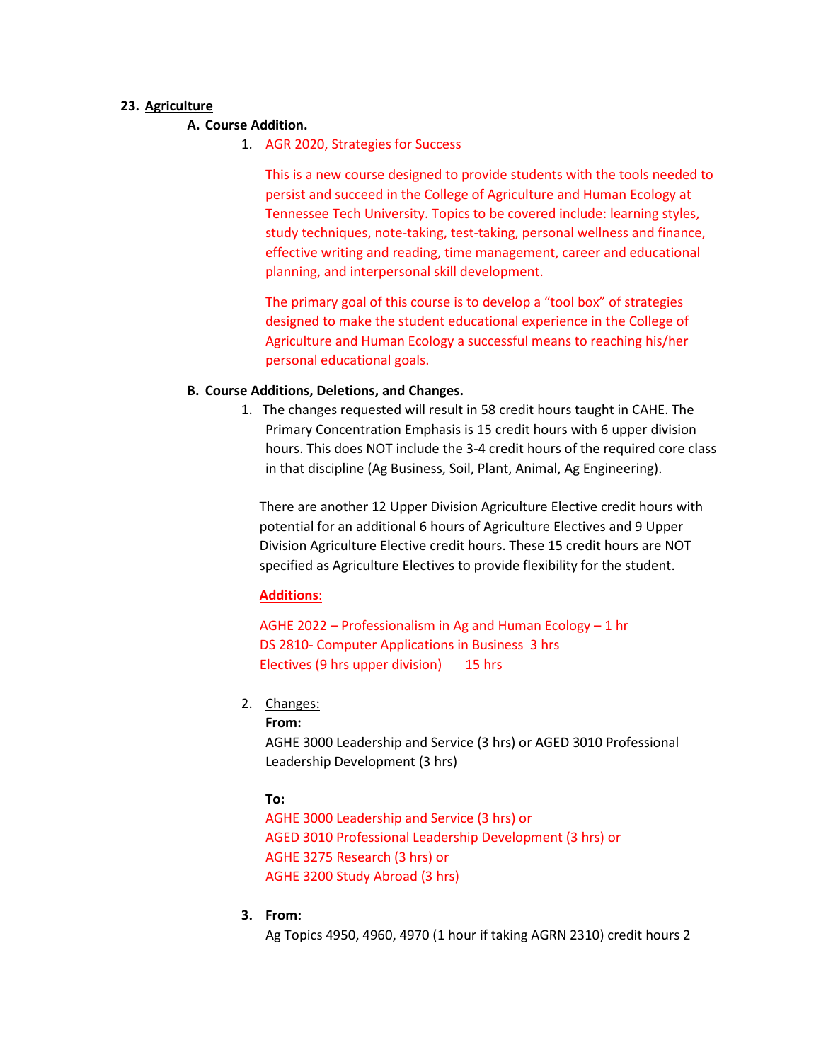**23. Agriculture**

**A. Course Addition.**

1. AGR 2020, Strategies for Success

   This is a new course designed to provide students with the tools needed to persist and succeed in the College of Agriculture and Human Ecology at Tennessee Tech University. Topics to be covered include: learning styles, study techniques, note-taking, test-taking, personal wellness and finance, effective writing and reading, time management, career and educational planning, and interpersonal skill development.

   The primary goal of this course is to develop a "tool box" of strategies designed to make the student educational experience in the College of Agriculture and Human Ecology a successful means to reaching his/her personal educational goals.

**B. Course Additions, Deletions, and Changes.**

1. The changes requested will result in 58 credit hours taught in CAHE. The Primary Concentration Emphasis is 15 credit hours with 6 upper division hours. This does NOT include the 3-4 credit hours of the required core class in that discipline (Ag Business, Soil, Plant, Animal, Ag Engineering).

   There are another 12 Upper Division Agriculture Elective credit hours with potential for an additional 6 hours of Agriculture Electives and 9 Upper Division Agriculture Elective credit hours. These 15 credit hours are NOT specified as Agriculture Electives to provide flexibility for the student.

   **Additions**:

   AGHE 2022 – Professionalism in Ag and Human Ecology – 1 hr
   DS 2810- Computer Applications in Business 3 hrs
   Electives (9 hrs upper division) 15 hrs

2. Changes:

   **From:**
   AGHE 3000 Leadership and Service (3 hrs) or AGED 3010 Professional Leadership Development (3 hrs)

   **To:**
   AGHE 3000 Leadership and Service (3 hrs) or
   AGED 3010 Professional Leadership Development (3 hrs) or
   AGHE 3275 Research (3 hrs) or
   AGHE 3200 Study Abroad (3 hrs)

3. **From:**
   Ag Topics 4950, 4960, 4970 (1 hour if taking AGRN 2310) credit hours 2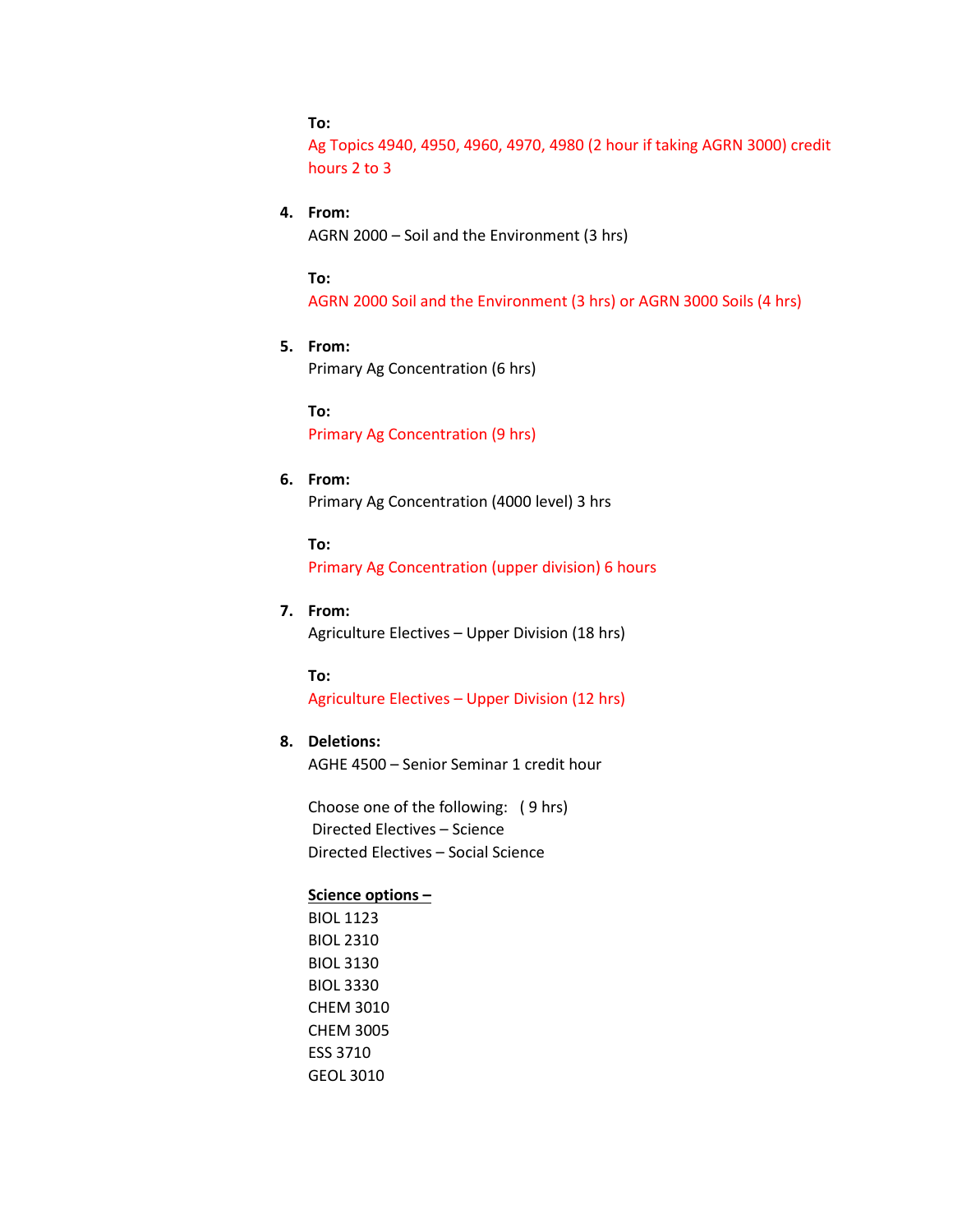**To:**
Ag Topics 4940, 4950, 4960, 4970, 4980 (2 hour if taking AGRN 3000) credit hours 2 to 3

4. **From:**
   AGRN 2000 – Soil and the Environment (3 hrs)

   **To:**
   AGRN 2000 Soil and the Environment (3 hrs) or AGRN 3000 Soils (4 hrs)

5. **From:**
   Primary Ag Concentration (6 hrs)

   **To:**
   Primary Ag Concentration (9 hrs)

6. **From:**
   Primary Ag Concentration (4000 level) 3 hrs

   **To:**
   Primary Ag Concentration (upper division) 6 hours

7. **From:**
   Agriculture Electives – Upper Division (18 hrs)

   **To:**
   Agriculture Electives – Upper Division (12 hrs)

8. **Deletions:**
   AGHE 4500 – Senior Seminar 1 credit hour

   Choose one of the following: ( 9 hrs)
   Directed Electives – Science
   Directed Electives – Social Science

   **Science options –**
   BIOL 1123
   BIOL 2310
   BIOL 3130
   BIOL 3330
   CHEM 3010
   CHEM 3005
   ESS 3710
   GEOL 3010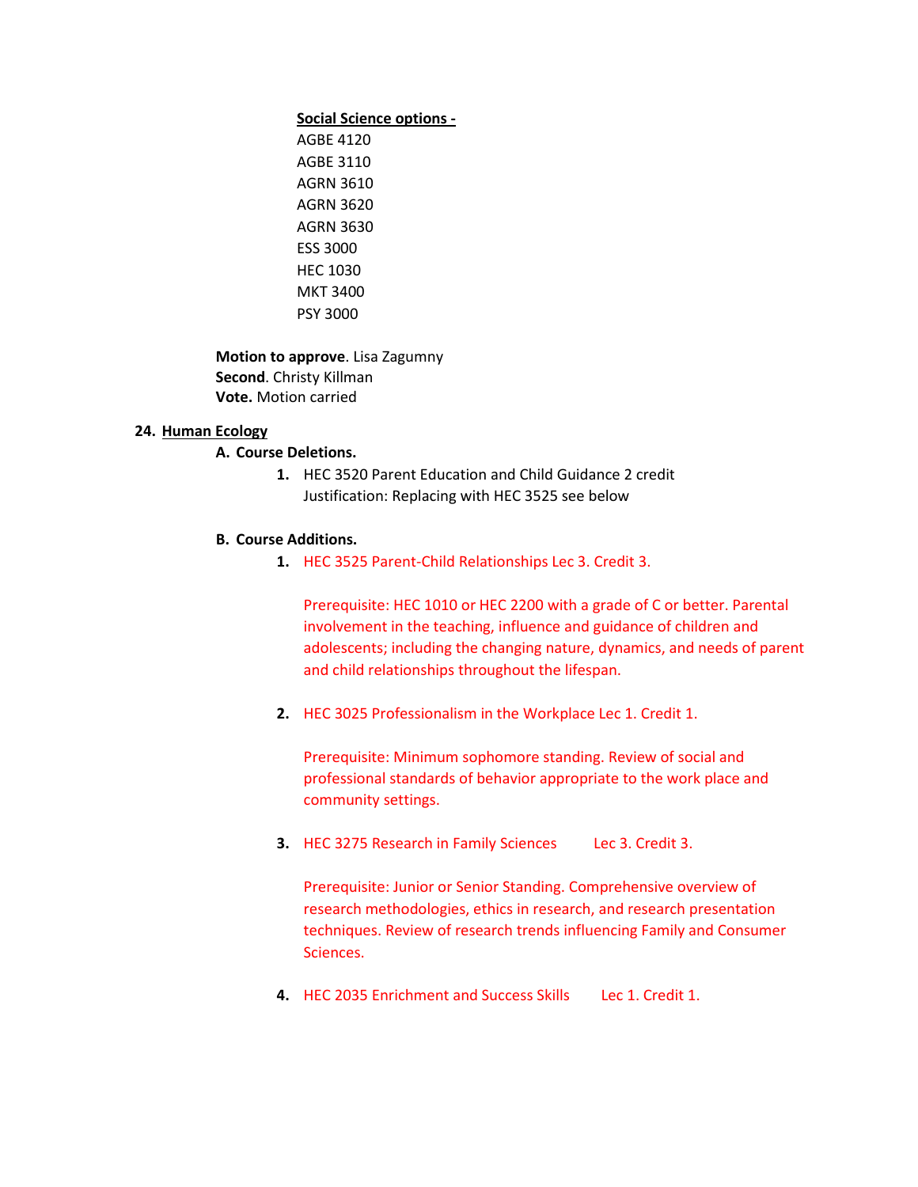**Social Science options -**

AGBE 4120
AGBE 3110
AGRN 3610
AGRN 3620
AGRN 3630
ESS 3000
HEC 1030
MKT 3400
PSY 3000

**Motion to approve**. Lisa Zagumny
**Second**. Christy Killman
**Vote.** Motion carried

**24. Human Ecology**

**A. Course Deletions.**

1. HEC 3520 Parent Education and Child Guidance 2 credit
   Justification: Replacing with HEC 3525 see below

**B. Course Additions.**

1. HEC 3525 Parent-Child Relationships Lec 3. Credit 3.

   Prerequisite: HEC 1010 or HEC 2200 with a grade of C or better. Parental involvement in the teaching, influence and guidance of children and adolescents; including the changing nature, dynamics, and needs of parent and child relationships throughout the lifespan.

2. HEC 3025 Professionalism in the Workplace Lec 1. Credit 1.

   Prerequisite: Minimum sophomore standing. Review of social and professional standards of behavior appropriate to the work place and community settings.

3. HEC 3275 Research in Family Sciences Lec 3. Credit 3.

   Prerequisite: Junior or Senior Standing. Comprehensive overview of research methodologies, ethics in research, and research presentation techniques. Review of research trends influencing Family and Consumer Sciences.

4. HEC 2035 Enrichment and Success Skills Lec 1. Credit 1.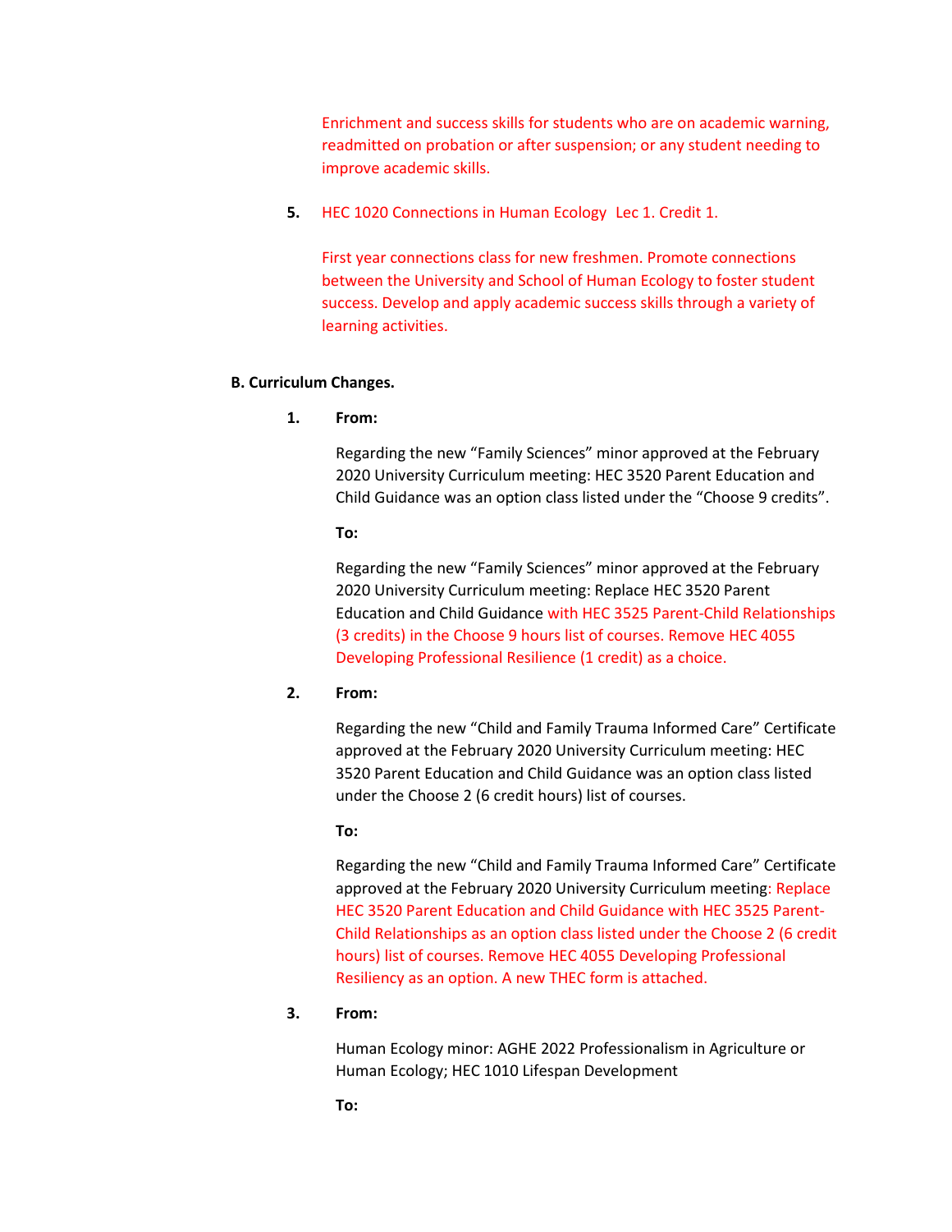Enrichment and success skills for students who are on academic warning, readmitted on probation or after suspension; or any student needing to improve academic skills.

5. HEC 1020 Connections in Human Ecology Lec 1. Credit 1.

   First year connections class for new freshmen. Promote connections between the University and School of Human Ecology to foster student success. Develop and apply academic success skills through a variety of learning activities.

**B. Curriculum Changes.**

1. **From:**

   Regarding the new "Family Sciences" minor approved at the February 2020 University Curriculum meeting: HEC 3520 Parent Education and Child Guidance was an option class listed under the "Choose 9 credits".

   **To:**

   Regarding the new "Family Sciences" minor approved at the February 2020 University Curriculum meeting: Replace HEC 3520 Parent Education and Child Guidance with HEC 3525 Parent-Child Relationships (3 credits) in the Choose 9 hours list of courses. Remove HEC 4055 Developing Professional Resilience (1 credit) as a choice.

2. **From:**

   Regarding the new "Child and Family Trauma Informed Care" Certificate approved at the February 2020 University Curriculum meeting: HEC 3520 Parent Education and Child Guidance was an option class listed under the Choose 2 (6 credit hours) list of courses.

   **To:**

   Regarding the new "Child and Family Trauma Informed Care" Certificate approved at the February 2020 University Curriculum meeting: Replace HEC 3520 Parent Education and Child Guidance with HEC 3525 Parent-Child Relationships as an option class listed under the Choose 2 (6 credit hours) list of courses. Remove HEC 4055 Developing Professional Resiliency as an option. A new THEC form is attached.

3. **From:**

   Human Ecology minor: AGHE 2022 Professionalism in Agriculture or Human Ecology; HEC 1010 Lifespan Development

   **To:**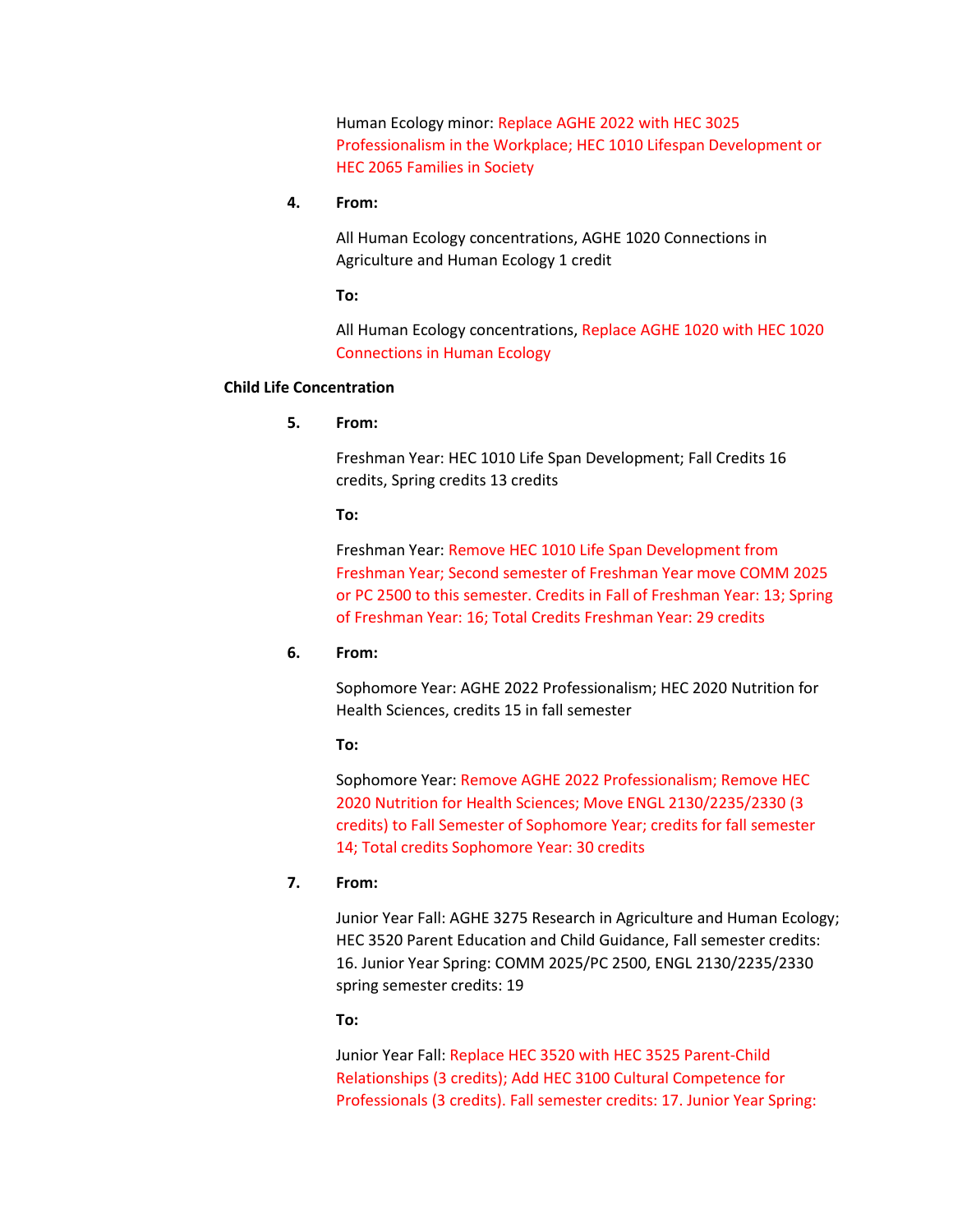Human Ecology minor: Replace AGHE 2022 with HEC 3025 Professionalism in the Workplace; HEC 1010 Lifespan Development or HEC 2065 Families in Society

**4. From:**

All Human Ecology concentrations, AGHE 1020 Connections in Agriculture and Human Ecology 1 credit

**To:**

All Human Ecology concentrations, Replace AGHE 1020 with HEC 1020 Connections in Human Ecology

**Child Life Concentration**

**5. From:**

Freshman Year: HEC 1010 Life Span Development; Fall Credits 16 credits, Spring credits 13 credits

**To:**

Freshman Year: Remove HEC 1010 Life Span Development from Freshman Year; Second semester of Freshman Year move COMM 2025 or PC 2500 to this semester. Credits in Fall of Freshman Year: 13; Spring of Freshman Year: 16; Total Credits Freshman Year: 29 credits

**6. From:**

Sophomore Year: AGHE 2022 Professionalism; HEC 2020 Nutrition for Health Sciences, credits 15 in fall semester

**To:**

Sophomore Year: Remove AGHE 2022 Professionalism; Remove HEC 2020 Nutrition for Health Sciences; Move ENGL 2130/2235/2330 (3 credits) to Fall Semester of Sophomore Year; credits for fall semester 14; Total credits Sophomore Year: 30 credits

**7. From:**

Junior Year Fall: AGHE 3275 Research in Agriculture and Human Ecology; HEC 3520 Parent Education and Child Guidance, Fall semester credits: 16. Junior Year Spring: COMM 2025/PC 2500, ENGL 2130/2235/2330 spring semester credits: 19

**To:**

Junior Year Fall: Replace HEC 3520 with HEC 3525 Parent-Child Relationships (3 credits); Add HEC 3100 Cultural Competence for Professionals (3 credits). Fall semester credits: 17. Junior Year Spring: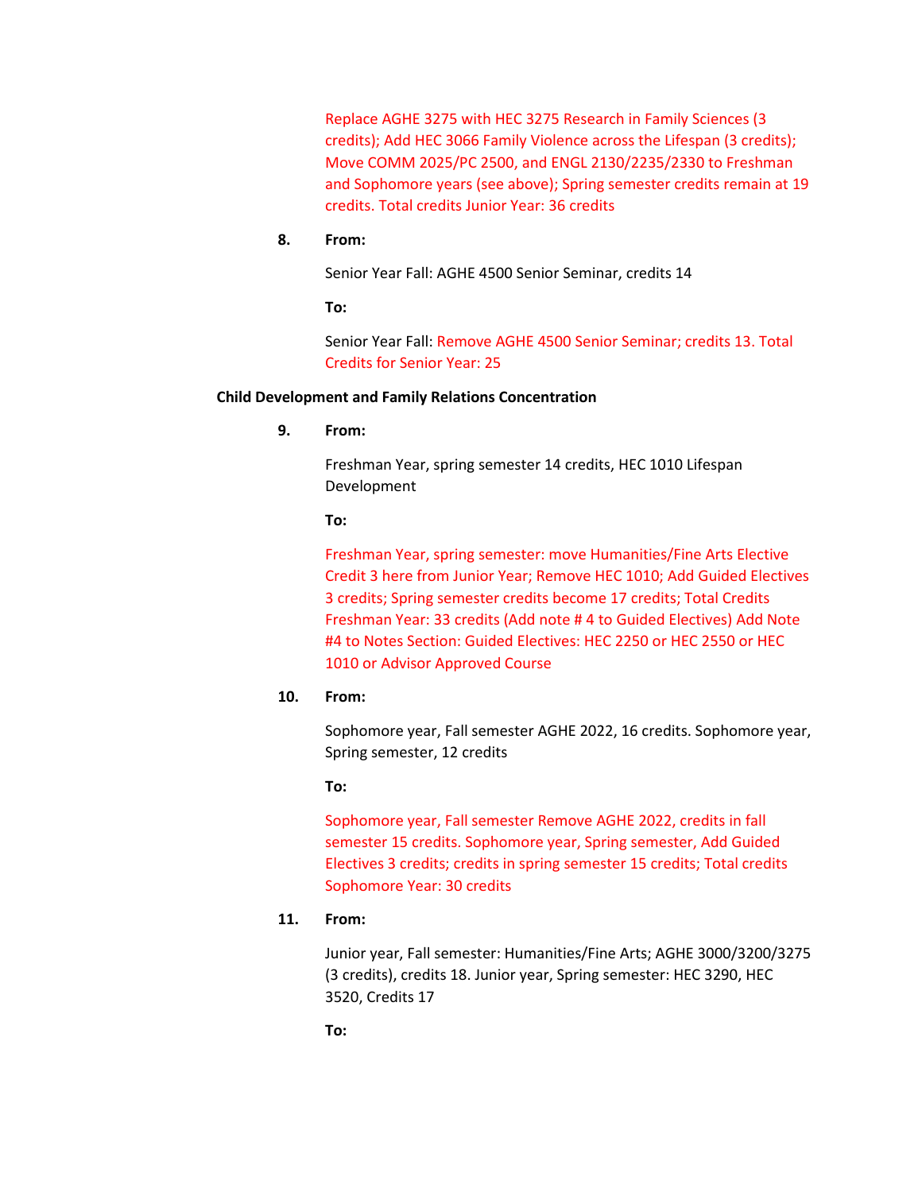Replace AGHE 3275 with HEC 3275 Research in Family Sciences (3 credits); Add HEC 3066 Family Violence across the Lifespan (3 credits); Move COMM 2025/PC 2500, and ENGL 2130/2235/2330 to Freshman and Sophomore years (see above); Spring semester credits remain at 19 credits. Total credits Junior Year: 36 credits

8. **From:**

   Senior Year Fall: AGHE 4500 Senior Seminar, credits 14

   **To:**

   Senior Year Fall: Remove AGHE 4500 Senior Seminar; credits 13. Total Credits for Senior Year: 25

**Child Development and Family Relations Concentration**

9. **From:**

   Freshman Year, spring semester 14 credits, HEC 1010 Lifespan Development

   **To:**

   Freshman Year, spring semester: move Humanities/Fine Arts Elective Credit 3 here from Junior Year; Remove HEC 1010; Add Guided Electives 3 credits; Spring semester credits become 17 credits; Total Credits Freshman Year: 33 credits (Add note # 4 to Guided Electives) Add Note #4 to Notes Section: Guided Electives: HEC 2250 or HEC 2550 or HEC 1010 or Advisor Approved Course

10. **From:**

    Sophomore year, Fall semester AGHE 2022, 16 credits. Sophomore year, Spring semester, 12 credits

    **To:**

    Sophomore year, Fall semester Remove AGHE 2022, credits in fall semester 15 credits. Sophomore year, Spring semester, Add Guided Electives 3 credits; credits in spring semester 15 credits; Total credits Sophomore Year: 30 credits

11. **From:**

    Junior year, Fall semester: Humanities/Fine Arts; AGHE 3000/3200/3275 (3 credits), credits 18. Junior year, Spring semester: HEC 3290, HEC 3520, Credits 17

    **To:**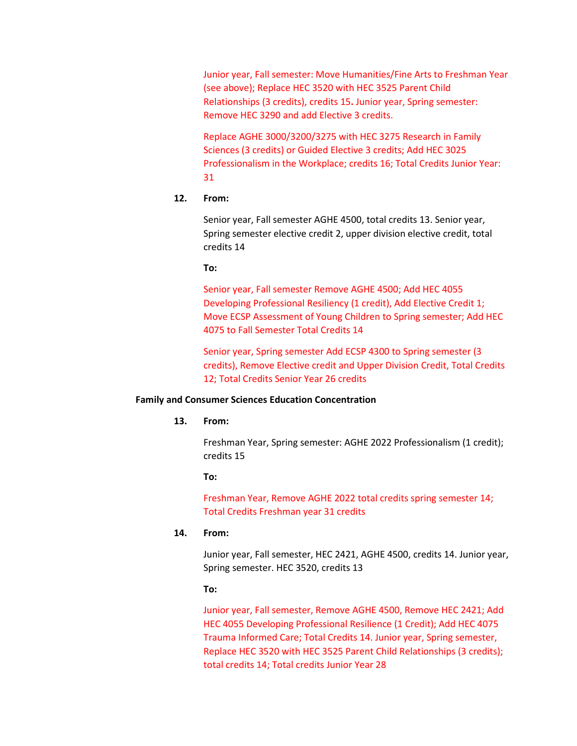Junior year, Fall semester: Move Humanities/Fine Arts to Freshman Year (see above); Replace HEC 3520 with HEC 3525 Parent Child Relationships (3 credits), credits 15**.** Junior year, Spring semester: Remove HEC 3290 and add Elective 3 credits.

Replace AGHE 3000/3200/3275 with HEC 3275 Research in Family Sciences (3 credits) or Guided Elective 3 credits; Add HEC 3025 Professionalism in the Workplace; credits 16; Total Credits Junior Year: 31

**12. From:**

Senior year, Fall semester AGHE 4500, total credits 13. Senior year, Spring semester elective credit 2, upper division elective credit, total credits 14

**To:**

Senior year, Fall semester Remove AGHE 4500; Add HEC 4055 Developing Professional Resiliency (1 credit), Add Elective Credit 1; Move ECSP Assessment of Young Children to Spring semester; Add HEC 4075 to Fall Semester Total Credits 14

Senior year, Spring semester Add ECSP 4300 to Spring semester (3 credits), Remove Elective credit and Upper Division Credit, Total Credits 12; Total Credits Senior Year 26 credits

**Family and Consumer Sciences Education Concentration**

**13. From:**

Freshman Year, Spring semester: AGHE 2022 Professionalism (1 credit); credits 15

**To:**

Freshman Year, Remove AGHE 2022 total credits spring semester 14; Total Credits Freshman year 31 credits

**14. From:**

Junior year, Fall semester, HEC 2421, AGHE 4500, credits 14. Junior year, Spring semester. HEC 3520, credits 13

**To:**

Junior year, Fall semester, Remove AGHE 4500, Remove HEC 2421; Add HEC 4055 Developing Professional Resilience (1 Credit); Add HEC 4075 Trauma Informed Care; Total Credits 14. Junior year, Spring semester, Replace HEC 3520 with HEC 3525 Parent Child Relationships (3 credits); total credits 14; Total credits Junior Year 28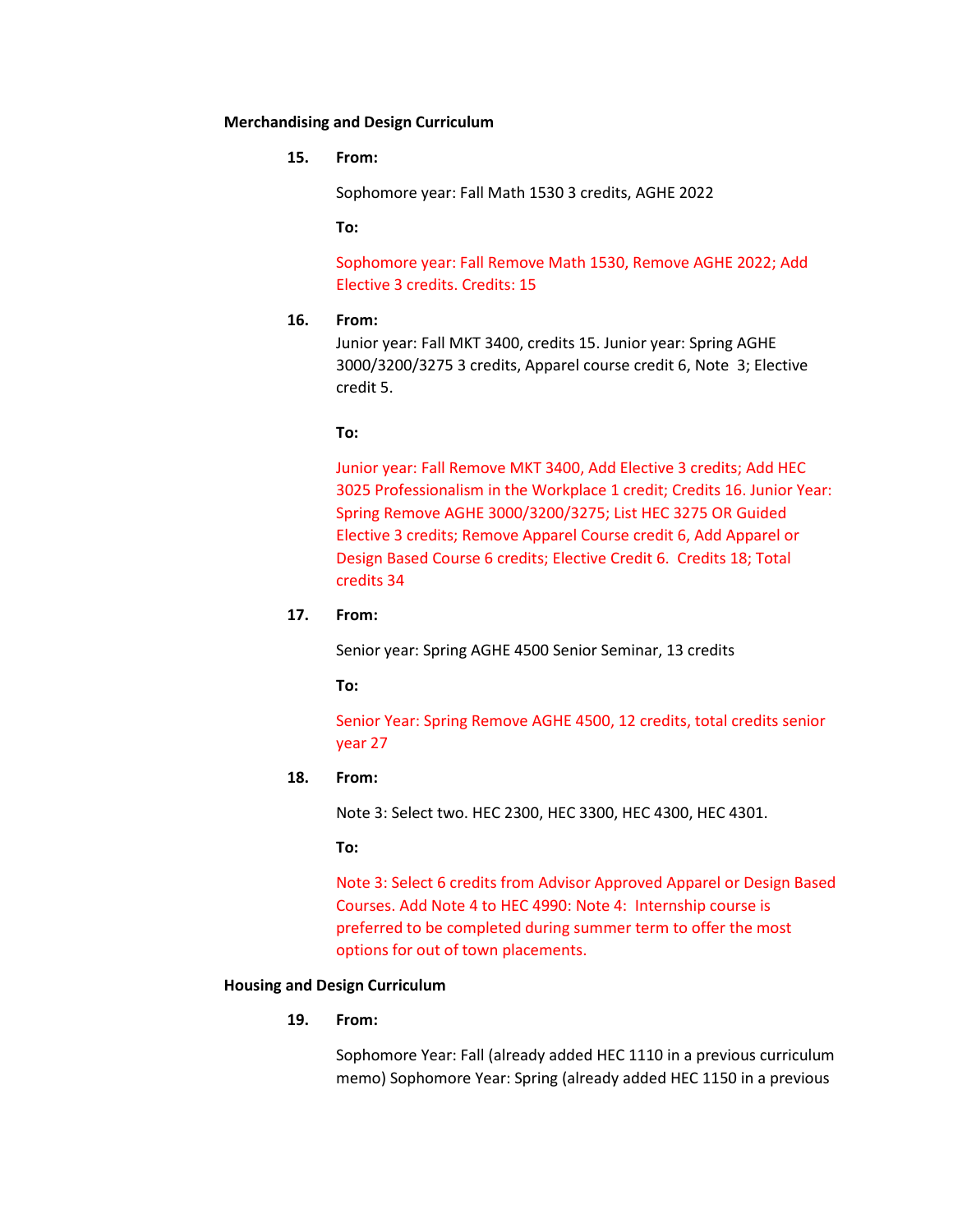**Merchandising and Design Curriculum**

15. **From:**

    Sophomore year: Fall Math 1530 3 credits, AGHE 2022

    **To:**

    Sophomore year: Fall Remove Math 1530, Remove AGHE 2022; Add Elective 3 credits. Credits: 15

16. **From:**
    Junior year: Fall MKT 3400, credits 15. Junior year: Spring AGHE 3000/3200/3275 3 credits, Apparel course credit 6, Note 3; Elective credit 5.

    **To:**

    Junior year: Fall Remove MKT 3400, Add Elective 3 credits; Add HEC 3025 Professionalism in the Workplace 1 credit; Credits 16. Junior Year: Spring Remove AGHE 3000/3200/3275; List HEC 3275 OR Guided Elective 3 credits; Remove Apparel Course credit 6, Add Apparel or Design Based Course 6 credits; Elective Credit 6. Credits 18; Total credits 34

17. **From:**

    Senior year: Spring AGHE 4500 Senior Seminar, 13 credits

    **To:**

    Senior Year: Spring Remove AGHE 4500, 12 credits, total credits senior year 27

18. **From:**

    Note 3: Select two. HEC 2300, HEC 3300, HEC 4300, HEC 4301.

    **To:**

    Note 3: Select 6 credits from Advisor Approved Apparel or Design Based Courses. Add Note 4 to HEC 4990: Note 4: Internship course is preferred to be completed during summer term to offer the most options for out of town placements.

**Housing and Design Curriculum**

19. **From:**

    Sophomore Year: Fall (already added HEC 1110 in a previous curriculum memo) Sophomore Year: Spring (already added HEC 1150 in a previous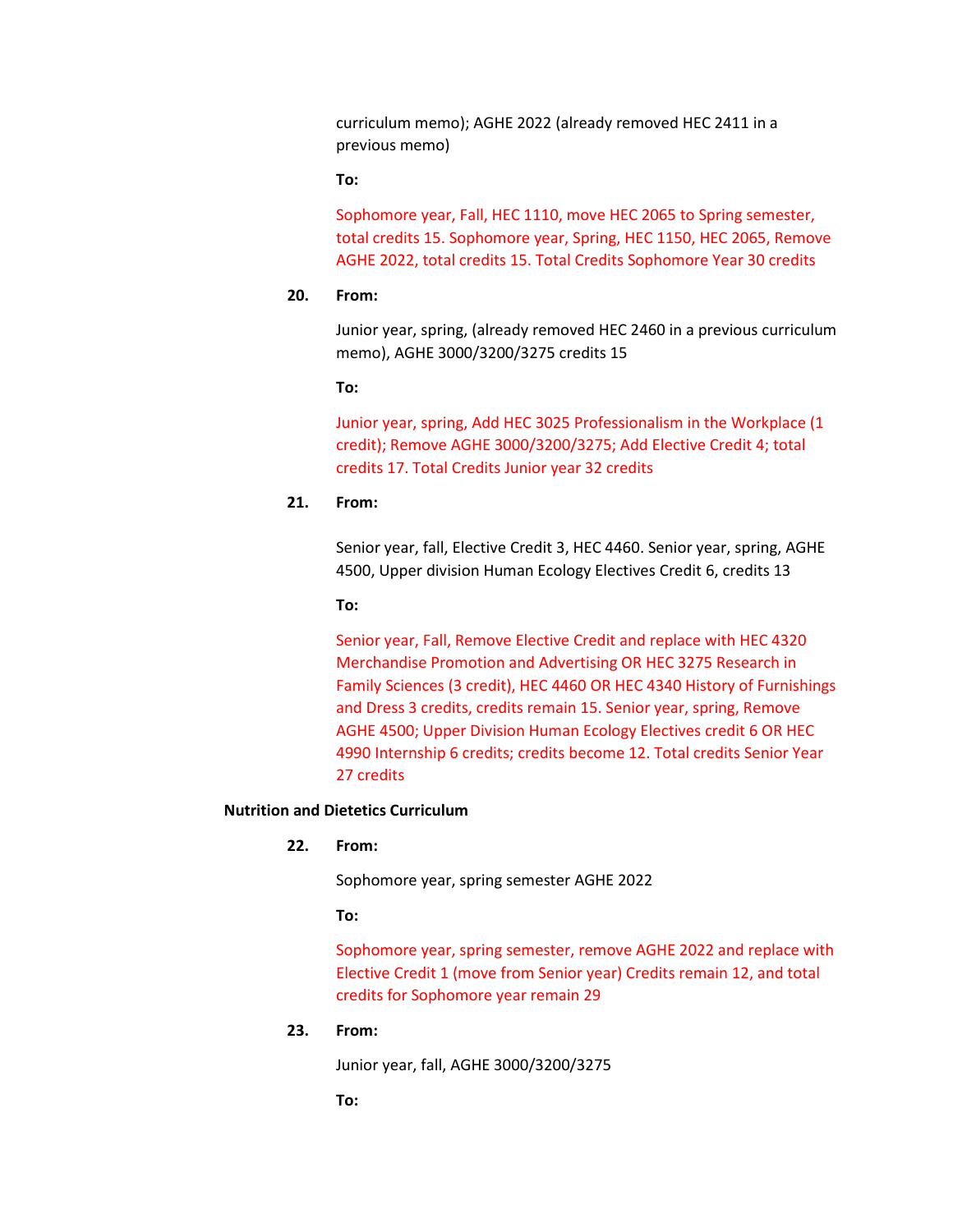curriculum memo); AGHE 2022 (already removed HEC 2411 in a previous memo)

**To:**

Sophomore year, Fall, HEC 1110, move HEC 2065 to Spring semester, total credits 15. Sophomore year, Spring, HEC 1150, HEC 2065, Remove AGHE 2022, total credits 15. Total Credits Sophomore Year 30 credits

**20. From:**

Junior year, spring, (already removed HEC 2460 in a previous curriculum memo), AGHE 3000/3200/3275 credits 15

**To:**

Junior year, spring, Add HEC 3025 Professionalism in the Workplace (1 credit); Remove AGHE 3000/3200/3275; Add Elective Credit 4; total credits 17. Total Credits Junior year 32 credits

**21. From:**

Senior year, fall, Elective Credit 3, HEC 4460. Senior year, spring, AGHE 4500, Upper division Human Ecology Electives Credit 6, credits 13

**To:**

Senior year, Fall, Remove Elective Credit and replace with HEC 4320 Merchandise Promotion and Advertising OR HEC 3275 Research in Family Sciences (3 credit), HEC 4460 OR HEC 4340 History of Furnishings and Dress 3 credits, credits remain 15. Senior year, spring, Remove AGHE 4500; Upper Division Human Ecology Electives credit 6 OR HEC 4990 Internship 6 credits; credits become 12. Total credits Senior Year 27 credits

**Nutrition and Dietetics Curriculum**

**22. From:**

Sophomore year, spring semester AGHE 2022

**To:**

Sophomore year, spring semester, remove AGHE 2022 and replace with Elective Credit 1 (move from Senior year) Credits remain 12, and total credits for Sophomore year remain 29

**23. From:**

Junior year, fall, AGHE 3000/3200/3275

**To:**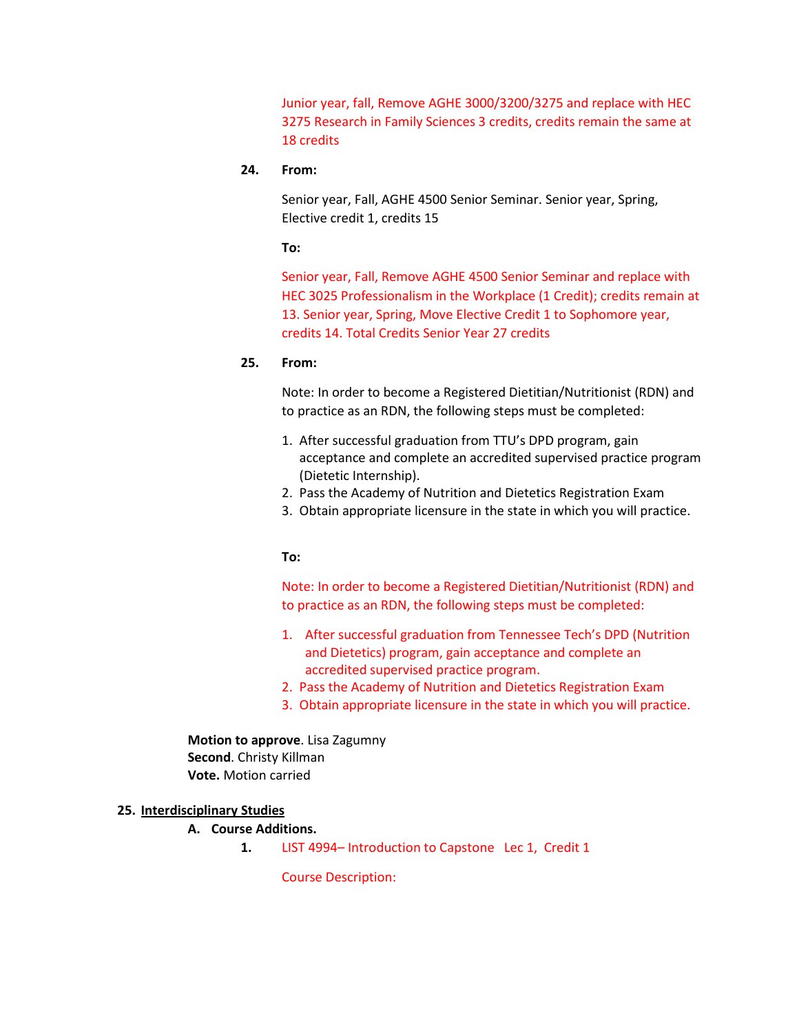Junior year, fall, Remove AGHE 3000/3200/3275 and replace with HEC 3275 Research in Family Sciences 3 credits, credits remain the same at 18 credits

**24. From:**

Senior year, Fall, AGHE 4500 Senior Seminar. Senior year, Spring, Elective credit 1, credits 15

**To:**

Senior year, Fall, Remove AGHE 4500 Senior Seminar and replace with HEC 3025 Professionalism in the Workplace (1 Credit); credits remain at 13. Senior year, Spring, Move Elective Credit 1 to Sophomore year, credits 14. Total Credits Senior Year 27 credits

**25. From:**

Note: In order to become a Registered Dietitian/Nutritionist (RDN) and to practice as an RDN, the following steps must be completed:

1. After successful graduation from TTU's DPD program, gain acceptance and complete an accredited supervised practice program (Dietetic Internship).
2. Pass the Academy of Nutrition and Dietetics Registration Exam
3. Obtain appropriate licensure in the state in which you will practice.

**To:**

Note: In order to become a Registered Dietitian/Nutritionist (RDN) and to practice as an RDN, the following steps must be completed:

1. After successful graduation from Tennessee Tech's DPD (Nutrition and Dietetics) program, gain acceptance and complete an accredited supervised practice program.
2. Pass the Academy of Nutrition and Dietetics Registration Exam
3. Obtain appropriate licensure in the state in which you will practice.

**Motion to approve**. Lisa Zagumny
**Second**. Christy Killman
**Vote.** Motion carried

## 25. Interdisciplinary Studies

### A. Course Additions.

1. LIST 4994– Introduction to Capstone Lec 1, Credit 1

   Course Description: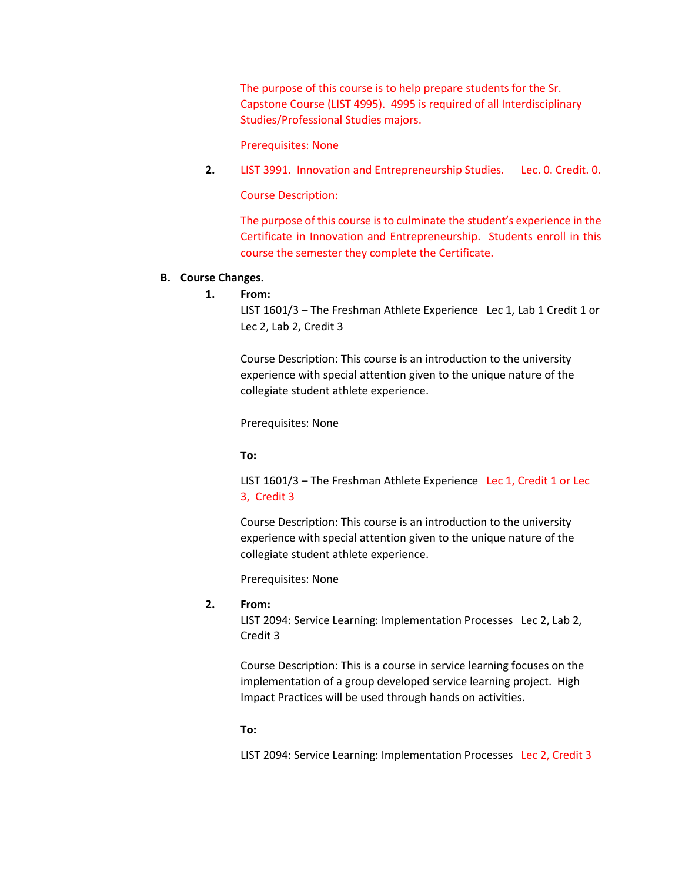The purpose of this course is to help prepare students for the Sr. Capstone Course (LIST 4995). 4995 is required of all Interdisciplinary Studies/Professional Studies majors.

Prerequisites: None

2. LIST 3991. Innovation and Entrepreneurship Studies. Lec. 0. Credit. 0.

Course Description:

The purpose of this course is to culminate the student's experience in the Certificate in Innovation and Entrepreneurship. Students enroll in this course the semester they complete the Certificate.

**B. Course Changes.**

1. **From:**

LIST 1601/3 – The Freshman Athlete Experience Lec 1, Lab 1 Credit 1 or Lec 2, Lab 2, Credit 3

Course Description: This course is an introduction to the university experience with special attention given to the unique nature of the collegiate student athlete experience.

Prerequisites: None

**To:**

LIST 1601/3 – The Freshman Athlete Experience Lec 1, Credit 1 or Lec 3, Credit 3

Course Description: This course is an introduction to the university experience with special attention given to the unique nature of the collegiate student athlete experience.

Prerequisites: None

2. **From:**

LIST 2094: Service Learning: Implementation Processes Lec 2, Lab 2, Credit 3

Course Description: This is a course in service learning focuses on the implementation of a group developed service learning project. High Impact Practices will be used through hands on activities.

**To:**

LIST 2094: Service Learning: Implementation Processes Lec 2, Credit 3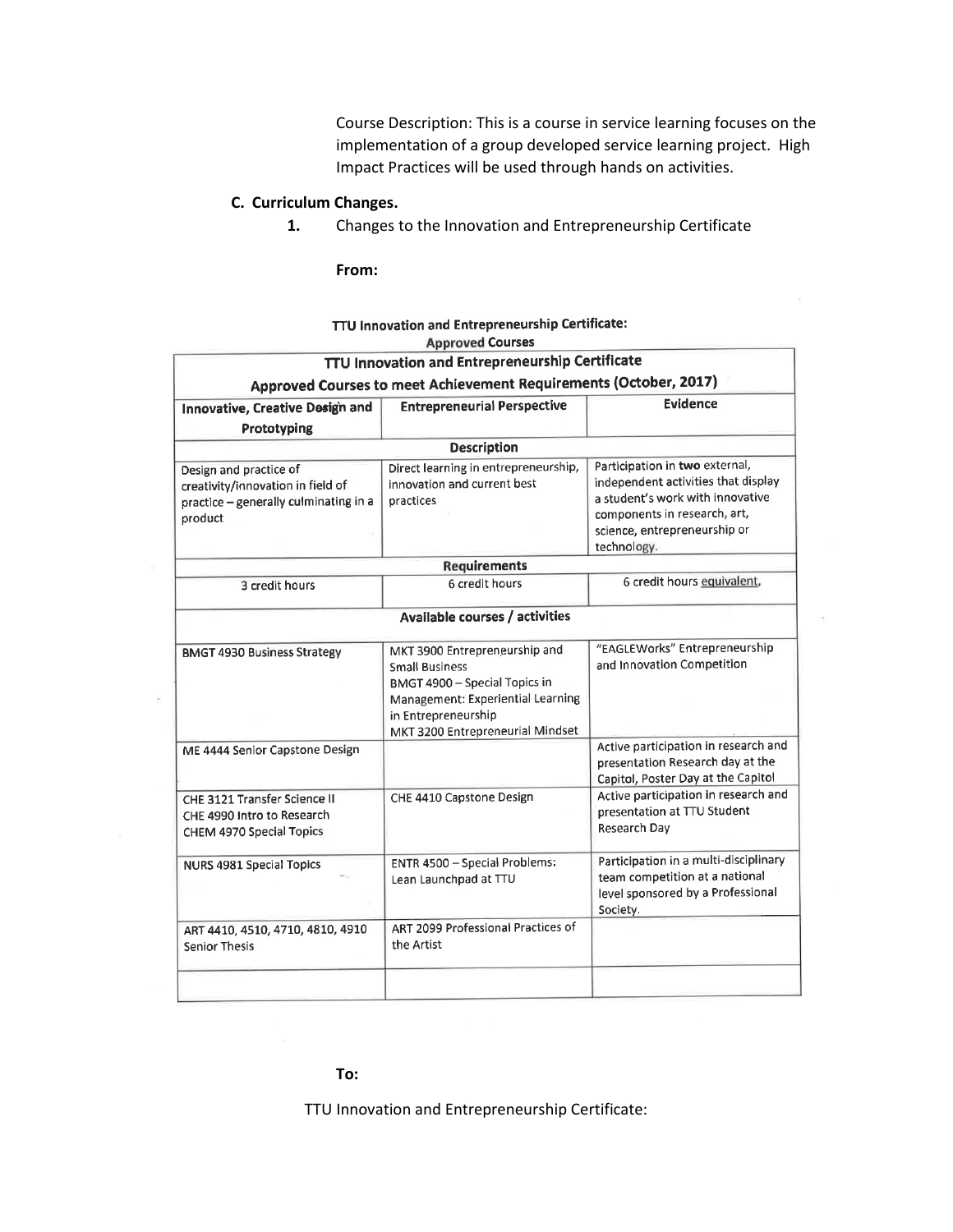Course Description: This is a course in service learning focuses on the implementation of a group developed service learning project. High Impact Practices will be used through hands on activities.

**C. Curriculum Changes.**

1. Changes to the Innovation and Entrepreneurship Certificate

**From:**

**TTU Innovation and Entrepreneurship Certificate: Approved Courses**

| **TTU Innovation and Entrepreneurship Certificate Approved Courses to meet Achievement Requirements (October, 2017)** | | |
|---|---|---|
| **Innovative, Creative Design and Prototyping** | **Entrepreneurial Perspective** | **Evidence** |
| **Description** | | |
| Design and practice of creativity/innovation in field of practice – generally culminating in a product | Direct learning in entrepreneurship, innovation and current best practices | Participation in **two** external, independent activities that display a student's work with innovative components in research, art, science, entrepreneurship or technology. |
| **Requirements** | | |
| 3 credit hours | 6 credit hours | 6 credit hours equivalent, |
| **Available courses / activities** | | |
| BMGT 4930 Business Strategy | MKT 3900 Entrepreneurship and Small Business<br>BMGT 4900 – Special Topics in Management: Experiential Learning in Entrepreneurship<br>MKT 3200 Entrepreneurial Mindset | "EAGLEWorks" Entrepreneurship and Innovation Competition |
| ME 4444 Senior Capstone Design | | Active participation in research and presentation Research day at the Capitol, Poster Day at the Capitol |
| CHE 3121 Transfer Science II<br>CHE 4990 Intro to Research<br>CHEM 4970 Special Topics | CHE 4410 Capstone Design | Active participation in research and presentation at TTU Student Research Day |
| NURS 4981 Special Topics | ENTR 4500 – Special Problems: Lean Launchpad at TTU | Participation in a multi-disciplinary team competition at a national level sponsored by a Professional Society. |
| ART 4410, 4510, 4710, 4810, 4910 Senior Thesis | ART 2099 Professional Practices of the Artist | |
| | | |

**To:**

TTU Innovation and Entrepreneurship Certificate: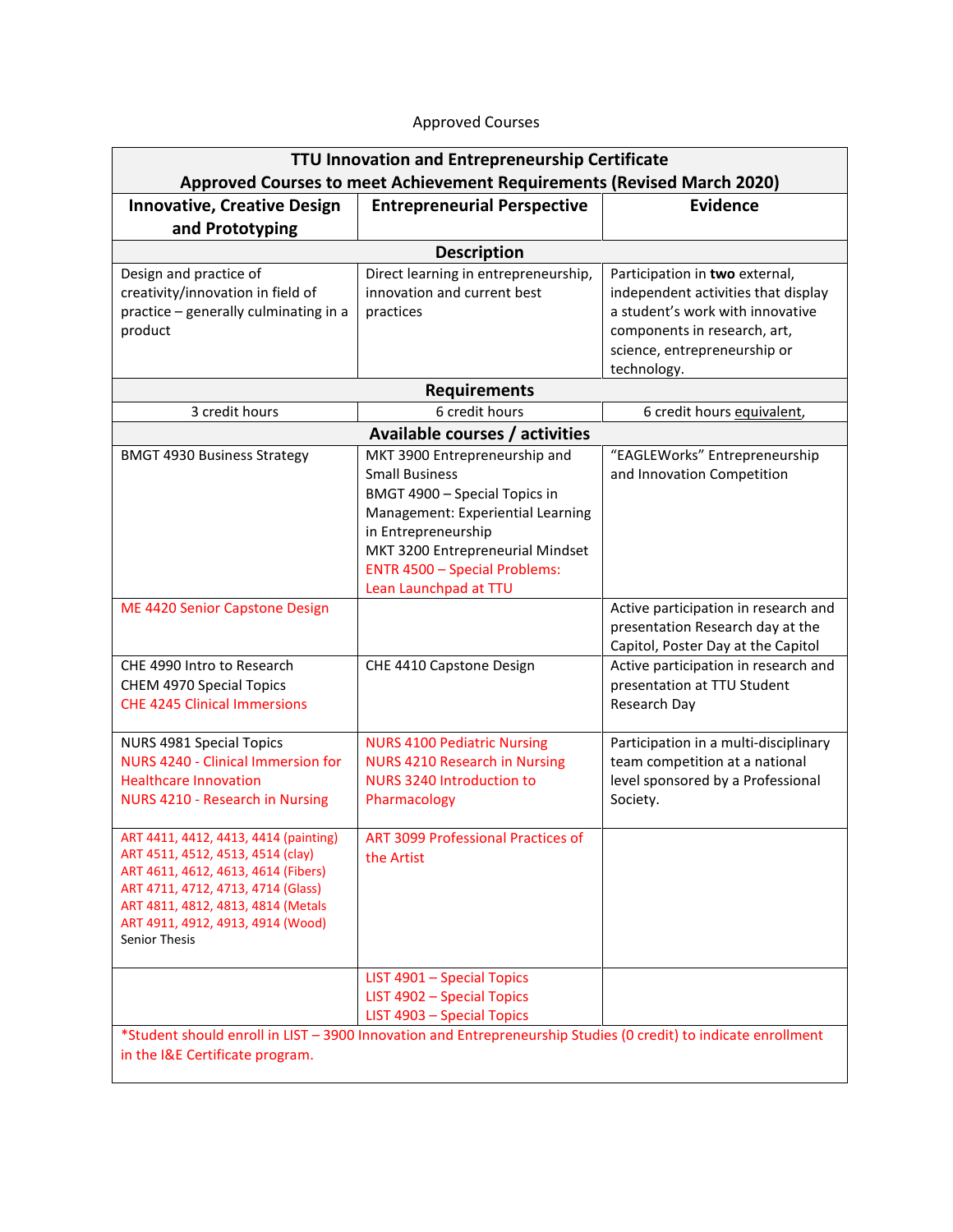Approved Courses

| TTU Innovation and Entrepreneurship Certificate<br>Approved Courses to meet Achievement Requirements (Revised March 2020) | | |
|---|---|---|
| **Innovative, Creative Design and Prototyping** | **Entrepreneurial Perspective** | **Evidence** |
| **Description** | | |
| Design and practice of creativity/innovation in field of practice – generally culminating in a product | Direct learning in entrepreneurship, innovation and current best practices | Participation in **two** external, independent activities that display a student's work with innovative components in research, art, science, entrepreneurship or technology. |
| **Requirements** | | |
| 3 credit hours | 6 credit hours | 6 credit hours equivalent, |
| **Available courses / activities** | | |
| BMGT 4930 Business Strategy | MKT 3900 Entrepreneurship and Small Business<br>BMGT 4900 – Special Topics in Management: Experiential Learning in Entrepreneurship<br>MKT 3200 Entrepreneurial Mindset<br>ENTR 4500 – Special Problems: Lean Launchpad at TTU | "EAGLEWorks" Entrepreneurship and Innovation Competition |
| ME 4420 Senior Capstone Design | | Active participation in research and presentation Research day at the Capitol, Poster Day at the Capitol |
| CHE 4990 Intro to Research<br>CHEM 4970 Special Topics<br>CHE 4245 Clinical Immersions | CHE 4410 Capstone Design | Active participation in research and presentation at TTU Student Research Day |
| NURS 4981 Special Topics<br>NURS 4240 - Clinical Immersion for Healthcare Innovation<br>NURS 4210 - Research in Nursing | NURS 4100 Pediatric Nursing<br>NURS 4210 Research in Nursing<br>NURS 3240 Introduction to Pharmacology | Participation in a multi-disciplinary team competition at a national level sponsored by a Professional Society. |
| ART 4411, 4412, 4413, 4414 (painting)<br>ART 4511, 4512, 4513, 4514 (clay)<br>ART 4611, 4612, 4613, 4614 (Fibers)<br>ART 4711, 4712, 4713, 4714 (Glass)<br>ART 4811, 4812, 4813, 4814 (Metals<br>ART 4911, 4912, 4913, 4914 (Wood)<br>Senior Thesis | ART 3099 Professional Practices of the Artist | |
| | LIST 4901 – Special Topics<br>LIST 4902 – Special Topics<br>LIST 4903 – Special Topics | |
| *Student should enroll in LIST – 3900 Innovation and Entrepreneurship Studies (0 credit) to indicate enrollment in the I&E Certificate program. | | |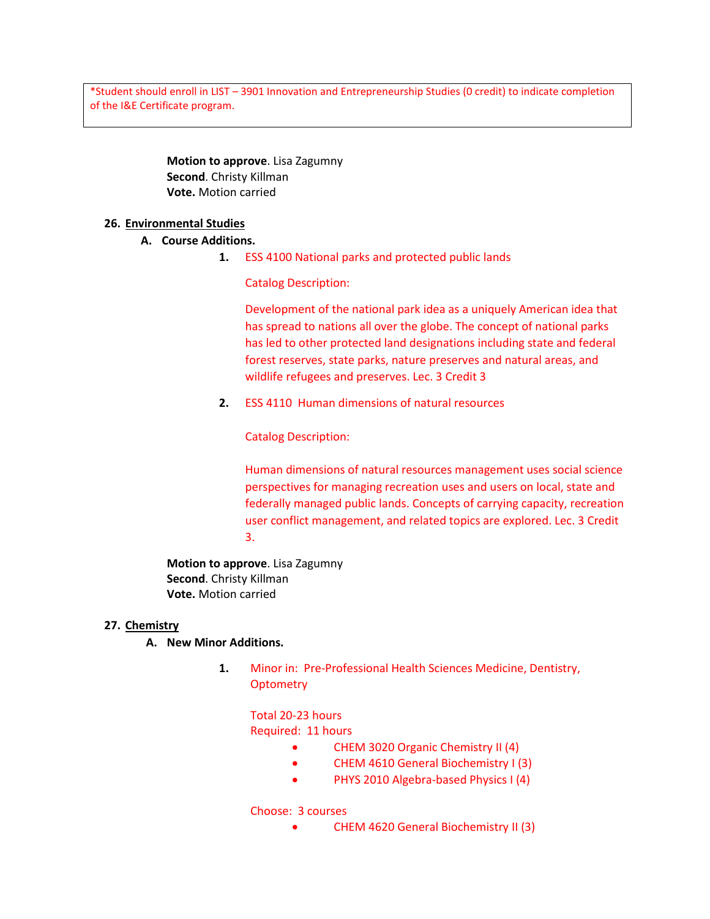*Student should enroll in LIST – 3901 Innovation and Entrepreneurship Studies (0 credit) to indicate completion of the I&E Certificate program.

**Motion to approve**. Lisa Zagumny
**Second**. Christy Killman
**Vote.** Motion carried

## 26. Environmental Studies

### A. Course Additions.

1. ESS 4100 National parks and protected public lands

   Catalog Description:

   Development of the national park idea as a uniquely American idea that has spread to nations all over the globe. The concept of national parks has led to other protected land designations including state and federal forest reserves, state parks, nature preserves and natural areas, and wildlife refugees and preserves. Lec. 3 Credit 3

2. ESS 4110 Human dimensions of natural resources

   Catalog Description:

   Human dimensions of natural resources management uses social science perspectives for managing recreation uses and users on local, state and federally managed public lands. Concepts of carrying capacity, recreation user conflict management, and related topics are explored. Lec. 3 Credit 3.

**Motion to approve**. Lisa Zagumny
**Second**. Christy Killman
**Vote.** Motion carried

## 27. Chemistry

### A. New Minor Additions.

1. Minor in: Pre-Professional Health Sciences Medicine, Dentistry, Optometry

   Total 20-23 hours
   Required: 11 hours

   - CHEM 3020 Organic Chemistry II (4)
   - CHEM 4610 General Biochemistry I (3)
   - PHYS 2010 Algebra-based Physics I (4)

   Choose: 3 courses

   - CHEM 4620 General Biochemistry II (3)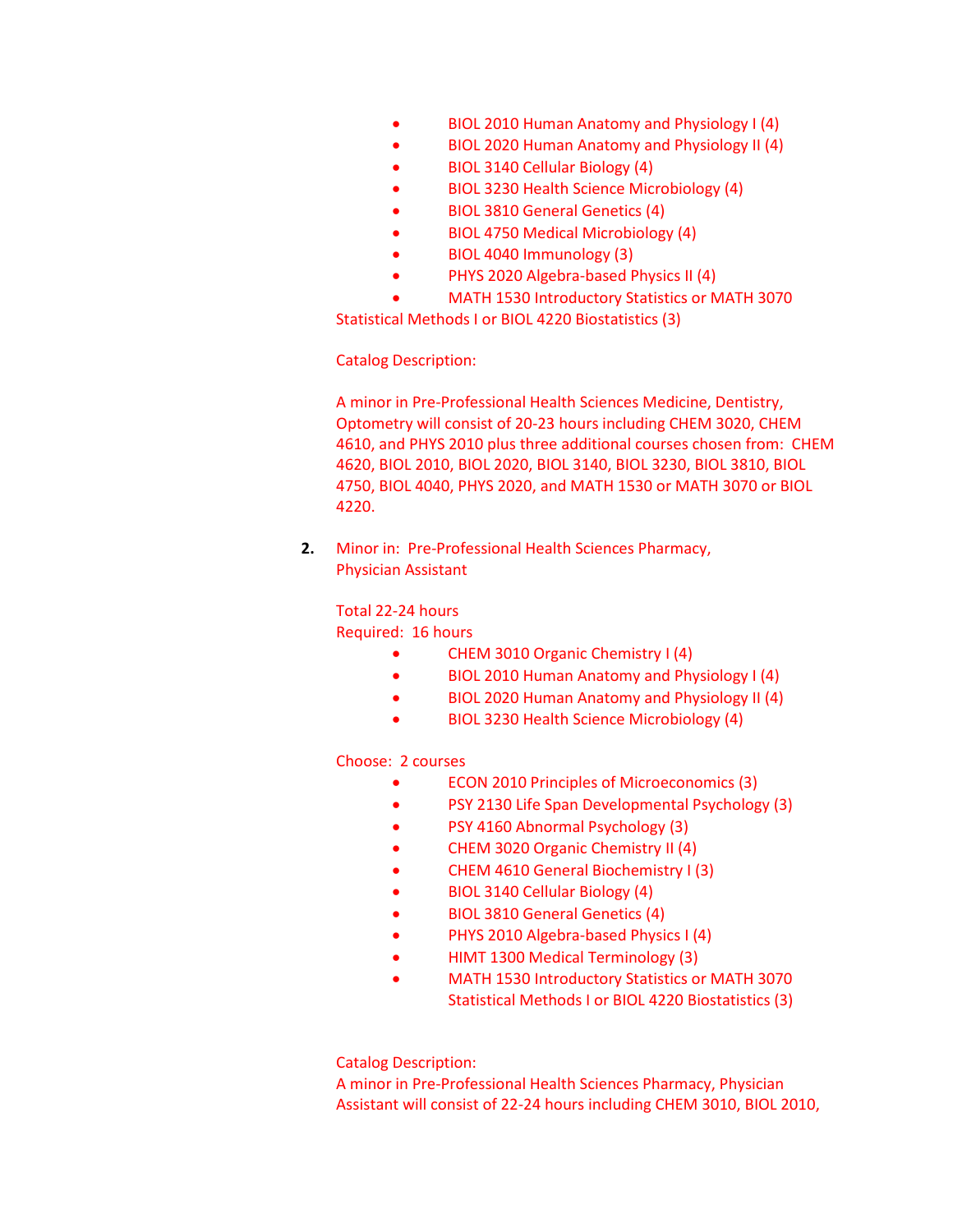- BIOL 2010 Human Anatomy and Physiology I (4)
- BIOL 2020 Human Anatomy and Physiology II (4)
- BIOL 3140 Cellular Biology (4)
- BIOL 3230 Health Science Microbiology (4)
- BIOL 3810 General Genetics (4)
- BIOL 4750 Medical Microbiology (4)
- BIOL 4040 Immunology (3)
- PHYS 2020 Algebra-based Physics II (4)
- MATH 1530 Introductory Statistics or MATH 3070 Statistical Methods I or BIOL 4220 Biostatistics (3)

Catalog Description:

A minor in Pre-Professional Health Sciences Medicine, Dentistry, Optometry will consist of 20-23 hours including CHEM 3020, CHEM 4610, and PHYS 2010 plus three additional courses chosen from: CHEM 4620, BIOL 2010, BIOL 2020, BIOL 3140, BIOL 3230, BIOL 3810, BIOL 4750, BIOL 4040, PHYS 2020, and MATH 1530 or MATH 3070 or BIOL 4220.

**2.** Minor in: Pre-Professional Health Sciences Pharmacy, Physician Assistant

Total 22-24 hours
Required: 16 hours

- CHEM 3010 Organic Chemistry I (4)
- BIOL 2010 Human Anatomy and Physiology I (4)
- BIOL 2020 Human Anatomy and Physiology II (4)
- BIOL 3230 Health Science Microbiology (4)

Choose: 2 courses

- ECON 2010 Principles of Microeconomics (3)
- PSY 2130 Life Span Developmental Psychology (3)
- PSY 4160 Abnormal Psychology (3)
- CHEM 3020 Organic Chemistry II (4)
- CHEM 4610 General Biochemistry I (3)
- BIOL 3140 Cellular Biology (4)
- BIOL 3810 General Genetics (4)
- PHYS 2010 Algebra-based Physics I (4)
- HIMT 1300 Medical Terminology (3)
- MATH 1530 Introductory Statistics or MATH 3070 Statistical Methods I or BIOL 4220 Biostatistics (3)

Catalog Description:
A minor in Pre-Professional Health Sciences Pharmacy, Physician Assistant will consist of 22-24 hours including CHEM 3010, BIOL 2010,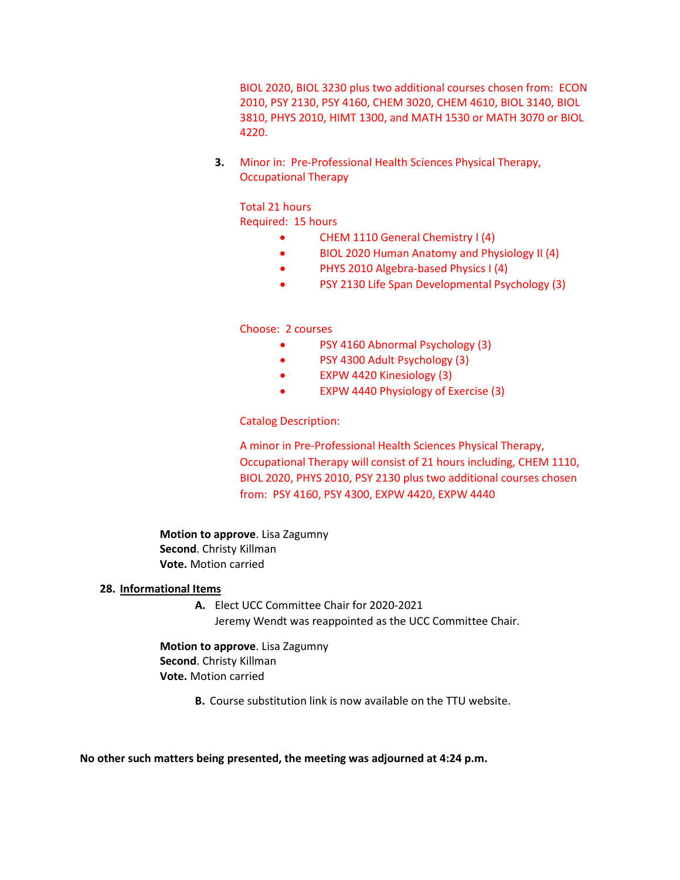BIOL 2020, BIOL 3230 plus two additional courses chosen from: ECON 2010, PSY 2130, PSY 4160, CHEM 3020, CHEM 4610, BIOL 3140, BIOL 3810, PHYS 2010, HIMT 1300, and MATH 1530 or MATH 3070 or BIOL 4220.

3. Minor in: Pre-Professional Health Sciences Physical Therapy, Occupational Therapy

Total 21 hours
Required: 15 hours

- CHEM 1110 General Chemistry I (4)
- BIOL 2020 Human Anatomy and Physiology II (4)
- PHYS 2010 Algebra-based Physics I (4)
- PSY 2130 Life Span Developmental Psychology (3)

Choose: 2 courses

- PSY 4160 Abnormal Psychology (3)
- PSY 4300 Adult Psychology (3)
- EXPW 4420 Kinesiology (3)
- EXPW 4440 Physiology of Exercise (3)

Catalog Description:

A minor in Pre-Professional Health Sciences Physical Therapy, Occupational Therapy will consist of 21 hours including, CHEM 1110, BIOL 2020, PHYS 2010, PSY 2130 plus two additional courses chosen from: PSY 4160, PSY 4300, EXPW 4420, EXPW 4440

**Motion to approve**. Lisa Zagumny
**Second**. Christy Killman
**Vote.** Motion carried

**28. Informational Items**

**A.** Elect UCC Committee Chair for 2020-2021
Jeremy Wendt was reappointed as the UCC Committee Chair.

**Motion to approve**. Lisa Zagumny
**Second**. Christy Killman
**Vote.** Motion carried

**B.** Course substitution link is now available on the TTU website.

**No other such matters being presented, the meeting was adjourned at 4:24 p.m.**